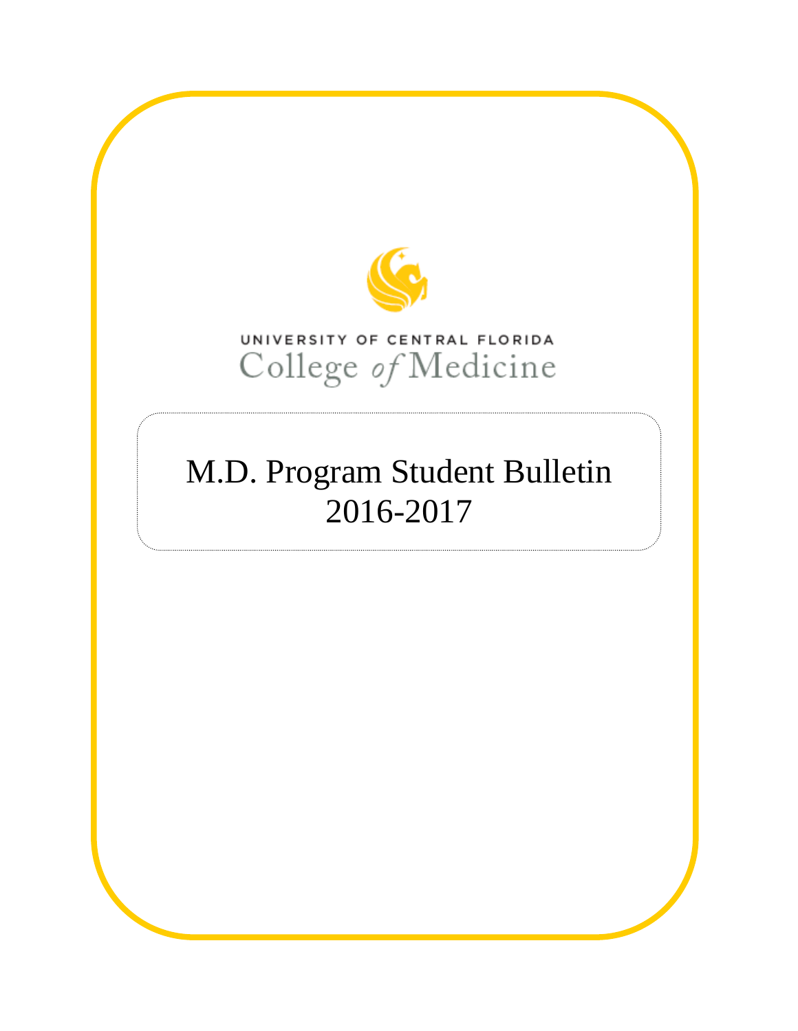UNIVERSITY OF CENTRAL FLORIDA

College of Medicine

# M.D. Program Student Bulletin 2016-2017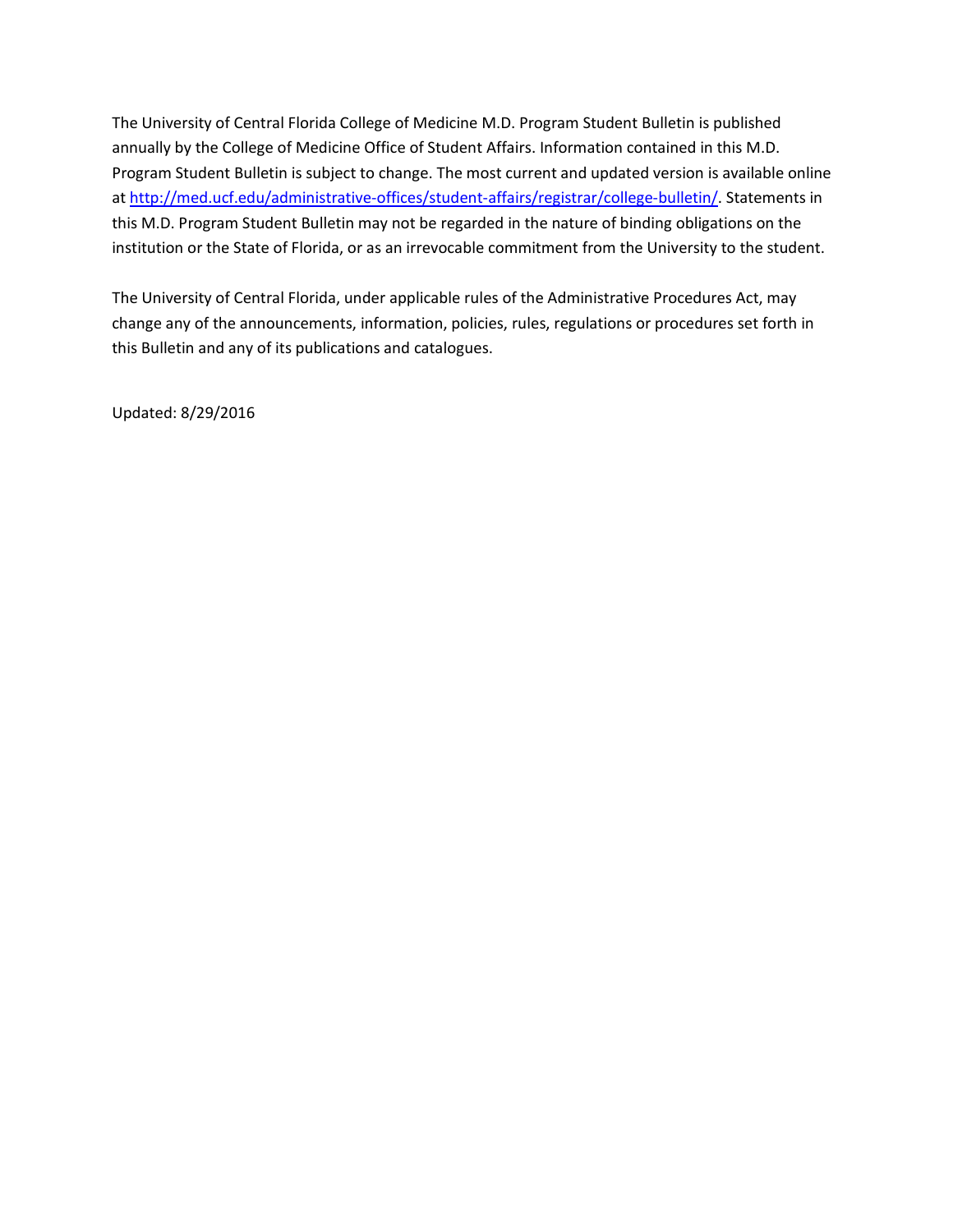The University of Central Florida College of Medicine M.D. Program Student Bulletin is published annually by the College of Medicine Office of Student Affairs. Information contained in this M.D. Program Student Bulletin is subject to change. The most current and updated version is available online at [http://med.ucf.edu/administrative-offices/student-affairs/registrar/college-bulletin/](http://med.ucf.edu/administrative-offices/student-affairs/registrar/college-bulletin/). Statements in this M.D. Program Student Bulletin may not be regarded in the nature of binding obligations on the institution or the State of Florida, or as an irrevocable commitment from the University to the student.

The University of Central Florida, under applicable rules of the Administrative Procedures Act, may change any of the announcements, information, policies, rules, regulations or procedures set forth in this Bulletin and any of its publications and catalogues.

Updated: 8/29/2016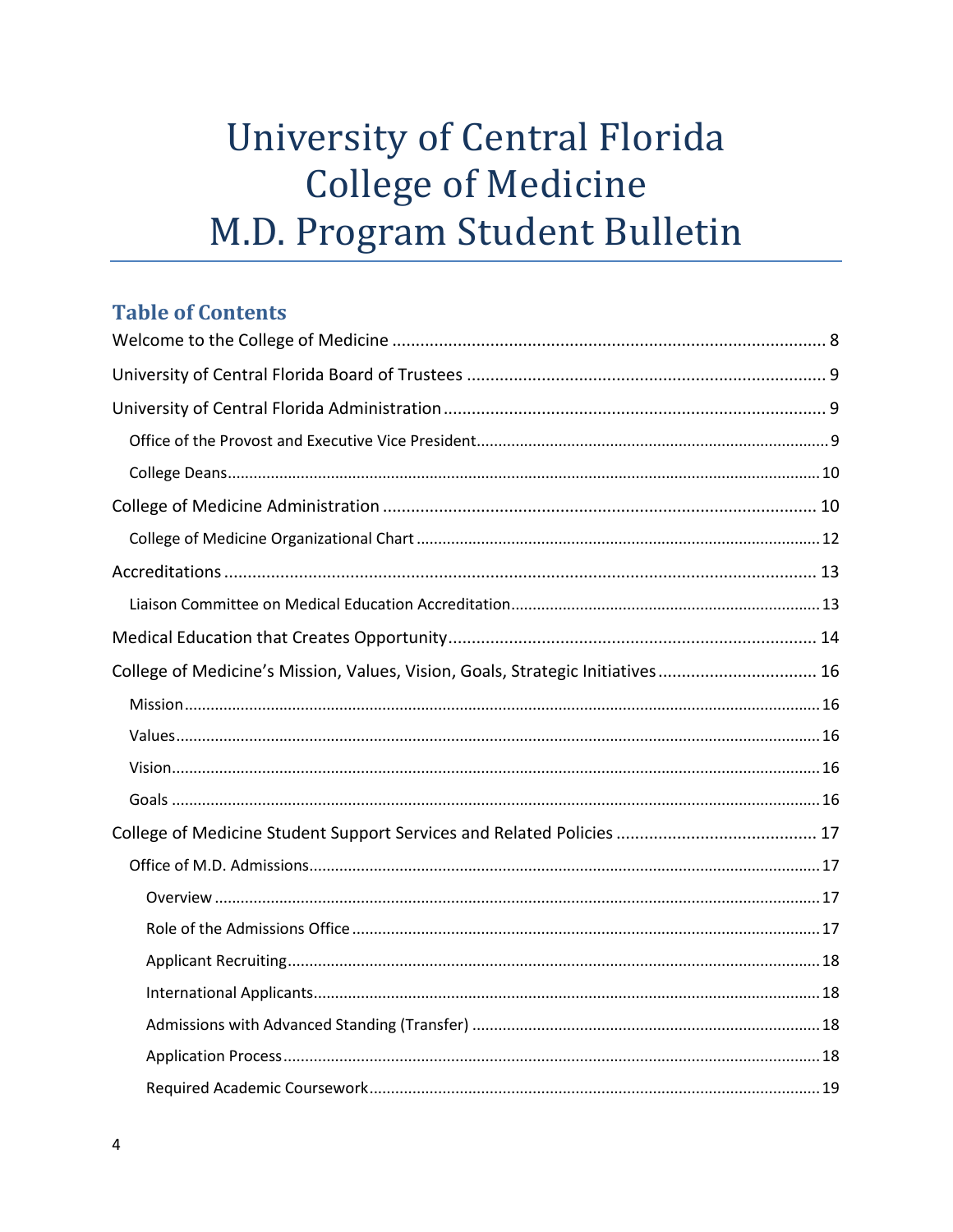# University of Central Florida College of Medicine M.D. Program Student Bulletin

## Table of Contents

Welcome to the College of Medicine ........................................................................................ 8

University of Central Florida Board of Trustees ......................................................................... 9

University of Central Florida Administration ............................................................................. 9

- Office of the Provost and Executive Vice President ................................................................ 9
- College Deans ........................................................................................................................ 10

College of Medicine Administration ........................................................................................ 10

- College of Medicine Organizational Chart ............................................................................. 12

Accreditations ........................................................................................................................... 13

- Liaison Committee on Medical Education Accreditation ....................................................... 13

Medical Education that Creates Opportunity ............................................................................ 14

College of Medicine's Mission, Values, Vision, Goals, Strategic Initiatives ................................ 16

- Mission .................................................................................................................................. 16
- Values .................................................................................................................................... 16
- Vision ..................................................................................................................................... 16
- Goals ..................................................................................................................................... 16

College of Medicine Student Support Services and Related Policies .......................................... 17

- Office of M.D. Admissions ...................................................................................................... 17
  - Overview ........................................................................................................................... 17
  - Role of the Admissions Office ........................................................................................... 17
  - Applicant Recruiting ......................................................................................................... 18
  - International Applicants .................................................................................................... 18
  - Admissions with Advanced Standing (Transfer) ................................................................ 18
  - Application Process ........................................................................................................... 18
  - Required Academic Coursework ........................................................................................ 19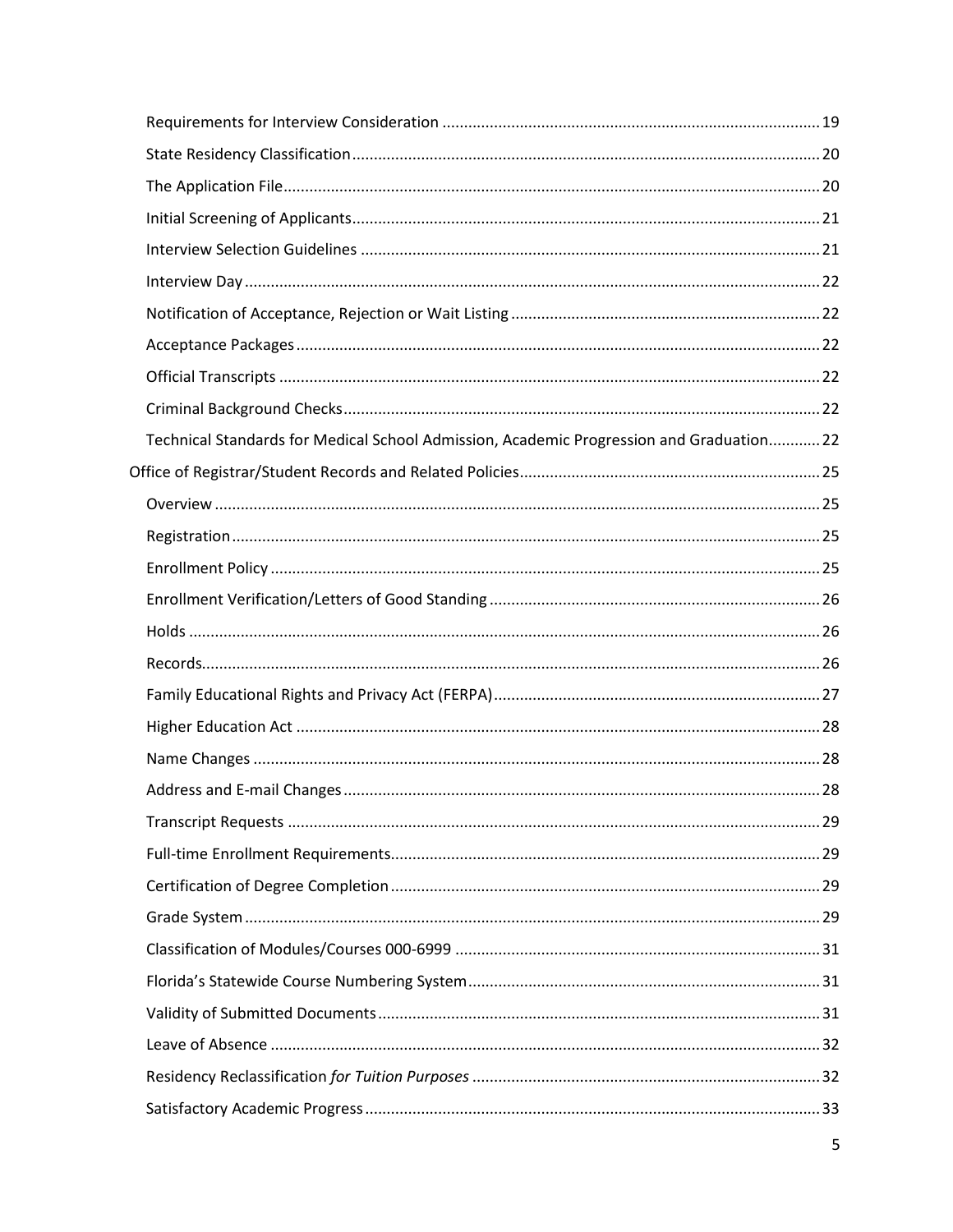- Requirements for Interview Consideration ... 19
- State Residency Classification ... 20
- The Application File ... 20
- Initial Screening of Applicants ... 21
- Interview Selection Guidelines ... 21
- Interview Day ... 22
- Notification of Acceptance, Rejection or Wait Listing ... 22
- Acceptance Packages ... 22
- Official Transcripts ... 22
- Criminal Background Checks ... 22
- Technical Standards for Medical School Admission, Academic Progression and Graduation ... 22

Office of Registrar/Student Records and Related Policies ... 25

- Overview ... 25
- Registration ... 25
- Enrollment Policy ... 25
- Enrollment Verification/Letters of Good Standing ... 26
- Holds ... 26
- Records ... 26
- Family Educational Rights and Privacy Act (FERPA) ... 27
- Higher Education Act ... 28
- Name Changes ... 28
- Address and E-mail Changes ... 28
- Transcript Requests ... 29
- Full-time Enrollment Requirements ... 29
- Certification of Degree Completion ... 29
- Grade System ... 29
- Classification of Modules/Courses 000-6999 ... 31
- Florida's Statewide Course Numbering System ... 31
- Validity of Submitted Documents ... 31
- Leave of Absence ... 32
- Residency Reclassification *for Tuition Purposes* ... 32
- Satisfactory Academic Progress ... 33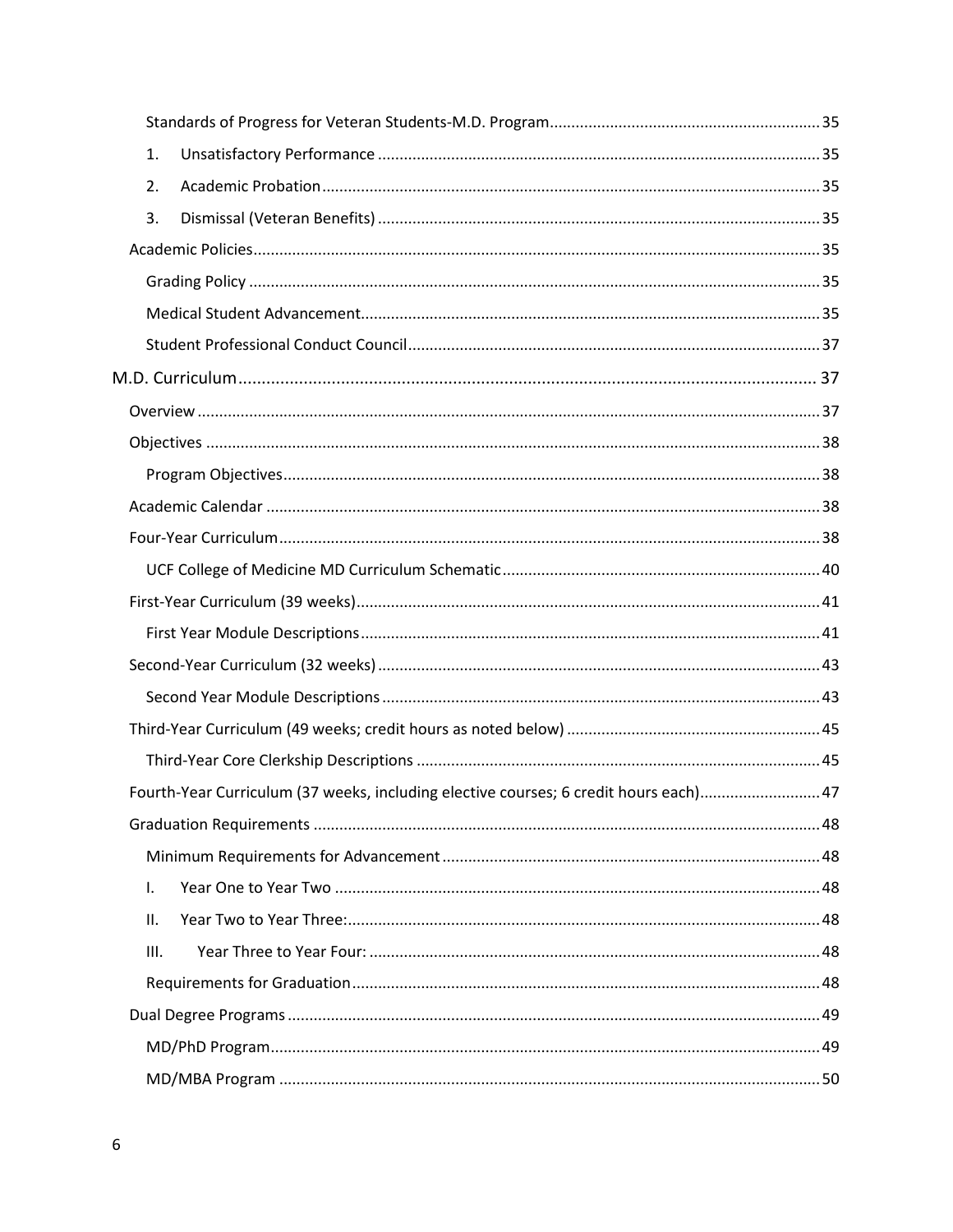Standards of Progress for Veteran Students-M.D. Program .......... 35

1. Unsatisfactory Performance .......... 35
2. Academic Probation .......... 35
3. Dismissal (Veteran Benefits) .......... 35

Academic Policies .......... 35

Grading Policy .......... 35

Medical Student Advancement .......... 35

Student Professional Conduct Council .......... 37

M.D. Curriculum .......... 37

Overview .......... 37

Objectives .......... 38

Program Objectives .......... 38

Academic Calendar .......... 38

Four-Year Curriculum .......... 38

UCF College of Medicine MD Curriculum Schematic .......... 40

First-Year Curriculum (39 weeks) .......... 41

First Year Module Descriptions .......... 41

Second-Year Curriculum (32 weeks) .......... 43

Second Year Module Descriptions .......... 43

Third-Year Curriculum (49 weeks; credit hours as noted below) .......... 45

Third-Year Core Clerkship Descriptions .......... 45

Fourth-Year Curriculum (37 weeks, including elective courses; 6 credit hours each) .......... 47

Graduation Requirements .......... 48

Minimum Requirements for Advancement .......... 48

I. Year One to Year Two .......... 48

II. Year Two to Year Three: .......... 48

III. Year Three to Year Four: .......... 48

Requirements for Graduation .......... 48

Dual Degree Programs .......... 49

MD/PhD Program .......... 49

MD/MBA Program .......... 50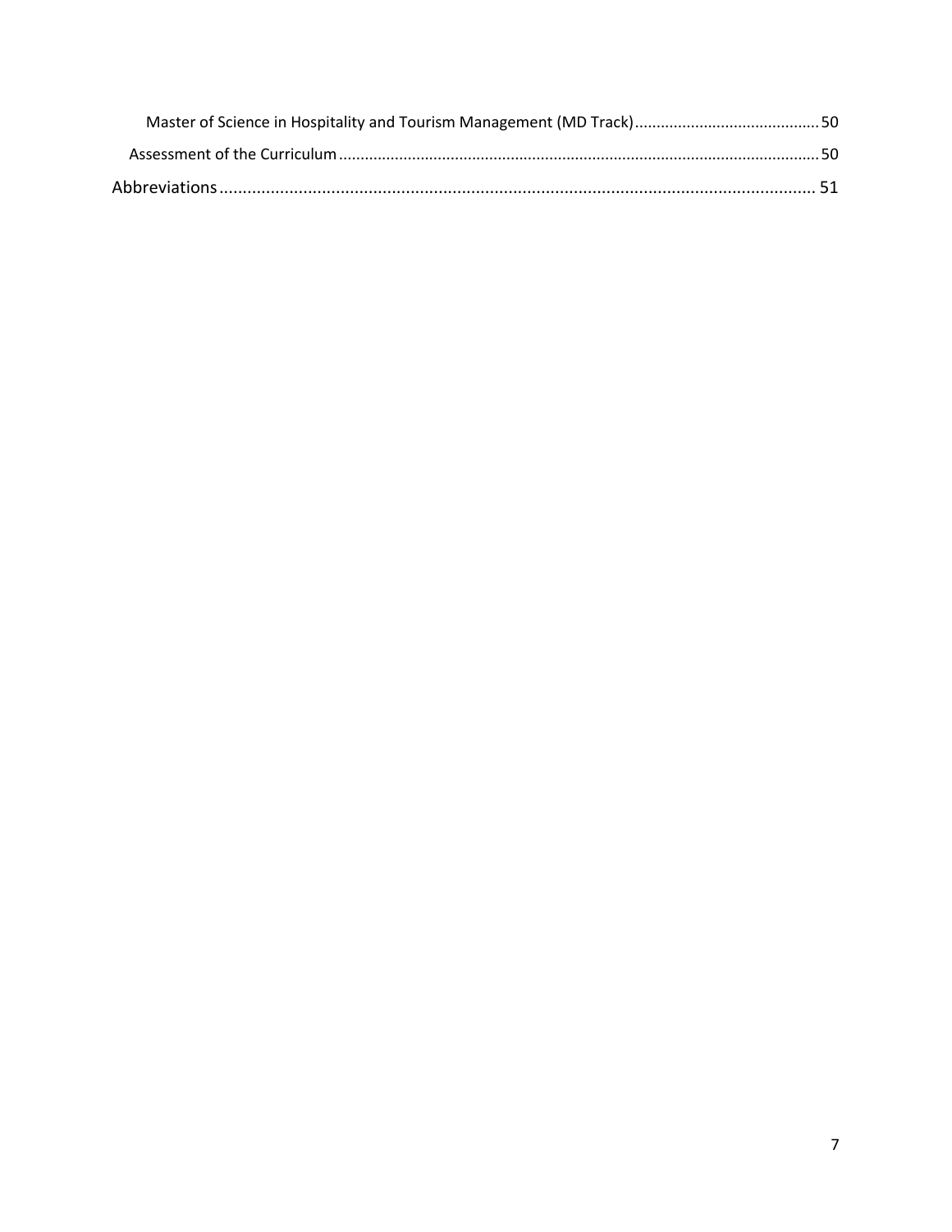Master of Science in Hospitality and Tourism Management (MD Track) .......................................... 50

Assessment of the Curriculum .............................................................................................................. 50

Abbreviations ................................................................................................................................ 51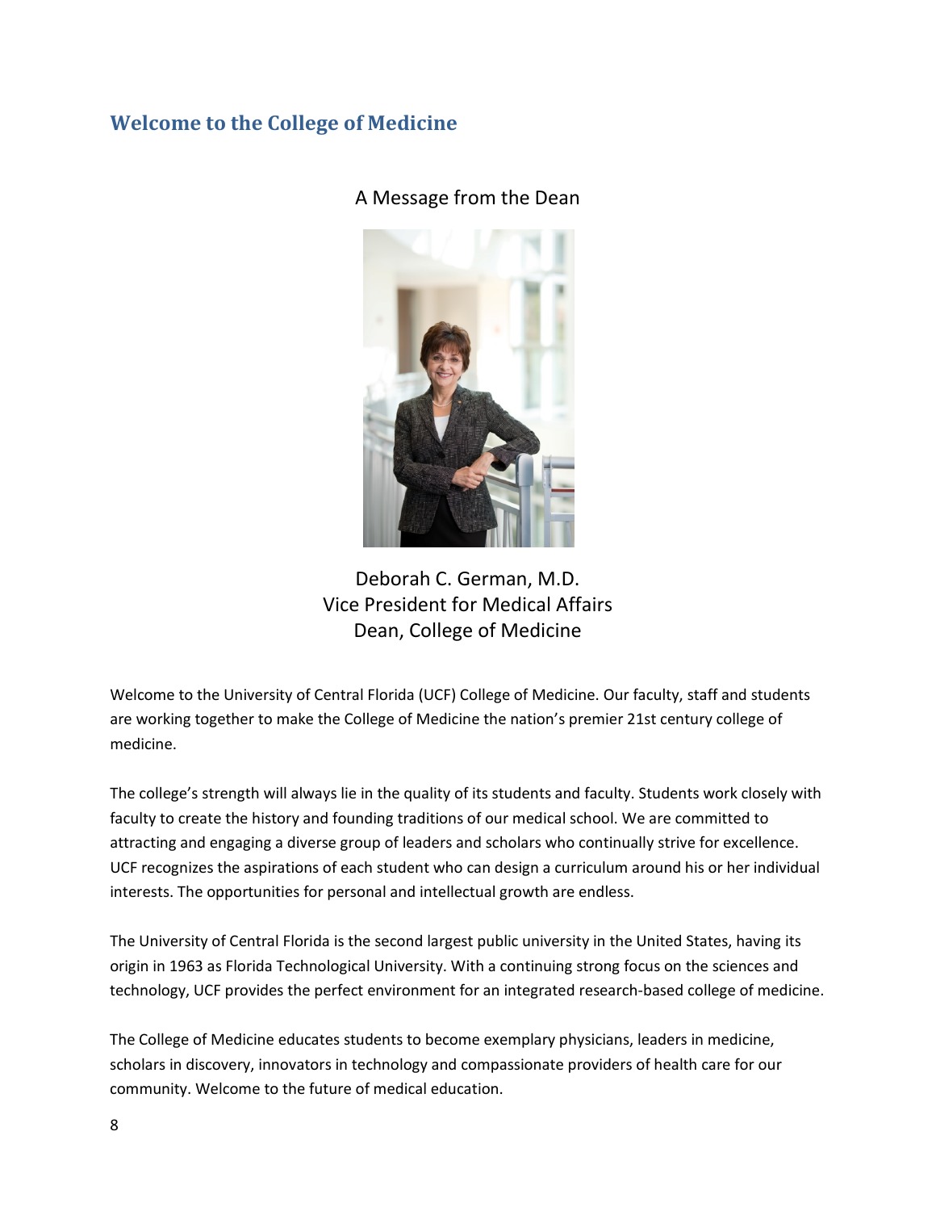## Welcome to the College of Medicine

### A Message from the Dean

Deborah C. German, M.D.
Vice President for Medical Affairs
Dean, College of Medicine

Welcome to the University of Central Florida (UCF) College of Medicine. Our faculty, staff and students are working together to make the College of Medicine the nation's premier 21st century college of medicine.

The college's strength will always lie in the quality of its students and faculty. Students work closely with faculty to create the history and founding traditions of our medical school. We are committed to attracting and engaging a diverse group of leaders and scholars who continually strive for excellence. UCF recognizes the aspirations of each student who can design a curriculum around his or her individual interests. The opportunities for personal and intellectual growth are endless.

The University of Central Florida is the second largest public university in the United States, having its origin in 1963 as Florida Technological University. With a continuing strong focus on the sciences and technology, UCF provides the perfect environment for an integrated research-based college of medicine.

The College of Medicine educates students to become exemplary physicians, leaders in medicine, scholars in discovery, innovators in technology and compassionate providers of health care for our community. Welcome to the future of medical education.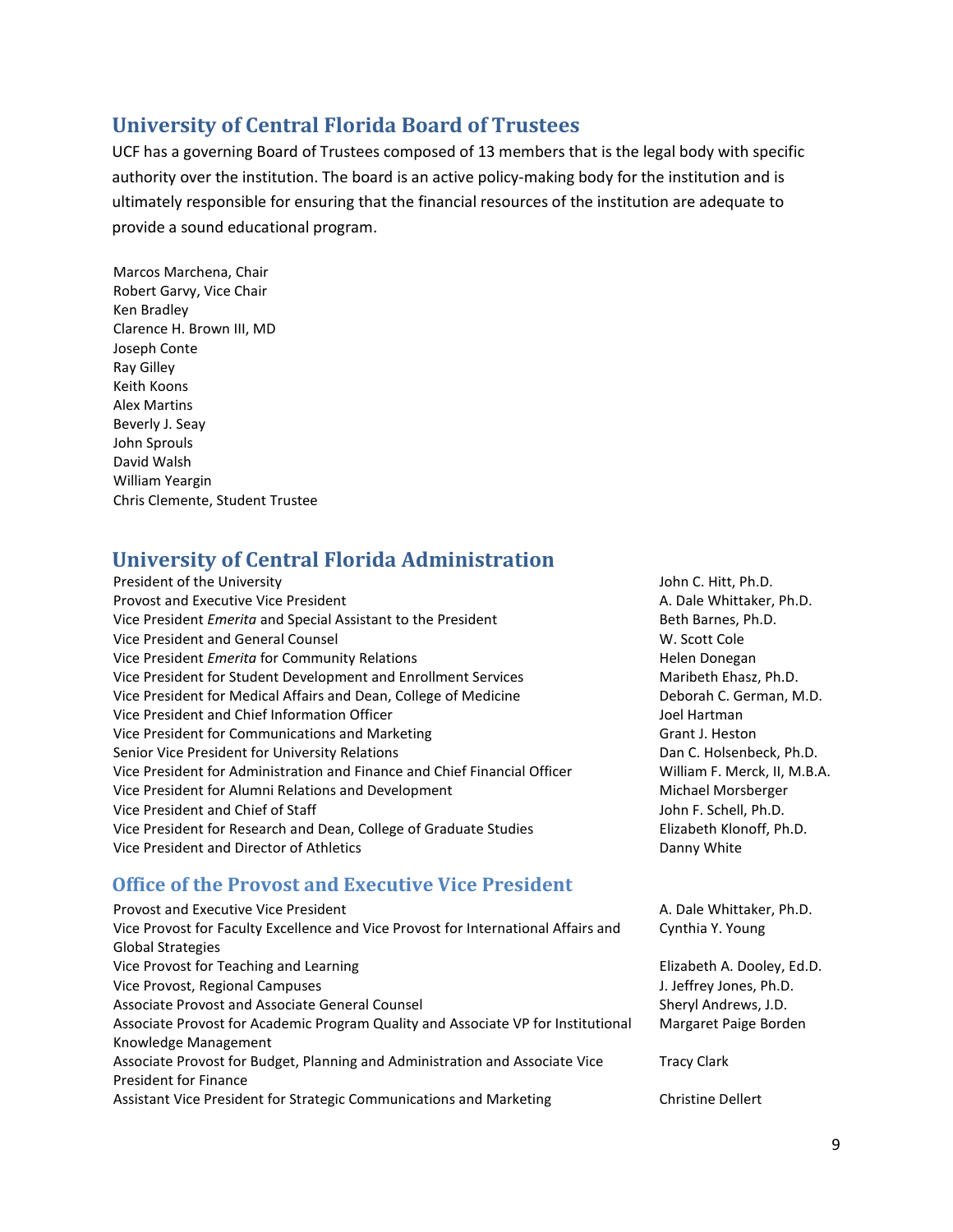## University of Central Florida Board of Trustees

UCF has a governing Board of Trustees composed of 13 members that is the legal body with specific authority over the institution. The board is an active policy-making body for the institution and is ultimately responsible for ensuring that the financial resources of the institution are adequate to provide a sound educational program.

Marcos Marchena, Chair
Robert Garvy, Vice Chair
Ken Bradley
Clarence H. Brown III, MD
Joseph Conte
Ray Gilley
Keith Koons
Alex Martins
Beverly J. Seay
John Sprouls
David Walsh
William Yeargin
Chris Clemente, Student Trustee

## University of Central Florida Administration

| | |
|---|---|
| President of the University | John C. Hitt, Ph.D. |
| Provost and Executive Vice President | A. Dale Whittaker, Ph.D. |
| Vice President *Emerita* and Special Assistant to the President | Beth Barnes, Ph.D. |
| Vice President and General Counsel | W. Scott Cole |
| Vice President *Emerita* for Community Relations | Helen Donegan |
| Vice President for Student Development and Enrollment Services | Maribeth Ehasz, Ph.D. |
| Vice President for Medical Affairs and Dean, College of Medicine | Deborah C. German, M.D. |
| Vice President and Chief Information Officer | Joel Hartman |
| Vice President for Communications and Marketing | Grant J. Heston |
| Senior Vice President for University Relations | Dan C. Holsenbeck, Ph.D. |
| Vice President for Administration and Finance and Chief Financial Officer | William F. Merck, II, M.B.A. |
| Vice President for Alumni Relations and Development | Michael Morsberger |
| Vice President and Chief of Staff | John F. Schell, Ph.D. |
| Vice President for Research and Dean, College of Graduate Studies | Elizabeth Klonoff, Ph.D. |
| Vice President and Director of Athletics | Danny White |

### Office of the Provost and Executive Vice President

| | |
|---|---|
| Provost and Executive Vice President | A. Dale Whittaker, Ph.D. |
| Vice Provost for Faculty Excellence and Vice Provost for International Affairs and Global Strategies | Cynthia Y. Young |
| Vice Provost for Teaching and Learning | Elizabeth A. Dooley, Ed.D. |
| Vice Provost, Regional Campuses | J. Jeffrey Jones, Ph.D. |
| Associate Provost and Associate General Counsel | Sheryl Andrews, J.D. |
| Associate Provost for Academic Program Quality and Associate VP for Institutional Knowledge Management | Margaret Paige Borden |
| Associate Provost for Budget, Planning and Administration and Associate Vice President for Finance | Tracy Clark |
| Assistant Vice President for Strategic Communications and Marketing | Christine Dellert |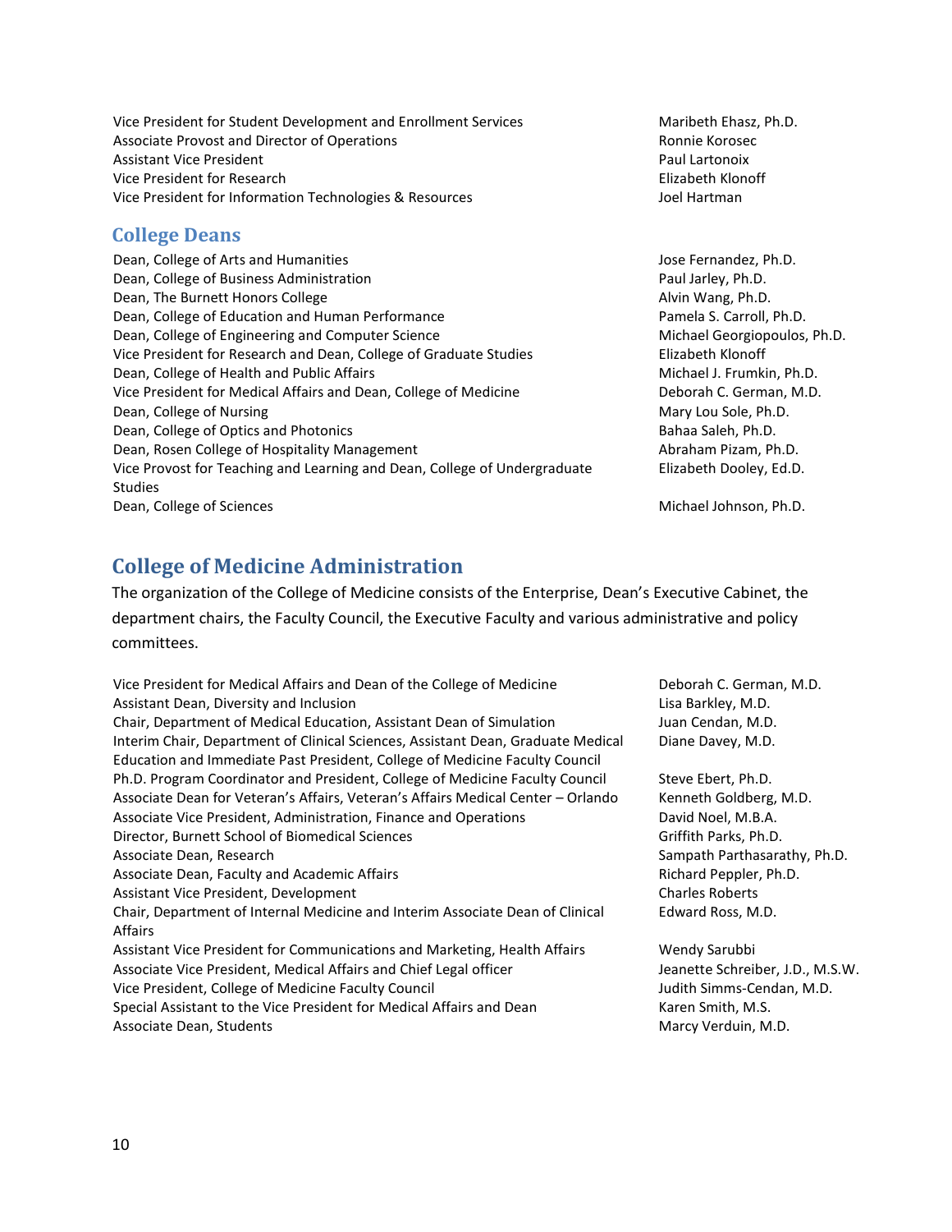| | |
|---|---|
| Vice President for Student Development and Enrollment Services | Maribeth Ehasz, Ph.D. |
| Associate Provost and Director of Operations | Ronnie Korosec |
| Assistant Vice President | Paul Lartonoix |
| Vice President for Research | Elizabeth Klonoff |
| Vice President for Information Technologies & Resources | Joel Hartman |

## College Deans

| | |
|---|---|
| Dean, College of Arts and Humanities | Jose Fernandez, Ph.D. |
| Dean, College of Business Administration | Paul Jarley, Ph.D. |
| Dean, The Burnett Honors College | Alvin Wang, Ph.D. |
| Dean, College of Education and Human Performance | Pamela S. Carroll, Ph.D. |
| Dean, College of Engineering and Computer Science | Michael Georgiopoulos, Ph.D. |
| Vice President for Research and Dean, College of Graduate Studies | Elizabeth Klonoff |
| Dean, College of Health and Public Affairs | Michael J. Frumkin, Ph.D. |
| Vice President for Medical Affairs and Dean, College of Medicine | Deborah C. German, M.D. |
| Dean, College of Nursing | Mary Lou Sole, Ph.D. |
| Dean, College of Optics and Photonics | Bahaa Saleh, Ph.D. |
| Dean, Rosen College of Hospitality Management | Abraham Pizam, Ph.D. |
| Vice Provost for Teaching and Learning and Dean, College of Undergraduate Studies | Elizabeth Dooley, Ed.D. |
| Dean, College of Sciences | Michael Johnson, Ph.D. |

## College of Medicine Administration

The organization of the College of Medicine consists of the Enterprise, Dean's Executive Cabinet, the department chairs, the Faculty Council, the Executive Faculty and various administrative and policy committees.

| | |
|---|---|
| Vice President for Medical Affairs and Dean of the College of Medicine | Deborah C. German, M.D. |
| Assistant Dean, Diversity and Inclusion | Lisa Barkley, M.D. |
| Chair, Department of Medical Education, Assistant Dean of Simulation | Juan Cendan, M.D. |
| Interim Chair, Department of Clinical Sciences, Assistant Dean, Graduate Medical Education and Immediate Past President, College of Medicine Faculty Council | Diane Davey, M.D. |
| Ph.D. Program Coordinator and President, College of Medicine Faculty Council | Steve Ebert, Ph.D. |
| Associate Dean for Veteran's Affairs, Veteran's Affairs Medical Center – Orlando | Kenneth Goldberg, M.D. |
| Associate Vice President, Administration, Finance and Operations | David Noel, M.B.A. |
| Director, Burnett School of Biomedical Sciences | Griffith Parks, Ph.D. |
| Associate Dean, Research | Sampath Parthasarathy, Ph.D. |
| Associate Dean, Faculty and Academic Affairs | Richard Peppler, Ph.D. |
| Assistant Vice President, Development | Charles Roberts |
| Chair, Department of Internal Medicine and Interim Associate Dean of Clinical Affairs | Edward Ross, M.D. |
| Assistant Vice President for Communications and Marketing, Health Affairs | Wendy Sarubbi |
| Associate Vice President, Medical Affairs and Chief Legal officer | Jeanette Schreiber, J.D., M.S.W. |
| Vice President, College of Medicine Faculty Council | Judith Simms-Cendan, M.D. |
| Special Assistant to the Vice President for Medical Affairs and Dean | Karen Smith, M.S. |
| Associate Dean, Students | Marcy Verduin, M.D. |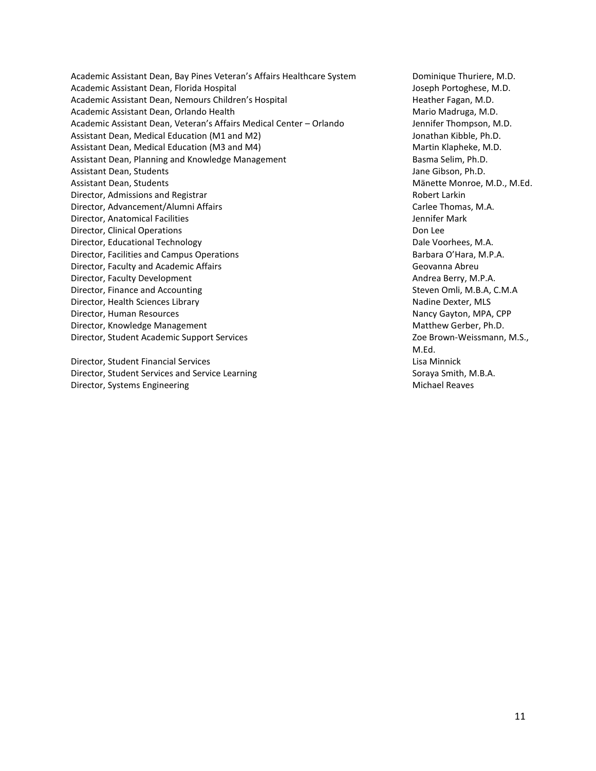| | |
|---|---|
| Academic Assistant Dean, Bay Pines Veteran's Affairs Healthcare System | Dominique Thuriere, M.D. |
| Academic Assistant Dean, Florida Hospital | Joseph Portoghese, M.D. |
| Academic Assistant Dean, Nemours Children's Hospital | Heather Fagan, M.D. |
| Academic Assistant Dean, Orlando Health | Mario Madruga, M.D. |
| Academic Assistant Dean, Veteran's Affairs Medical Center – Orlando | Jennifer Thompson, M.D. |
| Assistant Dean, Medical Education (M1 and M2) | Jonathan Kibble, Ph.D. |
| Assistant Dean, Medical Education (M3 and M4) | Martin Klapheke, M.D. |
| Assistant Dean, Planning and Knowledge Management | Basma Selim, Ph.D. |
| Assistant Dean, Students | Jane Gibson, Ph.D. |
| Assistant Dean, Students | Mänette Monroe, M.D., M.Ed. |
| Director, Admissions and Registrar | Robert Larkin |
| Director, Advancement/Alumni Affairs | Carlee Thomas, M.A. |
| Director, Anatomical Facilities | Jennifer Mark |
| Director, Clinical Operations | Don Lee |
| Director, Educational Technology | Dale Voorhees, M.A. |
| Director, Facilities and Campus Operations | Barbara O'Hara, M.P.A. |
| Director, Faculty and Academic Affairs | Geovanna Abreu |
| Director, Faculty Development | Andrea Berry, M.P.A. |
| Director, Finance and Accounting | Steven Omli, M.B.A, C.M.A |
| Director, Health Sciences Library | Nadine Dexter, MLS |
| Director, Human Resources | Nancy Gayton, MPA, CPP |
| Director, Knowledge Management | Matthew Gerber, Ph.D. |
| Director, Student Academic Support Services | Zoe Brown-Weissmann, M.S., M.Ed. |
| Director, Student Financial Services | Lisa Minnick |
| Director, Student Services and Service Learning | Soraya Smith, M.B.A. |
| Director, Systems Engineering | Michael Reaves |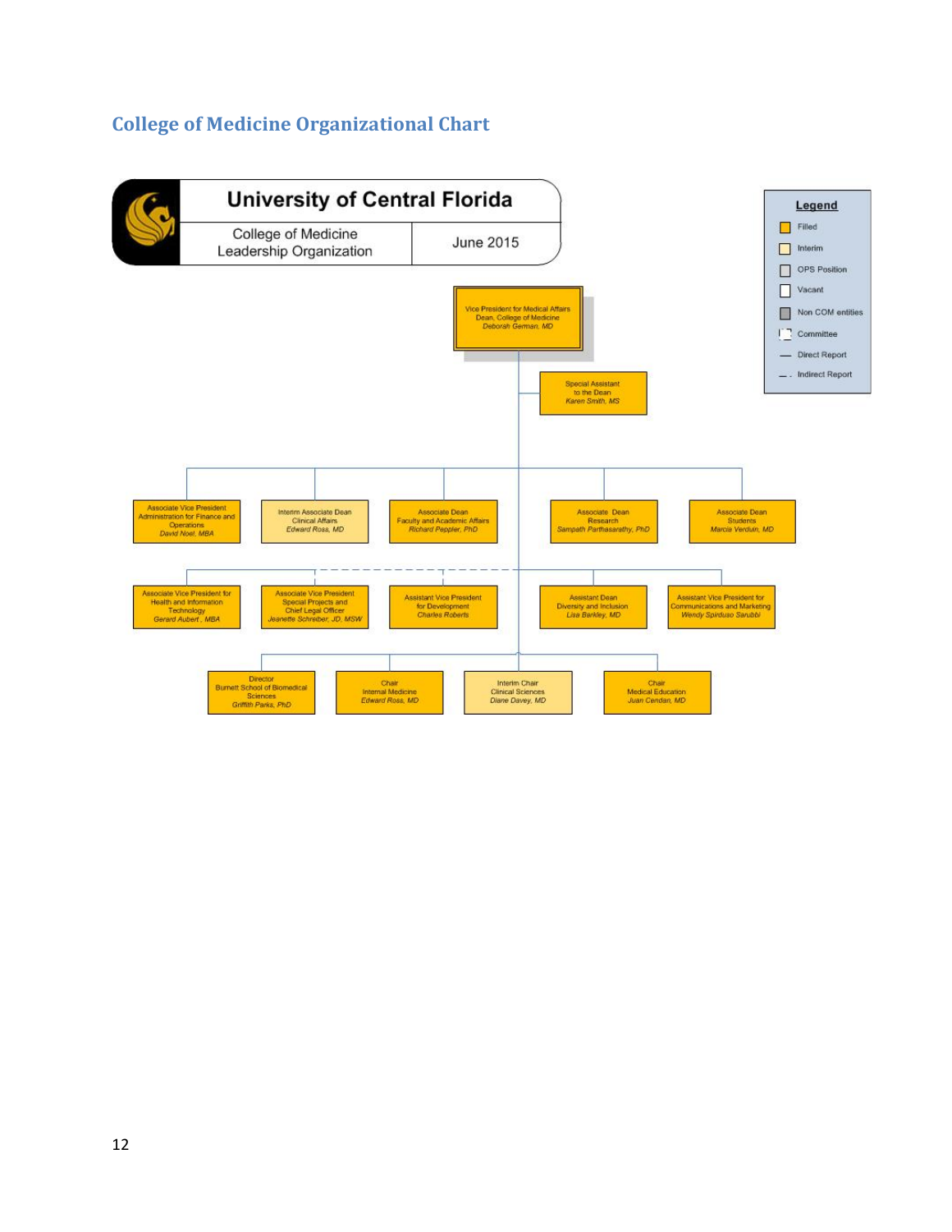## College of Medicine Organizational Chart

**University of Central Florida**

College of Medicine Leadership Organization

June 2015

**Legend**

- Filled
- Interim
- OPS Position
- Vacant
- Non COM entities
- Committee
- Direct Report
- Indirect Report

Vice President for Medical Affairs
Dean, College of Medicine
*Deborah German, MD*

Special Assistant to the Dean
*Karen Smith, MS*

Associate Vice President Administration for Finance and Operations
*David Noel, MBA*

Interim Associate Dean Clinical Affairs
*Edward Ross, MD*

Associate Dean Faculty and Academic Affairs
*Richard Peppler, PhD*

Associate Dean Research
*Sampath Parthasarathy, PhD*

Associate Dean Students
*Marcia Verduin, MD*

Associate Vice President for Health and Information Technology
*Gerard Aubert, MBA*

Associate Vice President Special Projects and Chief Legal Officer
*Jeanette Schreiber, JD, MSW*

Assistant Vice President for Development
*Charles Roberts*

Assistant Dean Diversity and Inclusion
*Lisa Barkley, MD*

Assistant Vice President for Communications and Marketing
*Wendy Spirduso Sarubbi*

Director Burnett School of Biomedical Sciences
*Griffith Parks, PhD*

Chair Internal Medicine
*Edward Ross, MD*

Interim Chair Clinical Sciences
*Diane Davey, MD*

Chair Medical Education
*Juan Cendan, MD*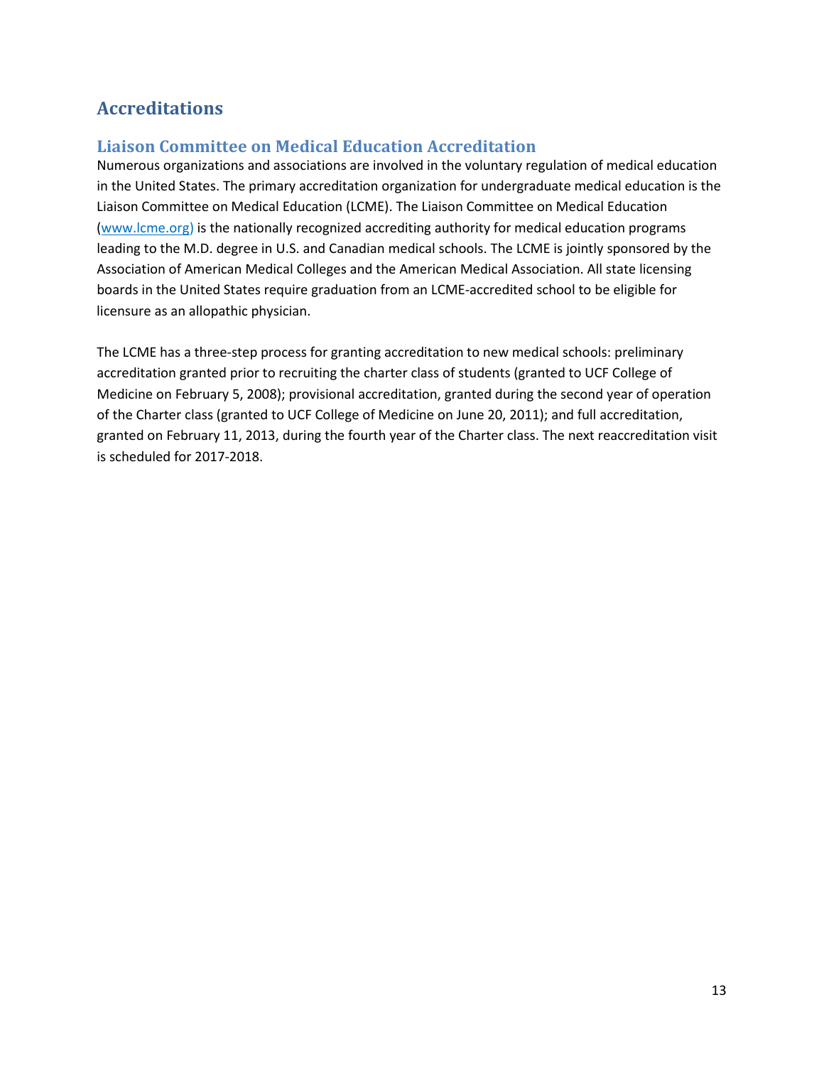## Accreditations

### Liaison Committee on Medical Education Accreditation

Numerous organizations and associations are involved in the voluntary regulation of medical education in the United States. The primary accreditation organization for undergraduate medical education is the Liaison Committee on Medical Education (LCME). The Liaison Committee on Medical Education (www.lcme.org) is the nationally recognized accrediting authority for medical education programs leading to the M.D. degree in U.S. and Canadian medical schools. The LCME is jointly sponsored by the Association of American Medical Colleges and the American Medical Association. All state licensing boards in the United States require graduation from an LCME-accredited school to be eligible for licensure as an allopathic physician.

The LCME has a three-step process for granting accreditation to new medical schools: preliminary accreditation granted prior to recruiting the charter class of students (granted to UCF College of Medicine on February 5, 2008); provisional accreditation, granted during the second year of operation of the Charter class (granted to UCF College of Medicine on June 20, 2011); and full accreditation, granted on February 11, 2013, during the fourth year of the Charter class. The next reaccreditation visit is scheduled for 2017-2018.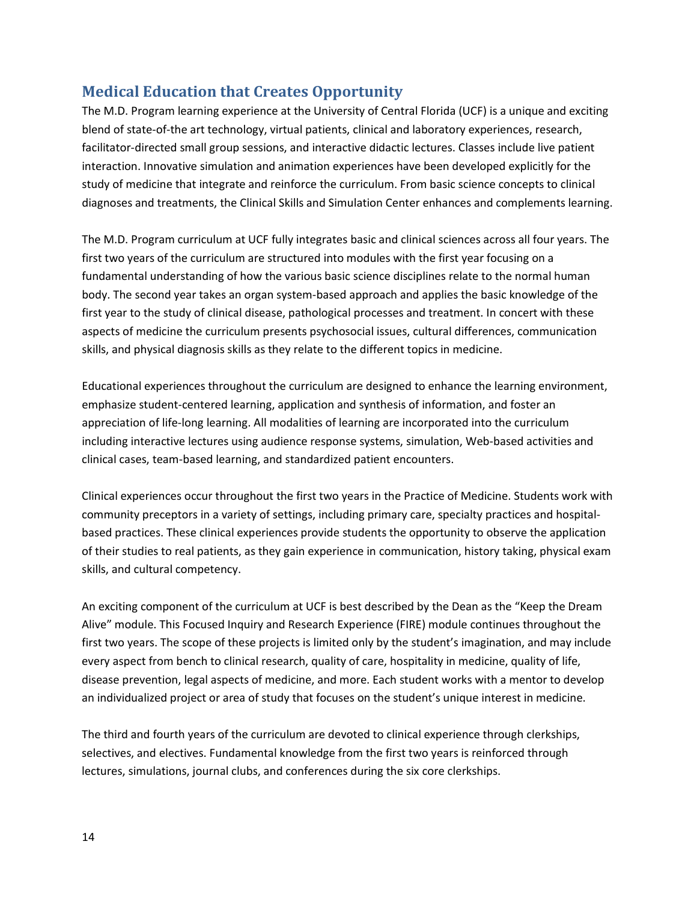## Medical Education that Creates Opportunity

The M.D. Program learning experience at the University of Central Florida (UCF) is a unique and exciting blend of state-of-the art technology, virtual patients, clinical and laboratory experiences, research, facilitator-directed small group sessions, and interactive didactic lectures. Classes include live patient interaction. Innovative simulation and animation experiences have been developed explicitly for the study of medicine that integrate and reinforce the curriculum. From basic science concepts to clinical diagnoses and treatments, the Clinical Skills and Simulation Center enhances and complements learning.

The M.D. Program curriculum at UCF fully integrates basic and clinical sciences across all four years. The first two years of the curriculum are structured into modules with the first year focusing on a fundamental understanding of how the various basic science disciplines relate to the normal human body. The second year takes an organ system-based approach and applies the basic knowledge of the first year to the study of clinical disease, pathological processes and treatment. In concert with these aspects of medicine the curriculum presents psychosocial issues, cultural differences, communication skills, and physical diagnosis skills as they relate to the different topics in medicine.

Educational experiences throughout the curriculum are designed to enhance the learning environment, emphasize student-centered learning, application and synthesis of information, and foster an appreciation of life-long learning. All modalities of learning are incorporated into the curriculum including interactive lectures using audience response systems, simulation, Web-based activities and clinical cases, team-based learning, and standardized patient encounters.

Clinical experiences occur throughout the first two years in the Practice of Medicine. Students work with community preceptors in a variety of settings, including primary care, specialty practices and hospital-based practices. These clinical experiences provide students the opportunity to observe the application of their studies to real patients, as they gain experience in communication, history taking, physical exam skills, and cultural competency.

An exciting component of the curriculum at UCF is best described by the Dean as the "Keep the Dream Alive" module. This Focused Inquiry and Research Experience (FIRE) module continues throughout the first two years. The scope of these projects is limited only by the student's imagination, and may include every aspect from bench to clinical research, quality of care, hospitality in medicine, quality of life, disease prevention, legal aspects of medicine, and more. Each student works with a mentor to develop an individualized project or area of study that focuses on the student's unique interest in medicine.

The third and fourth years of the curriculum are devoted to clinical experience through clerkships, selectives, and electives. Fundamental knowledge from the first two years is reinforced through lectures, simulations, journal clubs, and conferences during the six core clerkships.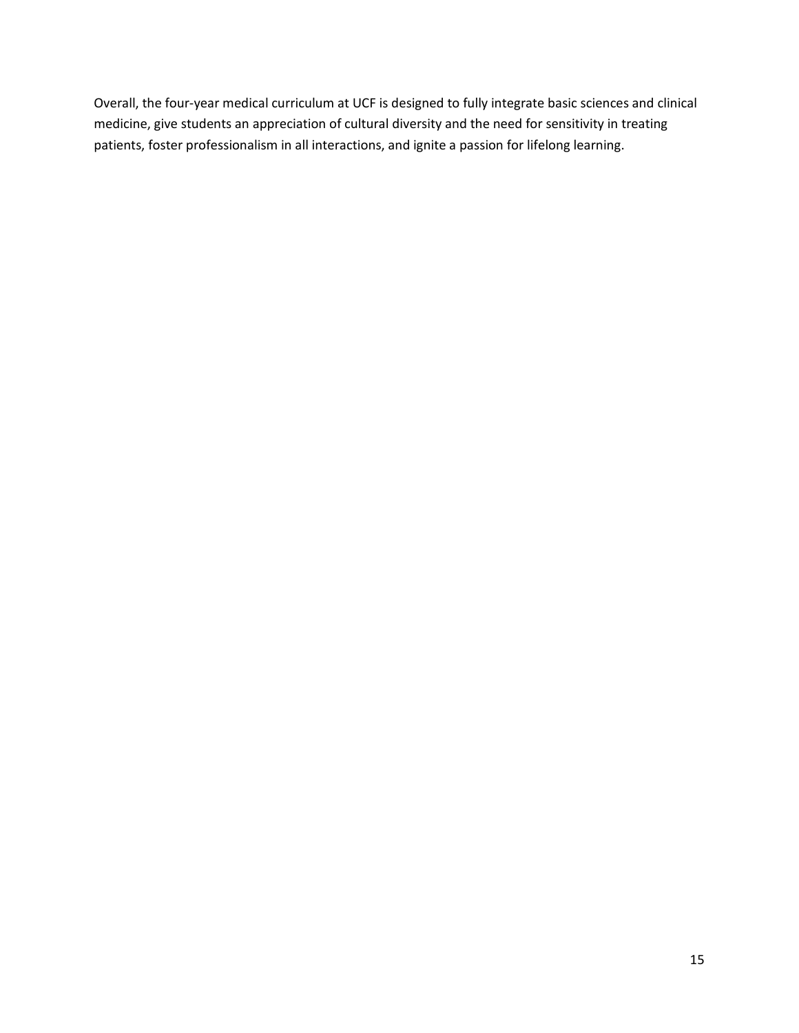Overall, the four-year medical curriculum at UCF is designed to fully integrate basic sciences and clinical medicine, give students an appreciation of cultural diversity and the need for sensitivity in treating patients, foster professionalism in all interactions, and ignite a passion for lifelong learning.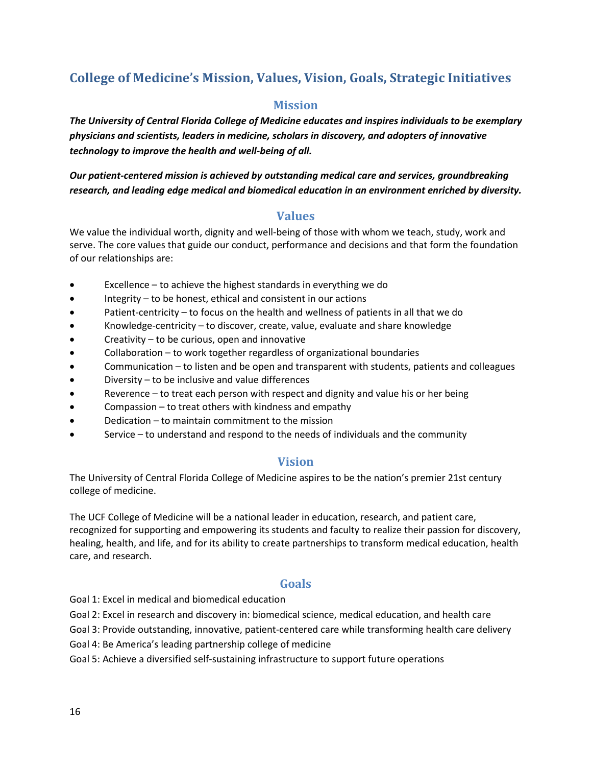# College of Medicine's Mission, Values, Vision, Goals, Strategic Initiatives

## Mission

***The University of Central Florida College of Medicine educates and inspires individuals to be exemplary physicians and scientists, leaders in medicine, scholars in discovery, and adopters of innovative technology to improve the health and well-being of all.***

***Our patient-centered mission is achieved by outstanding medical care and services, groundbreaking research, and leading edge medical and biomedical education in an environment enriched by diversity.***

## Values

We value the individual worth, dignity and well-being of those with whom we teach, study, work and serve. The core values that guide our conduct, performance and decisions and that form the foundation of our relationships are:

- Excellence – to achieve the highest standards in everything we do
- Integrity – to be honest, ethical and consistent in our actions
- Patient-centricity – to focus on the health and wellness of patients in all that we do
- Knowledge-centricity – to discover, create, value, evaluate and share knowledge
- Creativity – to be curious, open and innovative
- Collaboration – to work together regardless of organizational boundaries
- Communication – to listen and be open and transparent with students, patients and colleagues
- Diversity – to be inclusive and value differences
- Reverence – to treat each person with respect and dignity and value his or her being
- Compassion – to treat others with kindness and empathy
- Dedication – to maintain commitment to the mission
- Service – to understand and respond to the needs of individuals and the community

## Vision

The University of Central Florida College of Medicine aspires to be the nation's premier 21st century college of medicine.

The UCF College of Medicine will be a national leader in education, research, and patient care, recognized for supporting and empowering its students and faculty to realize their passion for discovery, healing, health, and life, and for its ability to create partnerships to transform medical education, health care, and research.

## Goals

Goal 1: Excel in medical and biomedical education

Goal 2: Excel in research and discovery in: biomedical science, medical education, and health care

Goal 3: Provide outstanding, innovative, patient-centered care while transforming health care delivery

Goal 4: Be America's leading partnership college of medicine

Goal 5: Achieve a diversified self-sustaining infrastructure to support future operations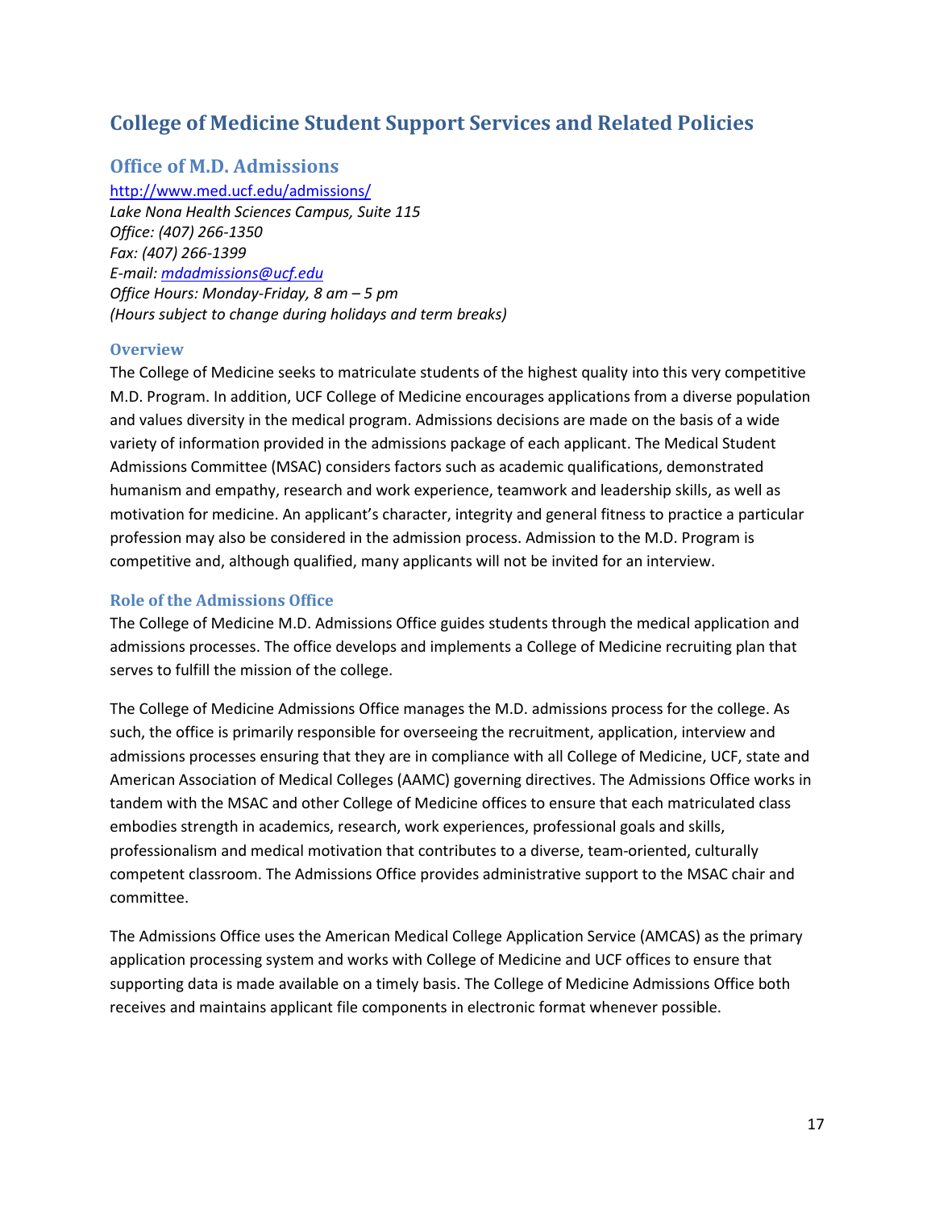# College of Medicine Student Support Services and Related Policies

## Office of M.D. Admissions

http://www.med.ucf.edu/admissions/
*Lake Nona Health Sciences Campus, Suite 115*
*Office: (407) 266-1350*
*Fax: (407) 266-1399*
*E-mail: mdadmissions@ucf.edu*
*Office Hours: Monday-Friday, 8 am – 5 pm*
*(Hours subject to change during holidays and term breaks)*

### Overview

The College of Medicine seeks to matriculate students of the highest quality into this very competitive M.D. Program. In addition, UCF College of Medicine encourages applications from a diverse population and values diversity in the medical program. Admissions decisions are made on the basis of a wide variety of information provided in the admissions package of each applicant. The Medical Student Admissions Committee (MSAC) considers factors such as academic qualifications, demonstrated humanism and empathy, research and work experience, teamwork and leadership skills, as well as motivation for medicine. An applicant's character, integrity and general fitness to practice a particular profession may also be considered in the admission process. Admission to the M.D. Program is competitive and, although qualified, many applicants will not be invited for an interview.

### Role of the Admissions Office

The College of Medicine M.D. Admissions Office guides students through the medical application and admissions processes. The office develops and implements a College of Medicine recruiting plan that serves to fulfill the mission of the college.

The College of Medicine Admissions Office manages the M.D. admissions process for the college. As such, the office is primarily responsible for overseeing the recruitment, application, interview and admissions processes ensuring that they are in compliance with all College of Medicine, UCF, state and American Association of Medical Colleges (AAMC) governing directives. The Admissions Office works in tandem with the MSAC and other College of Medicine offices to ensure that each matriculated class embodies strength in academics, research, work experiences, professional goals and skills, professionalism and medical motivation that contributes to a diverse, team-oriented, culturally competent classroom. The Admissions Office provides administrative support to the MSAC chair and committee.

The Admissions Office uses the American Medical College Application Service (AMCAS) as the primary application processing system and works with College of Medicine and UCF offices to ensure that supporting data is made available on a timely basis. The College of Medicine Admissions Office both receives and maintains applicant file components in electronic format whenever possible.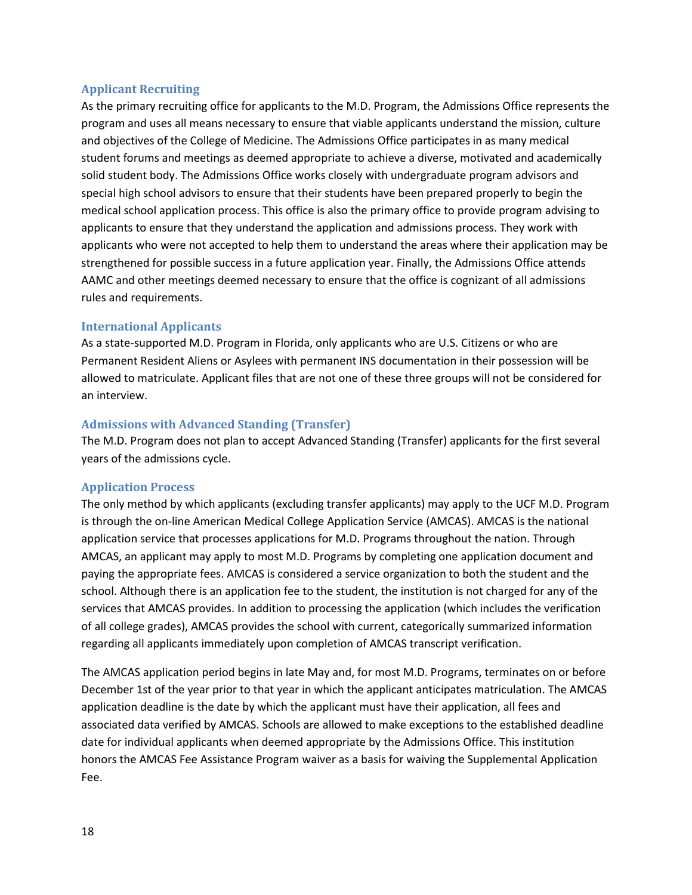### Applicant Recruiting

As the primary recruiting office for applicants to the M.D. Program, the Admissions Office represents the program and uses all means necessary to ensure that viable applicants understand the mission, culture and objectives of the College of Medicine. The Admissions Office participates in as many medical student forums and meetings as deemed appropriate to achieve a diverse, motivated and academically solid student body. The Admissions Office works closely with undergraduate program advisors and special high school advisors to ensure that their students have been prepared properly to begin the medical school application process. This office is also the primary office to provide program advising to applicants to ensure that they understand the application and admissions process. They work with applicants who were not accepted to help them to understand the areas where their application may be strengthened for possible success in a future application year. Finally, the Admissions Office attends AAMC and other meetings deemed necessary to ensure that the office is cognizant of all admissions rules and requirements.

### International Applicants

As a state-supported M.D. Program in Florida, only applicants who are U.S. Citizens or who are Permanent Resident Aliens or Asylees with permanent INS documentation in their possession will be allowed to matriculate. Applicant files that are not one of these three groups will not be considered for an interview.

### Admissions with Advanced Standing (Transfer)

The M.D. Program does not plan to accept Advanced Standing (Transfer) applicants for the first several years of the admissions cycle.

### Application Process

The only method by which applicants (excluding transfer applicants) may apply to the UCF M.D. Program is through the on-line American Medical College Application Service (AMCAS). AMCAS is the national application service that processes applications for M.D. Programs throughout the nation. Through AMCAS, an applicant may apply to most M.D. Programs by completing one application document and paying the appropriate fees. AMCAS is considered a service organization to both the student and the school. Although there is an application fee to the student, the institution is not charged for any of the services that AMCAS provides. In addition to processing the application (which includes the verification of all college grades), AMCAS provides the school with current, categorically summarized information regarding all applicants immediately upon completion of AMCAS transcript verification.

The AMCAS application period begins in late May and, for most M.D. Programs, terminates on or before December 1st of the year prior to that year in which the applicant anticipates matriculation. The AMCAS application deadline is the date by which the applicant must have their application, all fees and associated data verified by AMCAS. Schools are allowed to make exceptions to the established deadline date for individual applicants when deemed appropriate by the Admissions Office. This institution honors the AMCAS Fee Assistance Program waiver as a basis for waiving the Supplemental Application Fee.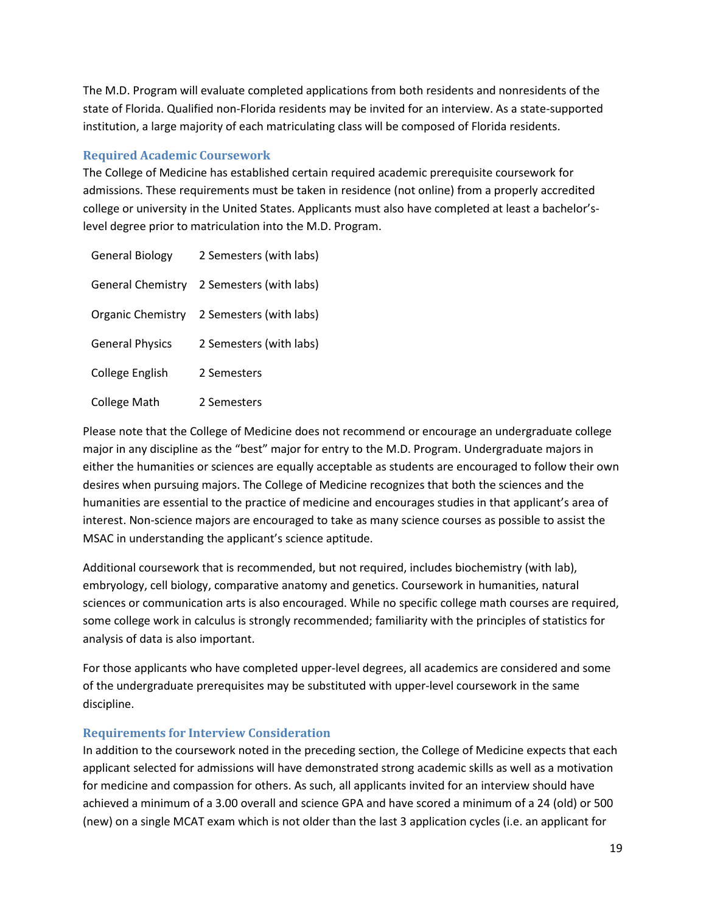The M.D. Program will evaluate completed applications from both residents and nonresidents of the state of Florida. Qualified non-Florida residents may be invited for an interview. As a state-supported institution, a large majority of each matriculating class will be composed of Florida residents.

### Required Academic Coursework

The College of Medicine has established certain required academic prerequisite coursework for admissions. These requirements must be taken in residence (not online) from a properly accredited college or university in the United States. Applicants must also have completed at least a bachelor's-level degree prior to matriculation into the M.D. Program.

| | |
|---|---|
| General Biology | 2 Semesters (with labs) |
| General Chemistry | 2 Semesters (with labs) |
| Organic Chemistry | 2 Semesters (with labs) |
| General Physics | 2 Semesters (with labs) |
| College English | 2 Semesters |
| College Math | 2 Semesters |

Please note that the College of Medicine does not recommend or encourage an undergraduate college major in any discipline as the "best" major for entry to the M.D. Program. Undergraduate majors in either the humanities or sciences are equally acceptable as students are encouraged to follow their own desires when pursuing majors. The College of Medicine recognizes that both the sciences and the humanities are essential to the practice of medicine and encourages studies in that applicant's area of interest. Non-science majors are encouraged to take as many science courses as possible to assist the MSAC in understanding the applicant's science aptitude.

Additional coursework that is recommended, but not required, includes biochemistry (with lab), embryology, cell biology, comparative anatomy and genetics. Coursework in humanities, natural sciences or communication arts is also encouraged. While no specific college math courses are required, some college work in calculus is strongly recommended; familiarity with the principles of statistics for analysis of data is also important.

For those applicants who have completed upper-level degrees, all academics are considered and some of the undergraduate prerequisites may be substituted with upper-level coursework in the same discipline.

### Requirements for Interview Consideration

In addition to the coursework noted in the preceding section, the College of Medicine expects that each applicant selected for admissions will have demonstrated strong academic skills as well as a motivation for medicine and compassion for others. As such, all applicants invited for an interview should have achieved a minimum of a 3.00 overall and science GPA and have scored a minimum of a 24 (old) or 500 (new) on a single MCAT exam which is not older than the last 3 application cycles (i.e. an applicant for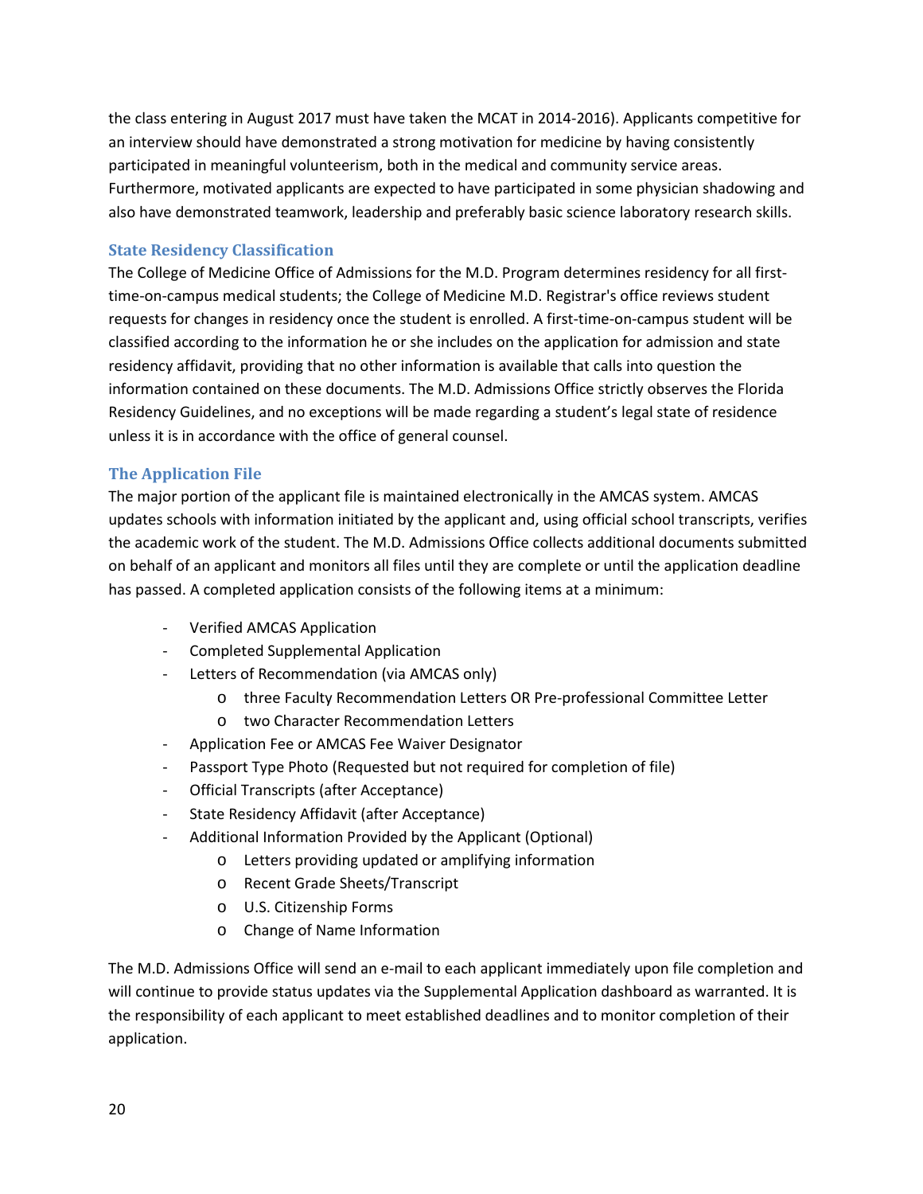the class entering in August 2017 must have taken the MCAT in 2014-2016). Applicants competitive for an interview should have demonstrated a strong motivation for medicine by having consistently participated in meaningful volunteerism, both in the medical and community service areas. Furthermore, motivated applicants are expected to have participated in some physician shadowing and also have demonstrated teamwork, leadership and preferably basic science laboratory research skills.

### State Residency Classification

The College of Medicine Office of Admissions for the M.D. Program determines residency for all first-time-on-campus medical students; the College of Medicine M.D. Registrar's office reviews student requests for changes in residency once the student is enrolled. A first-time-on-campus student will be classified according to the information he or she includes on the application for admission and state residency affidavit, providing that no other information is available that calls into question the information contained on these documents. The M.D. Admissions Office strictly observes the Florida Residency Guidelines, and no exceptions will be made regarding a student's legal state of residence unless it is in accordance with the office of general counsel.

### The Application File

The major portion of the applicant file is maintained electronically in the AMCAS system. AMCAS updates schools with information initiated by the applicant and, using official school transcripts, verifies the academic work of the student. The M.D. Admissions Office collects additional documents submitted on behalf of an applicant and monitors all files until they are complete or until the application deadline has passed. A completed application consists of the following items at a minimum:

- Verified AMCAS Application
- Completed Supplemental Application
- Letters of Recommendation (via AMCAS only)
  - three Faculty Recommendation Letters OR Pre-professional Committee Letter
  - two Character Recommendation Letters
- Application Fee or AMCAS Fee Waiver Designator
- Passport Type Photo (Requested but not required for completion of file)
- Official Transcripts (after Acceptance)
- State Residency Affidavit (after Acceptance)
- Additional Information Provided by the Applicant (Optional)
  - Letters providing updated or amplifying information
  - Recent Grade Sheets/Transcript
  - U.S. Citizenship Forms
  - Change of Name Information

The M.D. Admissions Office will send an e-mail to each applicant immediately upon file completion and will continue to provide status updates via the Supplemental Application dashboard as warranted. It is the responsibility of each applicant to meet established deadlines and to monitor completion of their application.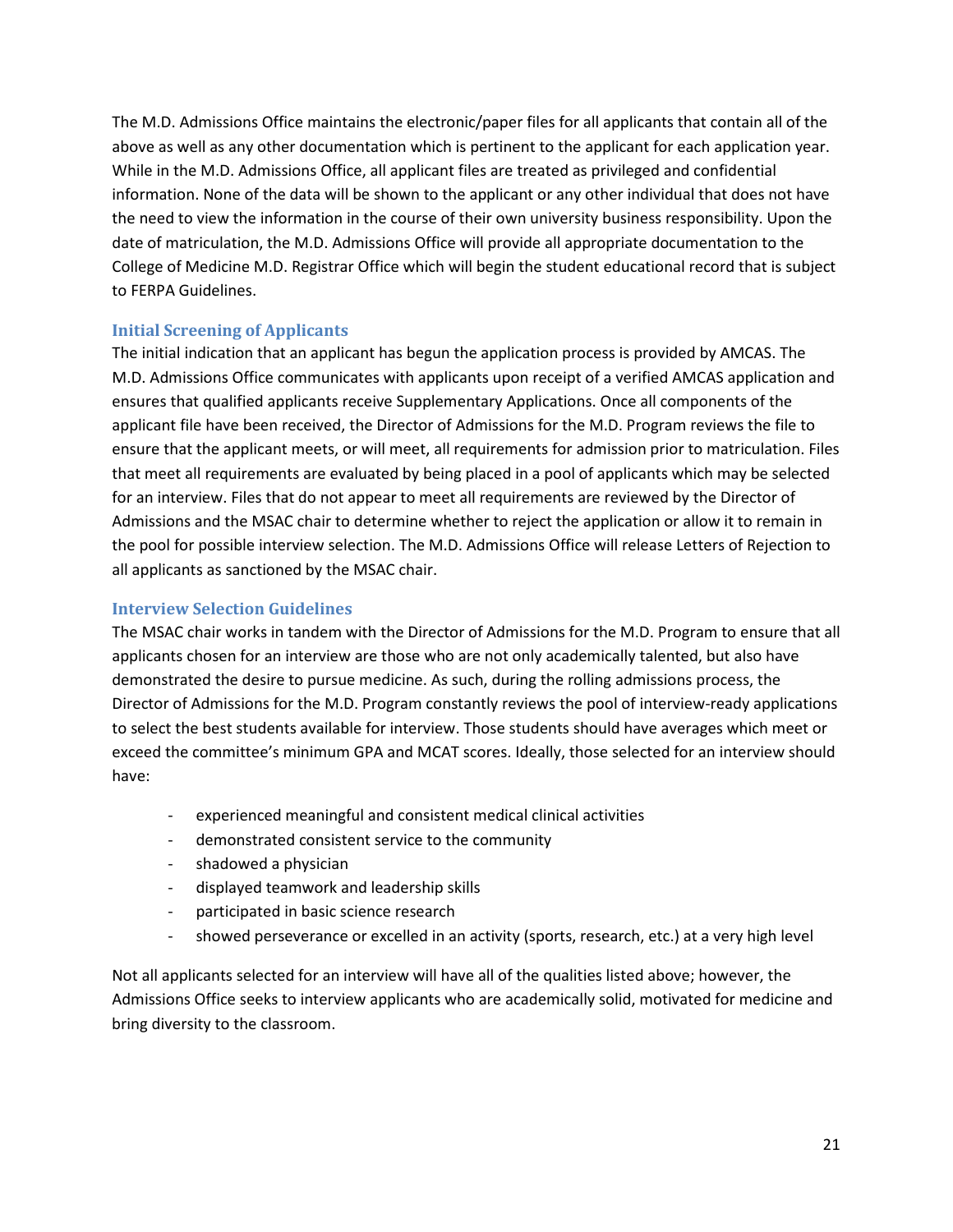The M.D. Admissions Office maintains the electronic/paper files for all applicants that contain all of the above as well as any other documentation which is pertinent to the applicant for each application year. While in the M.D. Admissions Office, all applicant files are treated as privileged and confidential information. None of the data will be shown to the applicant or any other individual that does not have the need to view the information in the course of their own university business responsibility. Upon the date of matriculation, the M.D. Admissions Office will provide all appropriate documentation to the College of Medicine M.D. Registrar Office which will begin the student educational record that is subject to FERPA Guidelines.

### Initial Screening of Applicants

The initial indication that an applicant has begun the application process is provided by AMCAS. The M.D. Admissions Office communicates with applicants upon receipt of a verified AMCAS application and ensures that qualified applicants receive Supplementary Applications. Once all components of the applicant file have been received, the Director of Admissions for the M.D. Program reviews the file to ensure that the applicant meets, or will meet, all requirements for admission prior to matriculation. Files that meet all requirements are evaluated by being placed in a pool of applicants which may be selected for an interview. Files that do not appear to meet all requirements are reviewed by the Director of Admissions and the MSAC chair to determine whether to reject the application or allow it to remain in the pool for possible interview selection. The M.D. Admissions Office will release Letters of Rejection to all applicants as sanctioned by the MSAC chair.

### Interview Selection Guidelines

The MSAC chair works in tandem with the Director of Admissions for the M.D. Program to ensure that all applicants chosen for an interview are those who are not only academically talented, but also have demonstrated the desire to pursue medicine. As such, during the rolling admissions process, the Director of Admissions for the M.D. Program constantly reviews the pool of interview-ready applications to select the best students available for interview. Those students should have averages which meet or exceed the committee's minimum GPA and MCAT scores. Ideally, those selected for an interview should have:

- experienced meaningful and consistent medical clinical activities
- demonstrated consistent service to the community
- shadowed a physician
- displayed teamwork and leadership skills
- participated in basic science research
- showed perseverance or excelled in an activity (sports, research, etc.) at a very high level

Not all applicants selected for an interview will have all of the qualities listed above; however, the Admissions Office seeks to interview applicants who are academically solid, motivated for medicine and bring diversity to the classroom.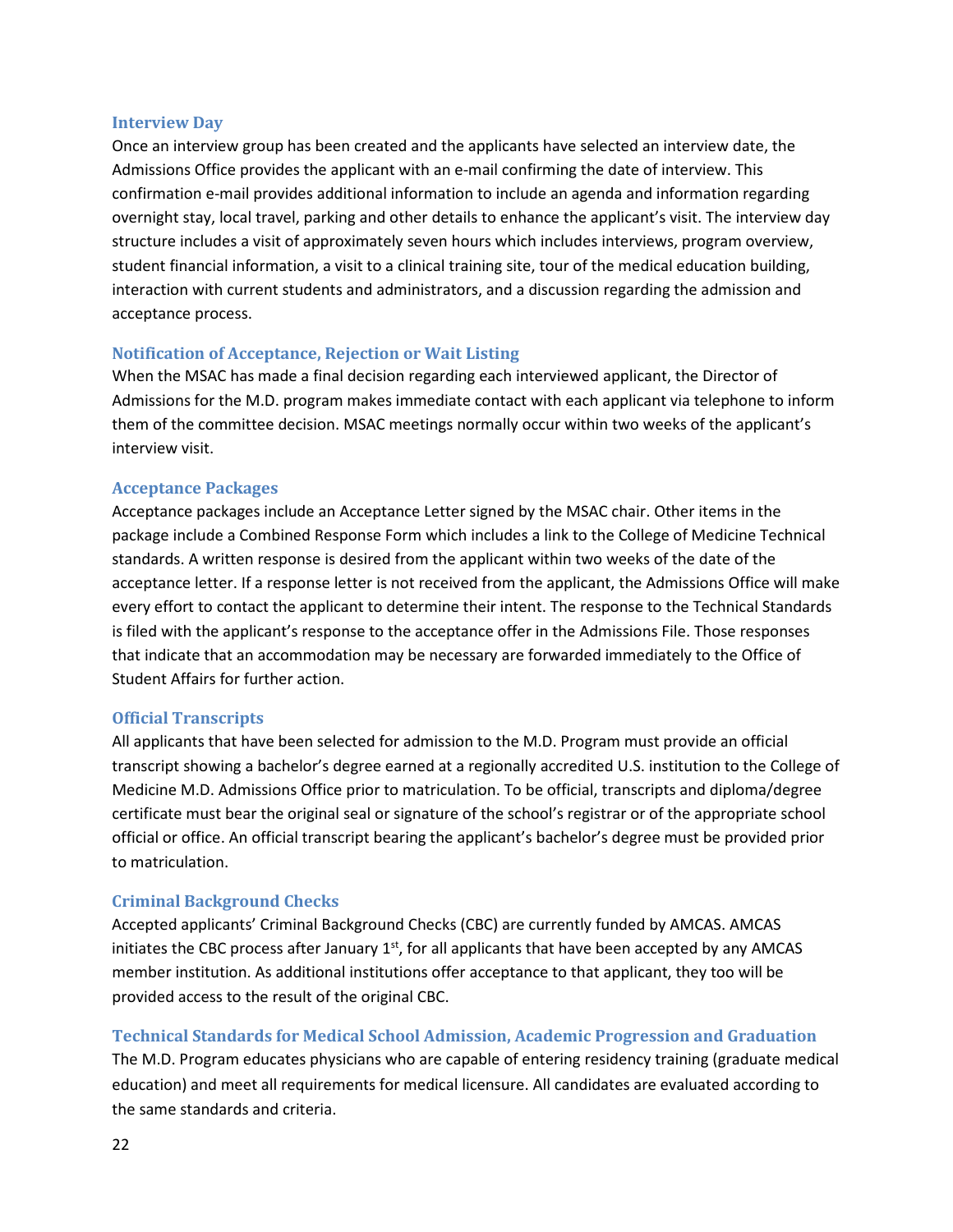### Interview Day

Once an interview group has been created and the applicants have selected an interview date, the Admissions Office provides the applicant with an e-mail confirming the date of interview. This confirmation e-mail provides additional information to include an agenda and information regarding overnight stay, local travel, parking and other details to enhance the applicant's visit. The interview day structure includes a visit of approximately seven hours which includes interviews, program overview, student financial information, a visit to a clinical training site, tour of the medical education building, interaction with current students and administrators, and a discussion regarding the admission and acceptance process.

### Notification of Acceptance, Rejection or Wait Listing

When the MSAC has made a final decision regarding each interviewed applicant, the Director of Admissions for the M.D. program makes immediate contact with each applicant via telephone to inform them of the committee decision. MSAC meetings normally occur within two weeks of the applicant's interview visit.

### Acceptance Packages

Acceptance packages include an Acceptance Letter signed by the MSAC chair. Other items in the package include a Combined Response Form which includes a link to the College of Medicine Technical standards. A written response is desired from the applicant within two weeks of the date of the acceptance letter. If a response letter is not received from the applicant, the Admissions Office will make every effort to contact the applicant to determine their intent. The response to the Technical Standards is filed with the applicant's response to the acceptance offer in the Admissions File. Those responses that indicate that an accommodation may be necessary are forwarded immediately to the Office of Student Affairs for further action.

### Official Transcripts

All applicants that have been selected for admission to the M.D. Program must provide an official transcript showing a bachelor's degree earned at a regionally accredited U.S. institution to the College of Medicine M.D. Admissions Office prior to matriculation. To be official, transcripts and diploma/degree certificate must bear the original seal or signature of the school's registrar or of the appropriate school official or office. An official transcript bearing the applicant's bachelor's degree must be provided prior to matriculation.

### Criminal Background Checks

Accepted applicants' Criminal Background Checks (CBC) are currently funded by AMCAS. AMCAS initiates the CBC process after January 1st, for all applicants that have been accepted by any AMCAS member institution. As additional institutions offer acceptance to that applicant, they too will be provided access to the result of the original CBC.

### Technical Standards for Medical School Admission, Academic Progression and Graduation

The M.D. Program educates physicians who are capable of entering residency training (graduate medical education) and meet all requirements for medical licensure. All candidates are evaluated according to the same standards and criteria.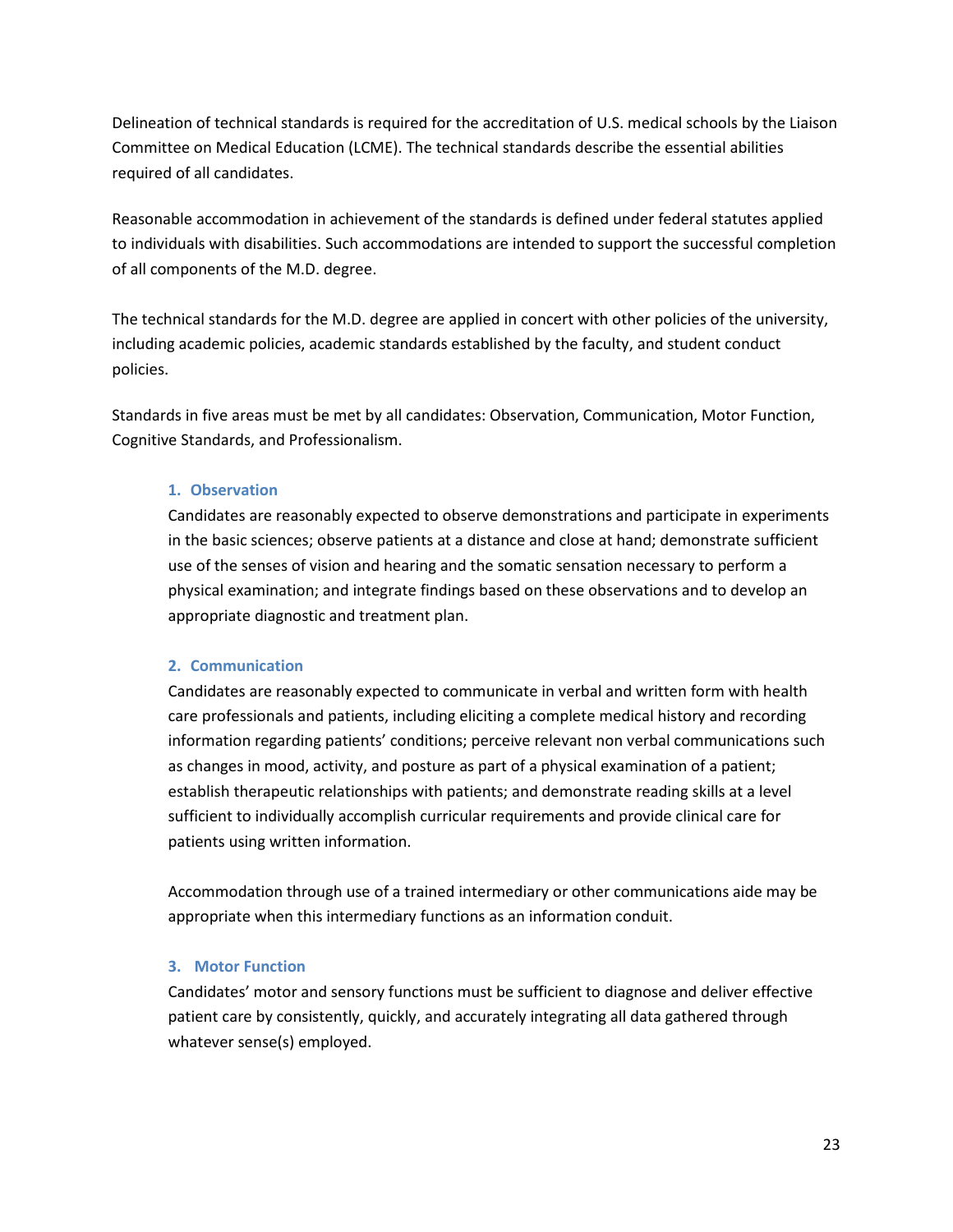Delineation of technical standards is required for the accreditation of U.S. medical schools by the Liaison Committee on Medical Education (LCME). The technical standards describe the essential abilities required of all candidates.

Reasonable accommodation in achievement of the standards is defined under federal statutes applied to individuals with disabilities. Such accommodations are intended to support the successful completion of all components of the M.D. degree.

The technical standards for the M.D. degree are applied in concert with other policies of the university, including academic policies, academic standards established by the faculty, and student conduct policies.

Standards in five areas must be met by all candidates: Observation, Communication, Motor Function, Cognitive Standards, and Professionalism.

### 1. Observation

Candidates are reasonably expected to observe demonstrations and participate in experiments in the basic sciences; observe patients at a distance and close at hand; demonstrate sufficient use of the senses of vision and hearing and the somatic sensation necessary to perform a physical examination; and integrate findings based on these observations and to develop an appropriate diagnostic and treatment plan.

### 2. Communication

Candidates are reasonably expected to communicate in verbal and written form with health care professionals and patients, including eliciting a complete medical history and recording information regarding patients' conditions; perceive relevant non verbal communications such as changes in mood, activity, and posture as part of a physical examination of a patient; establish therapeutic relationships with patients; and demonstrate reading skills at a level sufficient to individually accomplish curricular requirements and provide clinical care for patients using written information.

Accommodation through use of a trained intermediary or other communications aide may be appropriate when this intermediary functions as an information conduit.

### 3. Motor Function

Candidates' motor and sensory functions must be sufficient to diagnose and deliver effective patient care by consistently, quickly, and accurately integrating all data gathered through whatever sense(s) employed.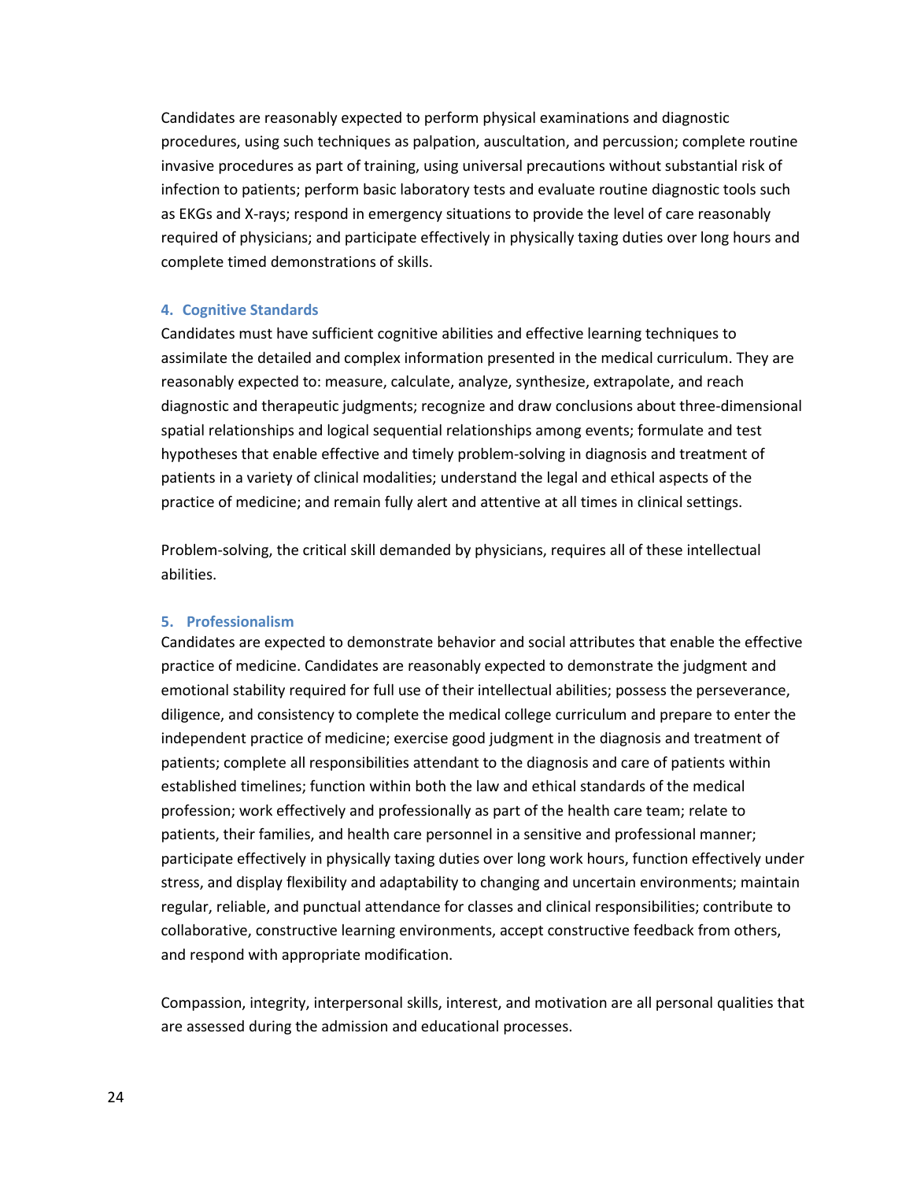Candidates are reasonably expected to perform physical examinations and diagnostic procedures, using such techniques as palpation, auscultation, and percussion; complete routine invasive procedures as part of training, using universal precautions without substantial risk of infection to patients; perform basic laboratory tests and evaluate routine diagnostic tools such as EKGs and X-rays; respond in emergency situations to provide the level of care reasonably required of physicians; and participate effectively in physically taxing duties over long hours and complete timed demonstrations of skills.

### 4. Cognitive Standards

Candidates must have sufficient cognitive abilities and effective learning techniques to assimilate the detailed and complex information presented in the medical curriculum. They are reasonably expected to: measure, calculate, analyze, synthesize, extrapolate, and reach diagnostic and therapeutic judgments; recognize and draw conclusions about three-dimensional spatial relationships and logical sequential relationships among events; formulate and test hypotheses that enable effective and timely problem-solving in diagnosis and treatment of patients in a variety of clinical modalities; understand the legal and ethical aspects of the practice of medicine; and remain fully alert and attentive at all times in clinical settings.

Problem-solving, the critical skill demanded by physicians, requires all of these intellectual abilities.

### 5. Professionalism

Candidates are expected to demonstrate behavior and social attributes that enable the effective practice of medicine. Candidates are reasonably expected to demonstrate the judgment and emotional stability required for full use of their intellectual abilities; possess the perseverance, diligence, and consistency to complete the medical college curriculum and prepare to enter the independent practice of medicine; exercise good judgment in the diagnosis and treatment of patients; complete all responsibilities attendant to the diagnosis and care of patients within established timelines; function within both the law and ethical standards of the medical profession; work effectively and professionally as part of the health care team; relate to patients, their families, and health care personnel in a sensitive and professional manner; participate effectively in physically taxing duties over long work hours, function effectively under stress, and display flexibility and adaptability to changing and uncertain environments; maintain regular, reliable, and punctual attendance for classes and clinical responsibilities; contribute to collaborative, constructive learning environments, accept constructive feedback from others, and respond with appropriate modification.

Compassion, integrity, interpersonal skills, interest, and motivation are all personal qualities that are assessed during the admission and educational processes.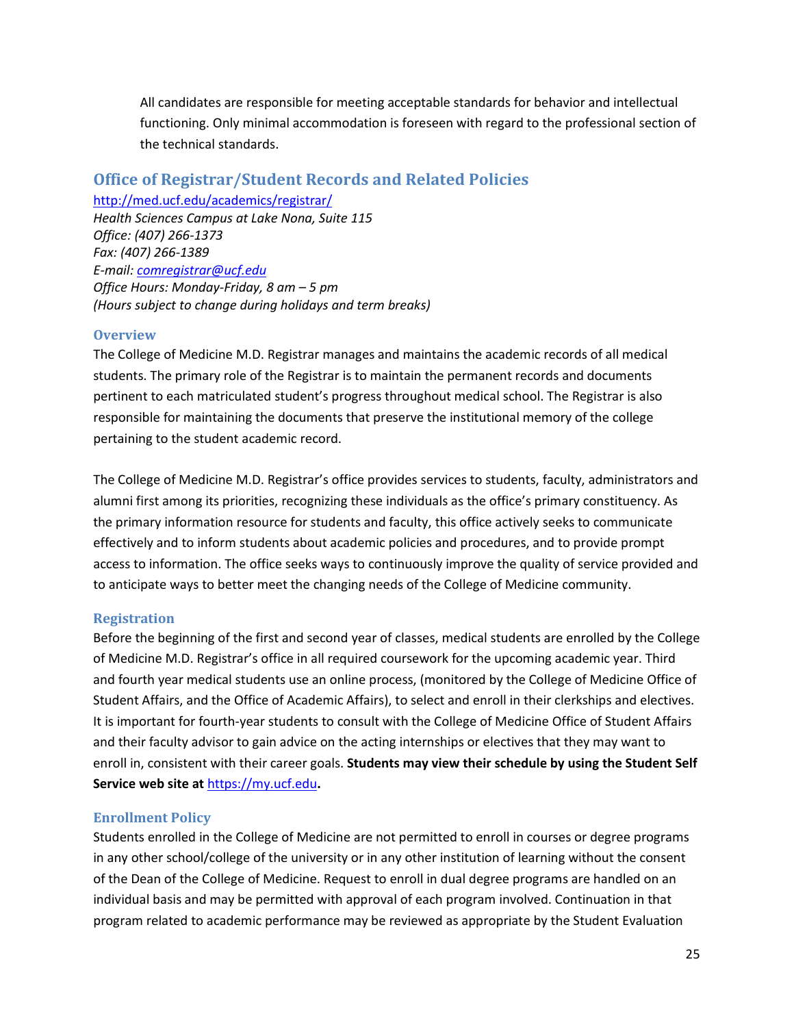All candidates are responsible for meeting acceptable standards for behavior and intellectual functioning. Only minimal accommodation is foreseen with regard to the professional section of the technical standards.

## Office of Registrar/Student Records and Related Policies

http://med.ucf.edu/academics/registrar/
*Health Sciences Campus at Lake Nona, Suite 115*
*Office: (407) 266-1373*
*Fax: (407) 266-1389*
*E-mail: comregistrar@ucf.edu*
*Office Hours: Monday-Friday, 8 am – 5 pm*
*(Hours subject to change during holidays and term breaks)*

### Overview

The College of Medicine M.D. Registrar manages and maintains the academic records of all medical students. The primary role of the Registrar is to maintain the permanent records and documents pertinent to each matriculated student's progress throughout medical school. The Registrar is also responsible for maintaining the documents that preserve the institutional memory of the college pertaining to the student academic record.

The College of Medicine M.D. Registrar's office provides services to students, faculty, administrators and alumni first among its priorities, recognizing these individuals as the office's primary constituency. As the primary information resource for students and faculty, this office actively seeks to communicate effectively and to inform students about academic policies and procedures, and to provide prompt access to information. The office seeks ways to continuously improve the quality of service provided and to anticipate ways to better meet the changing needs of the College of Medicine community.

### Registration

Before the beginning of the first and second year of classes, medical students are enrolled by the College of Medicine M.D. Registrar's office in all required coursework for the upcoming academic year. Third and fourth year medical students use an online process, (monitored by the College of Medicine Office of Student Affairs, and the Office of Academic Affairs), to select and enroll in their clerkships and electives. It is important for fourth-year students to consult with the College of Medicine Office of Student Affairs and their faculty advisor to gain advice on the acting internships or electives that they may want to enroll in, consistent with their career goals. **Students may view their schedule by using the Student Self Service web site at https://my.ucf.edu.**

### Enrollment Policy

Students enrolled in the College of Medicine are not permitted to enroll in courses or degree programs in any other school/college of the university or in any other institution of learning without the consent of the Dean of the College of Medicine. Request to enroll in dual degree programs are handled on an individual basis and may be permitted with approval of each program involved. Continuation in that program related to academic performance may be reviewed as appropriate by the Student Evaluation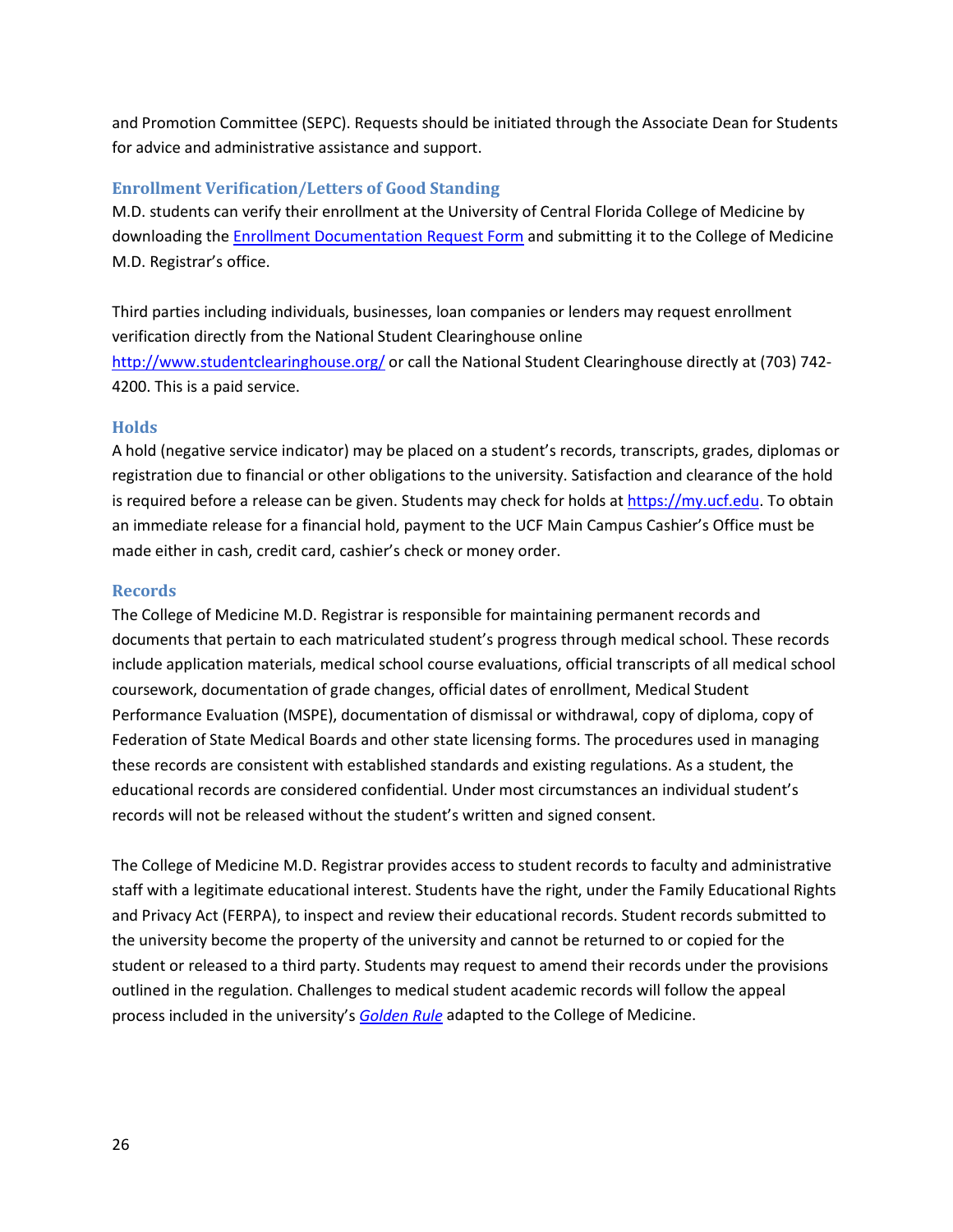and Promotion Committee (SEPC). Requests should be initiated through the Associate Dean for Students for advice and administrative assistance and support.

### Enrollment Verification/Letters of Good Standing

M.D. students can verify their enrollment at the University of Central Florida College of Medicine by downloading the [Enrollment Documentation Request Form]() and submitting it to the College of Medicine M.D. Registrar's office.

Third parties including individuals, businesses, loan companies or lenders may request enrollment verification directly from the National Student Clearinghouse online http://www.studentclearinghouse.org/ or call the National Student Clearinghouse directly at (703) 742-4200. This is a paid service.

### Holds

A hold (negative service indicator) may be placed on a student's records, transcripts, grades, diplomas or registration due to financial or other obligations to the university. Satisfaction and clearance of the hold is required before a release can be given. Students may check for holds at https://my.ucf.edu. To obtain an immediate release for a financial hold, payment to the UCF Main Campus Cashier's Office must be made either in cash, credit card, cashier's check or money order.

### Records

The College of Medicine M.D. Registrar is responsible for maintaining permanent records and documents that pertain to each matriculated student's progress through medical school. These records include application materials, medical school course evaluations, official transcripts of all medical school coursework, documentation of grade changes, official dates of enrollment, Medical Student Performance Evaluation (MSPE), documentation of dismissal or withdrawal, copy of diploma, copy of Federation of State Medical Boards and other state licensing forms. The procedures used in managing these records are consistent with established standards and existing regulations. As a student, the educational records are considered confidential. Under most circumstances an individual student's records will not be released without the student's written and signed consent.

The College of Medicine M.D. Registrar provides access to student records to faculty and administrative staff with a legitimate educational interest. Students have the right, under the Family Educational Rights and Privacy Act (FERPA), to inspect and review their educational records. Student records submitted to the university become the property of the university and cannot be returned to or copied for the student or released to a third party. Students may request to amend their records under the provisions outlined in the regulation. Challenges to medical student academic records will follow the appeal process included in the university's *[Golden Rule]()* adapted to the College of Medicine.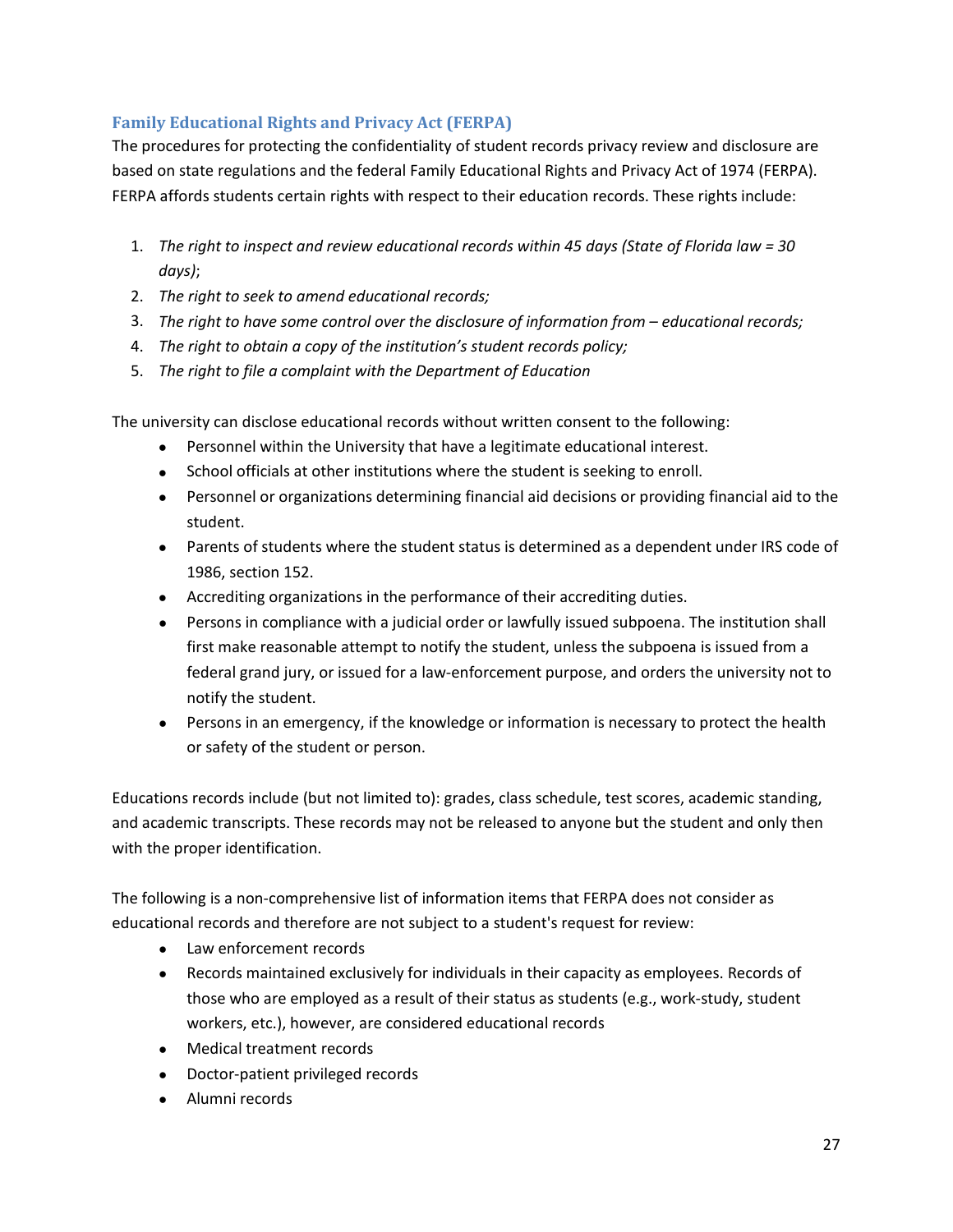## Family Educational Rights and Privacy Act (FERPA)

The procedures for protecting the confidentiality of student records privacy review and disclosure are based on state regulations and the federal Family Educational Rights and Privacy Act of 1974 (FERPA). FERPA affords students certain rights with respect to their education records. These rights include:

1. *The right to inspect and review educational records within 45 days (State of Florida law = 30 days)*;
2. *The right to seek to amend educational records;*
3. *The right to have some control over the disclosure of information from – educational records;*
4. *The right to obtain a copy of the institution's student records policy;*
5. *The right to file a complaint with the Department of Education*

The university can disclose educational records without written consent to the following:

- Personnel within the University that have a legitimate educational interest.
- School officials at other institutions where the student is seeking to enroll.
- Personnel or organizations determining financial aid decisions or providing financial aid to the student.
- Parents of students where the student status is determined as a dependent under IRS code of 1986, section 152.
- Accrediting organizations in the performance of their accrediting duties.
- Persons in compliance with a judicial order or lawfully issued subpoena. The institution shall first make reasonable attempt to notify the student, unless the subpoena is issued from a federal grand jury, or issued for a law-enforcement purpose, and orders the university not to notify the student.
- Persons in an emergency, if the knowledge or information is necessary to protect the health or safety of the student or person.

Educations records include (but not limited to): grades, class schedule, test scores, academic standing, and academic transcripts. These records may not be released to anyone but the student and only then with the proper identification.

The following is a non-comprehensive list of information items that FERPA does not consider as educational records and therefore are not subject to a student's request for review:

- Law enforcement records
- Records maintained exclusively for individuals in their capacity as employees. Records of those who are employed as a result of their status as students (e.g., work-study, student workers, etc.), however, are considered educational records
- Medical treatment records
- Doctor-patient privileged records
- Alumni records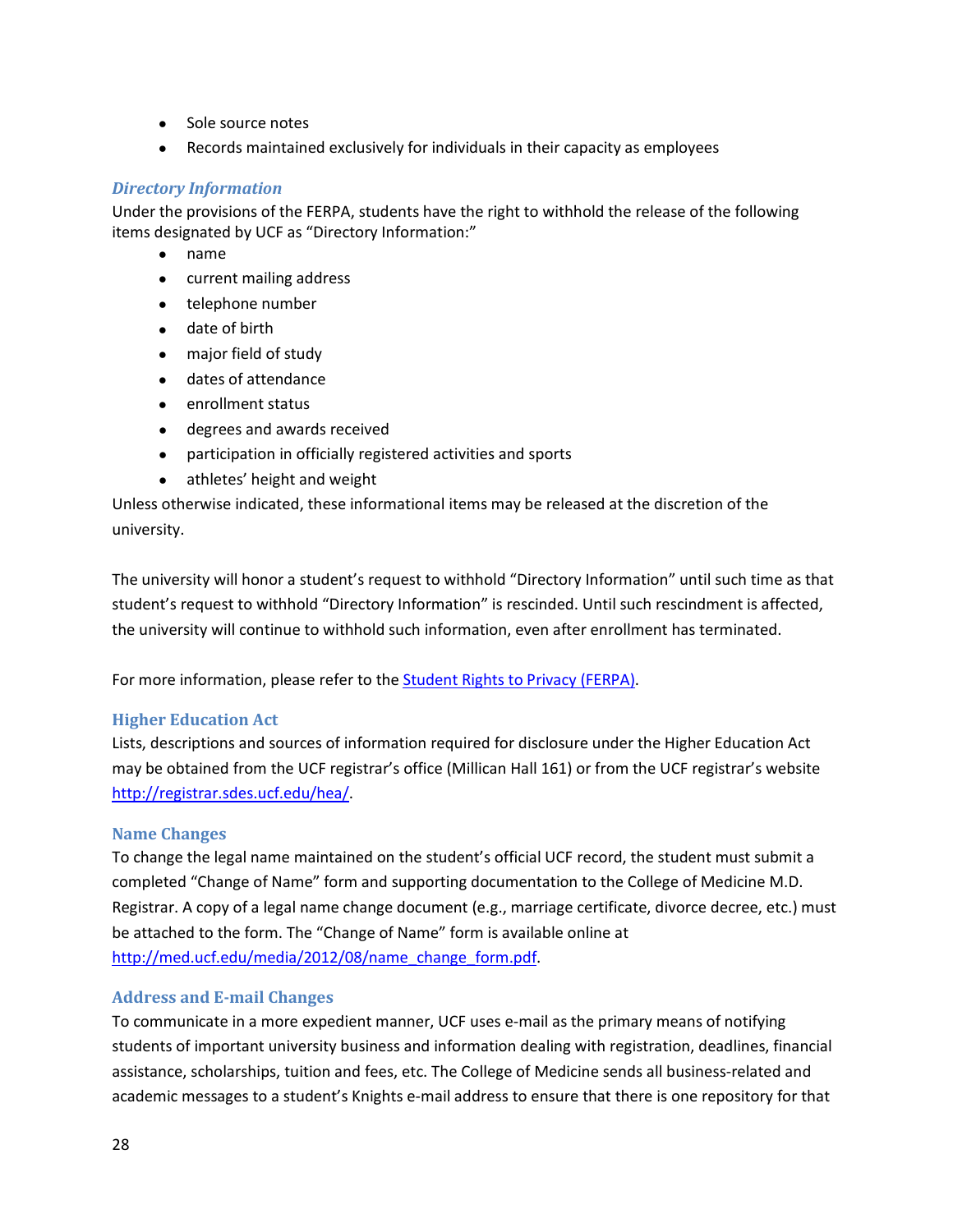- Sole source notes
- Records maintained exclusively for individuals in their capacity as employees

### *Directory Information*

Under the provisions of the FERPA, students have the right to withhold the release of the following items designated by UCF as "Directory Information:"

- name
- current mailing address
- telephone number
- date of birth
- major field of study
- dates of attendance
- enrollment status
- degrees and awards received
- participation in officially registered activities and sports
- athletes' height and weight

Unless otherwise indicated, these informational items may be released at the discretion of the university.

The university will honor a student's request to withhold "Directory Information" until such time as that student's request to withhold "Directory Information" is rescinded. Until such rescindment is affected, the university will continue to withhold such information, even after enrollment has terminated.

For more information, please refer to the [Student Rights to Privacy (FERPA)](Student Rights to Privacy (FERPA)).

### Higher Education Act

Lists, descriptions and sources of information required for disclosure under the Higher Education Act may be obtained from the UCF registrar's office (Millican Hall 161) or from the UCF registrar's website http://registrar.sdes.ucf.edu/hea/.

### Name Changes

To change the legal name maintained on the student's official UCF record, the student must submit a completed "Change of Name" form and supporting documentation to the College of Medicine M.D. Registrar. A copy of a legal name change document (e.g., marriage certificate, divorce decree, etc.) must be attached to the form. The "Change of Name" form is available online at http://med.ucf.edu/media/2012/08/name_change_form.pdf.

### Address and E-mail Changes

To communicate in a more expedient manner, UCF uses e-mail as the primary means of notifying students of important university business and information dealing with registration, deadlines, financial assistance, scholarships, tuition and fees, etc. The College of Medicine sends all business-related and academic messages to a student's Knights e-mail address to ensure that there is one repository for that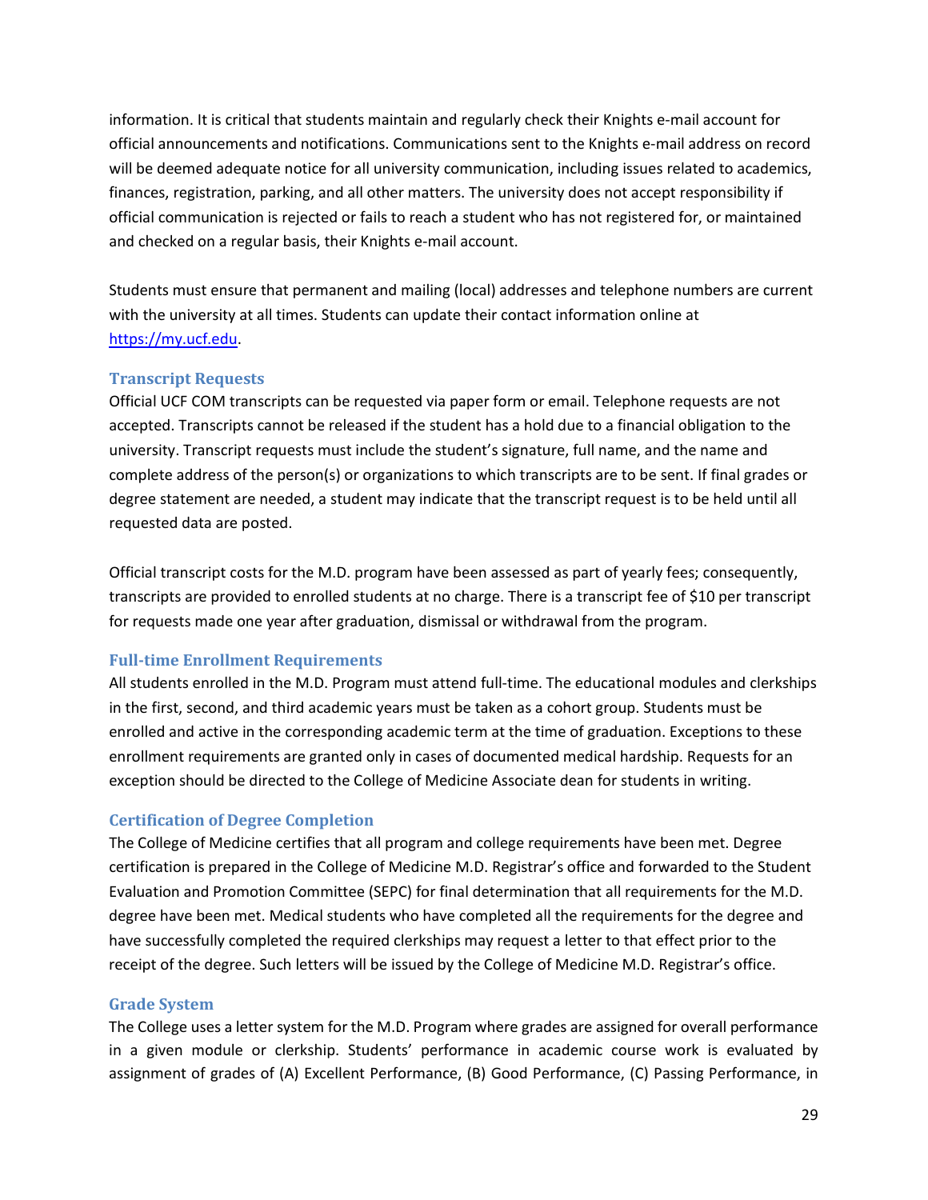information. It is critical that students maintain and regularly check their Knights e-mail account for official announcements and notifications. Communications sent to the Knights e-mail address on record will be deemed adequate notice for all university communication, including issues related to academics, finances, registration, parking, and all other matters. The university does not accept responsibility if official communication is rejected or fails to reach a student who has not registered for, or maintained and checked on a regular basis, their Knights e-mail account.

Students must ensure that permanent and mailing (local) addresses and telephone numbers are current with the university at all times. Students can update their contact information online at [https://my.ucf.edu](https://my.ucf.edu).

### Transcript Requests

Official UCF COM transcripts can be requested via paper form or email. Telephone requests are not accepted. Transcripts cannot be released if the student has a hold due to a financial obligation to the university. Transcript requests must include the student's signature, full name, and the name and complete address of the person(s) or organizations to which transcripts are to be sent. If final grades or degree statement are needed, a student may indicate that the transcript request is to be held until all requested data are posted.

Official transcript costs for the M.D. program have been assessed as part of yearly fees; consequently, transcripts are provided to enrolled students at no charge. There is a transcript fee of $10 per transcript for requests made one year after graduation, dismissal or withdrawal from the program.

### Full-time Enrollment Requirements

All students enrolled in the M.D. Program must attend full-time. The educational modules and clerkships in the first, second, and third academic years must be taken as a cohort group. Students must be enrolled and active in the corresponding academic term at the time of graduation. Exceptions to these enrollment requirements are granted only in cases of documented medical hardship. Requests for an exception should be directed to the College of Medicine Associate dean for students in writing.

### Certification of Degree Completion

The College of Medicine certifies that all program and college requirements have been met. Degree certification is prepared in the College of Medicine M.D. Registrar's office and forwarded to the Student Evaluation and Promotion Committee (SEPC) for final determination that all requirements for the M.D. degree have been met. Medical students who have completed all the requirements for the degree and have successfully completed the required clerkships may request a letter to that effect prior to the receipt of the degree. Such letters will be issued by the College of Medicine M.D. Registrar's office.

### Grade System

The College uses a letter system for the M.D. Program where grades are assigned for overall performance in a given module or clerkship. Students' performance in academic course work is evaluated by assignment of grades of (A) Excellent Performance, (B) Good Performance, (C) Passing Performance, in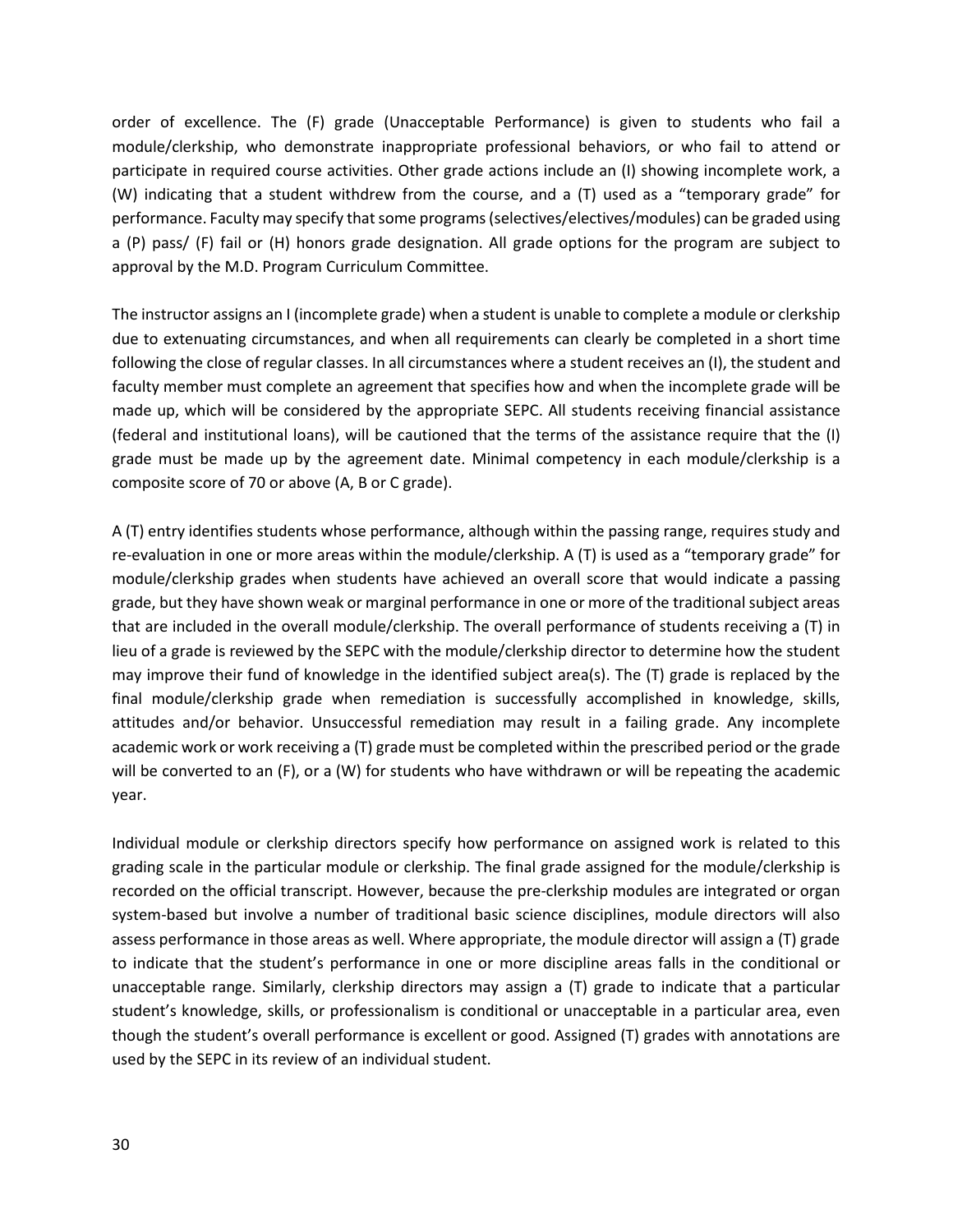order of excellence. The (F) grade (Unacceptable Performance) is given to students who fail a module/clerkship, who demonstrate inappropriate professional behaviors, or who fail to attend or participate in required course activities. Other grade actions include an (I) showing incomplete work, a (W) indicating that a student withdrew from the course, and a (T) used as a "temporary grade" for performance. Faculty may specify that some programs (selectives/electives/modules) can be graded using a (P) pass/ (F) fail or (H) honors grade designation. All grade options for the program are subject to approval by the M.D. Program Curriculum Committee.

The instructor assigns an I (incomplete grade) when a student is unable to complete a module or clerkship due to extenuating circumstances, and when all requirements can clearly be completed in a short time following the close of regular classes. In all circumstances where a student receives an (I), the student and faculty member must complete an agreement that specifies how and when the incomplete grade will be made up, which will be considered by the appropriate SEPC. All students receiving financial assistance (federal and institutional loans), will be cautioned that the terms of the assistance require that the (I) grade must be made up by the agreement date. Minimal competency in each module/clerkship is a composite score of 70 or above (A, B or C grade).

A (T) entry identifies students whose performance, although within the passing range, requires study and re-evaluation in one or more areas within the module/clerkship. A (T) is used as a "temporary grade" for module/clerkship grades when students have achieved an overall score that would indicate a passing grade, but they have shown weak or marginal performance in one or more of the traditional subject areas that are included in the overall module/clerkship. The overall performance of students receiving a (T) in lieu of a grade is reviewed by the SEPC with the module/clerkship director to determine how the student may improve their fund of knowledge in the identified subject area(s). The (T) grade is replaced by the final module/clerkship grade when remediation is successfully accomplished in knowledge, skills, attitudes and/or behavior. Unsuccessful remediation may result in a failing grade. Any incomplete academic work or work receiving a (T) grade must be completed within the prescribed period or the grade will be converted to an (F), or a (W) for students who have withdrawn or will be repeating the academic year.

Individual module or clerkship directors specify how performance on assigned work is related to this grading scale in the particular module or clerkship. The final grade assigned for the module/clerkship is recorded on the official transcript. However, because the pre-clerkship modules are integrated or organ system-based but involve a number of traditional basic science disciplines, module directors will also assess performance in those areas as well. Where appropriate, the module director will assign a (T) grade to indicate that the student's performance in one or more discipline areas falls in the conditional or unacceptable range. Similarly, clerkship directors may assign a (T) grade to indicate that a particular student's knowledge, skills, or professionalism is conditional or unacceptable in a particular area, even though the student's overall performance is excellent or good. Assigned (T) grades with annotations are used by the SEPC in its review of an individual student.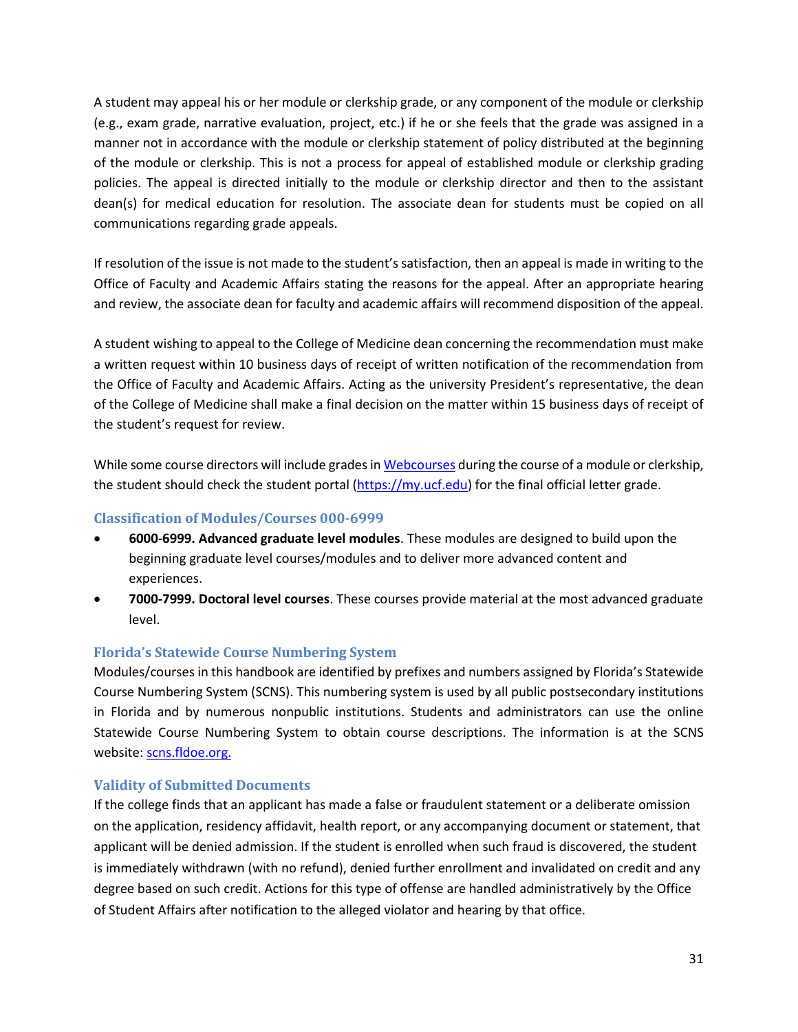A student may appeal his or her module or clerkship grade, or any component of the module or clerkship (e.g., exam grade, narrative evaluation, project, etc.) if he or she feels that the grade was assigned in a manner not in accordance with the module or clerkship statement of policy distributed at the beginning of the module or clerkship. This is not a process for appeal of established module or clerkship grading policies. The appeal is directed initially to the module or clerkship director and then to the assistant dean(s) for medical education for resolution. The associate dean for students must be copied on all communications regarding grade appeals.

If resolution of the issue is not made to the student's satisfaction, then an appeal is made in writing to the Office of Faculty and Academic Affairs stating the reasons for the appeal. After an appropriate hearing and review, the associate dean for faculty and academic affairs will recommend disposition of the appeal.

A student wishing to appeal to the College of Medicine dean concerning the recommendation must make a written request within 10 business days of receipt of written notification of the recommendation from the Office of Faculty and Academic Affairs. Acting as the university President's representative, the dean of the College of Medicine shall make a final decision on the matter within 15 business days of receipt of the student's request for review.

While some course directors will include grades in [Webcourses](Webcourses) during the course of a module or clerkship, the student should check the student portal ([https://my.ucf.edu](https://my.ucf.edu)) for the final official letter grade.

### Classification of Modules/Courses 000-6999

- **6000-6999. Advanced graduate level modules**. These modules are designed to build upon the beginning graduate level courses/modules and to deliver more advanced content and experiences.
- **7000-7999. Doctoral level courses**. These courses provide material at the most advanced graduate level.

### Florida's Statewide Course Numbering System

Modules/courses in this handbook are identified by prefixes and numbers assigned by Florida's Statewide Course Numbering System (SCNS). This numbering system is used by all public postsecondary institutions in Florida and by numerous nonpublic institutions. Students and administrators can use the online Statewide Course Numbering System to obtain course descriptions. The information is at the SCNS website: [scns.fldoe.org.](scns.fldoe.org)

### Validity of Submitted Documents

If the college finds that an applicant has made a false or fraudulent statement or a deliberate omission on the application, residency affidavit, health report, or any accompanying document or statement, that applicant will be denied admission. If the student is enrolled when such fraud is discovered, the student is immediately withdrawn (with no refund), denied further enrollment and invalidated on credit and any degree based on such credit. Actions for this type of offense are handled administratively by the Office of Student Affairs after notification to the alleged violator and hearing by that office.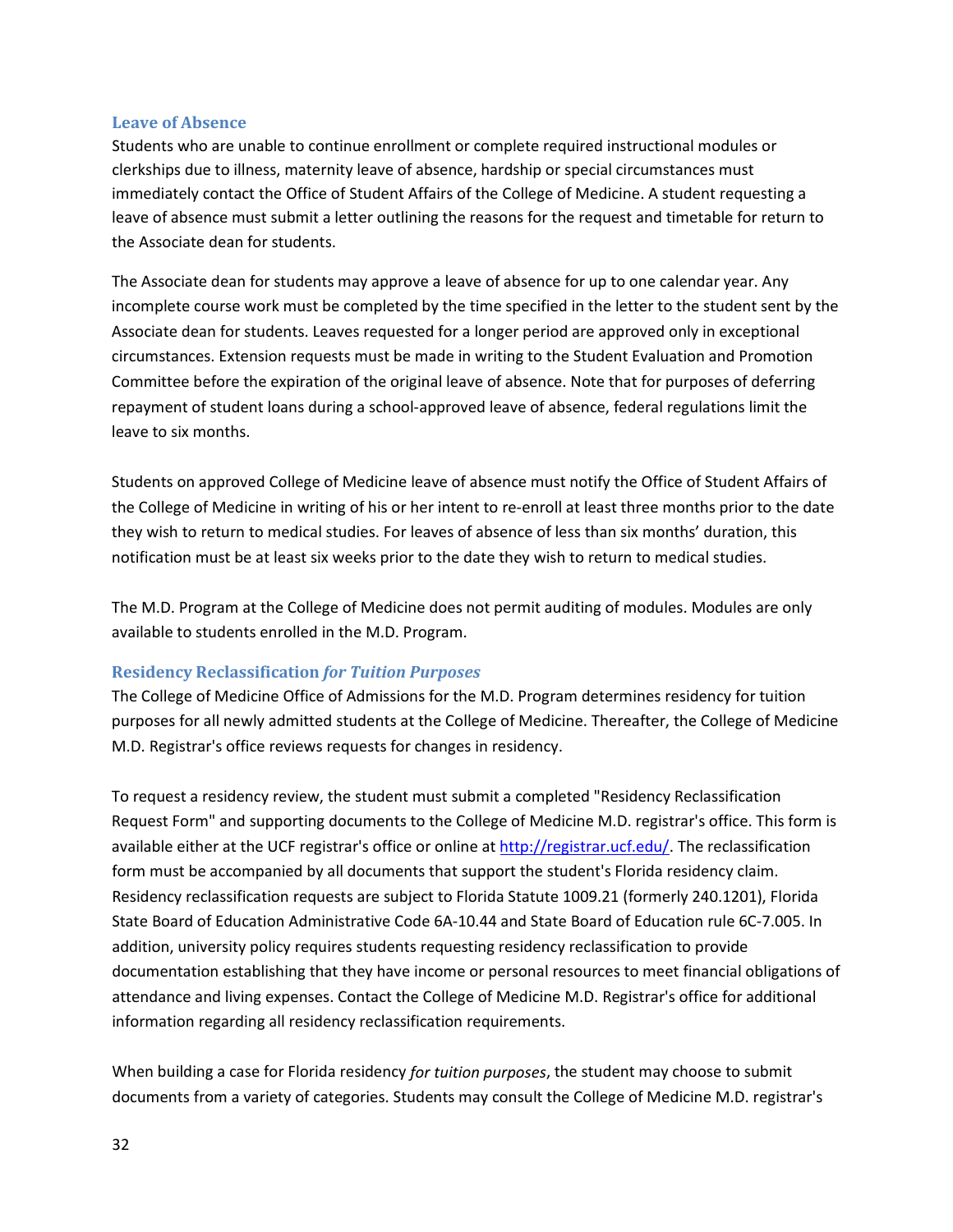## Leave of Absence

Students who are unable to continue enrollment or complete required instructional modules or clerkships due to illness, maternity leave of absence, hardship or special circumstances must immediately contact the Office of Student Affairs of the College of Medicine. A student requesting a leave of absence must submit a letter outlining the reasons for the request and timetable for return to the Associate dean for students.

The Associate dean for students may approve a leave of absence for up to one calendar year. Any incomplete course work must be completed by the time specified in the letter to the student sent by the Associate dean for students. Leaves requested for a longer period are approved only in exceptional circumstances. Extension requests must be made in writing to the Student Evaluation and Promotion Committee before the expiration of the original leave of absence. Note that for purposes of deferring repayment of student loans during a school-approved leave of absence, federal regulations limit the leave to six months.

Students on approved College of Medicine leave of absence must notify the Office of Student Affairs of the College of Medicine in writing of his or her intent to re-enroll at least three months prior to the date they wish to return to medical studies. For leaves of absence of less than six months' duration, this notification must be at least six weeks prior to the date they wish to return to medical studies.

The M.D. Program at the College of Medicine does not permit auditing of modules. Modules are only available to students enrolled in the M.D. Program.

## Residency Reclassification *for Tuition Purposes*

The College of Medicine Office of Admissions for the M.D. Program determines residency for tuition purposes for all newly admitted students at the College of Medicine. Thereafter, the College of Medicine M.D. Registrar's office reviews requests for changes in residency.

To request a residency review, the student must submit a completed "Residency Reclassification Request Form" and supporting documents to the College of Medicine M.D. registrar's office. This form is available either at the UCF registrar's office or online at [http://registrar.ucf.edu/](http://registrar.ucf.edu/). The reclassification form must be accompanied by all documents that support the student's Florida residency claim. Residency reclassification requests are subject to Florida Statute 1009.21 (formerly 240.1201), Florida State Board of Education Administrative Code 6A-10.44 and State Board of Education rule 6C-7.005. In addition, university policy requires students requesting residency reclassification to provide documentation establishing that they have income or personal resources to meet financial obligations of attendance and living expenses. Contact the College of Medicine M.D. Registrar's office for additional information regarding all residency reclassification requirements.

When building a case for Florida residency *for tuition purposes*, the student may choose to submit documents from a variety of categories. Students may consult the College of Medicine M.D. registrar's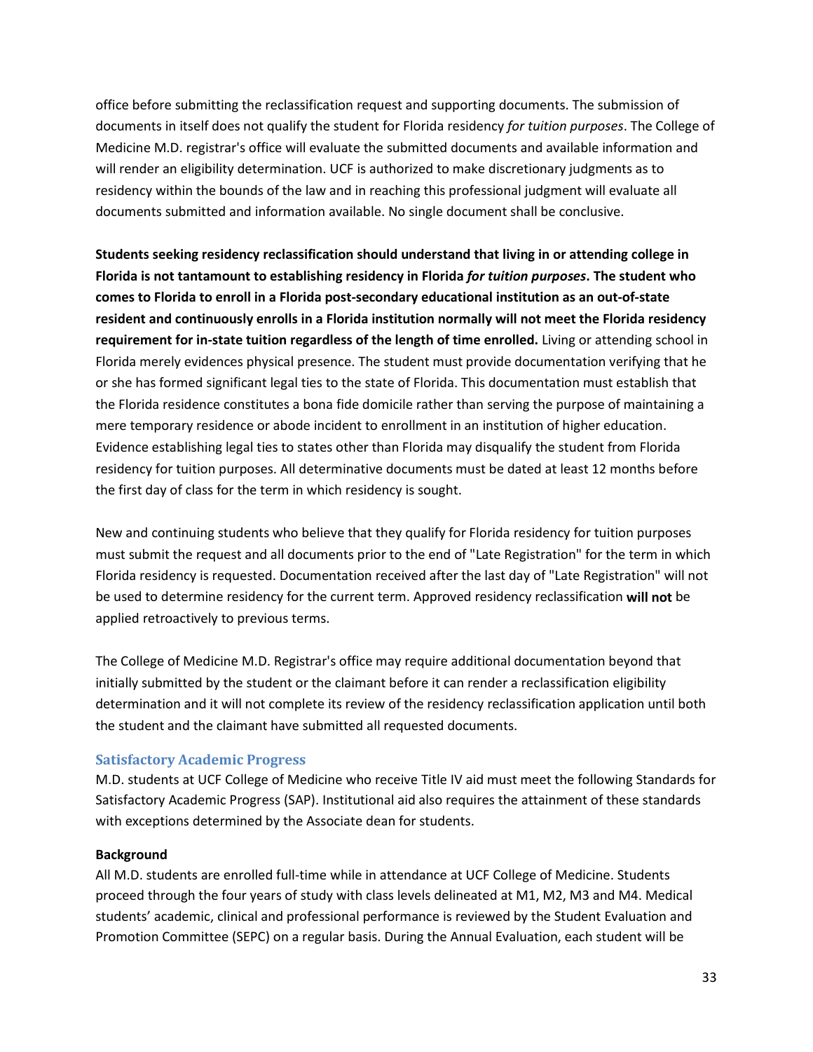office before submitting the reclassification request and supporting documents. The submission of documents in itself does not qualify the student for Florida residency *for tuition purposes*. The College of Medicine M.D. registrar's office will evaluate the submitted documents and available information and will render an eligibility determination. UCF is authorized to make discretionary judgments as to residency within the bounds of the law and in reaching this professional judgment will evaluate all documents submitted and information available. No single document shall be conclusive.

**Students seeking residency reclassification should understand that living in or attending college in Florida is not tantamount to establishing residency in Florida *for tuition purposes*. The student who comes to Florida to enroll in a Florida post-secondary educational institution as an out-of-state resident and continuously enrolls in a Florida institution normally will not meet the Florida residency requirement for in-state tuition regardless of the length of time enrolled.** Living or attending school in Florida merely evidences physical presence. The student must provide documentation verifying that he or she has formed significant legal ties to the state of Florida. This documentation must establish that the Florida residence constitutes a bona fide domicile rather than serving the purpose of maintaining a mere temporary residence or abode incident to enrollment in an institution of higher education. Evidence establishing legal ties to states other than Florida may disqualify the student from Florida residency for tuition purposes. All determinative documents must be dated at least 12 months before the first day of class for the term in which residency is sought.

New and continuing students who believe that they qualify for Florida residency for tuition purposes must submit the request and all documents prior to the end of "Late Registration" for the term in which Florida residency is requested. Documentation received after the last day of "Late Registration" will not be used to determine residency for the current term. Approved residency reclassification **will not** be applied retroactively to previous terms.

The College of Medicine M.D. Registrar's office may require additional documentation beyond that initially submitted by the student or the claimant before it can render a reclassification eligibility determination and it will not complete its review of the residency reclassification application until both the student and the claimant have submitted all requested documents.

## Satisfactory Academic Progress

M.D. students at UCF College of Medicine who receive Title IV aid must meet the following Standards for Satisfactory Academic Progress (SAP). Institutional aid also requires the attainment of these standards with exceptions determined by the Associate dean for students.

**Background**

All M.D. students are enrolled full-time while in attendance at UCF College of Medicine. Students proceed through the four years of study with class levels delineated at M1, M2, M3 and M4. Medical students' academic, clinical and professional performance is reviewed by the Student Evaluation and Promotion Committee (SEPC) on a regular basis. During the Annual Evaluation, each student will be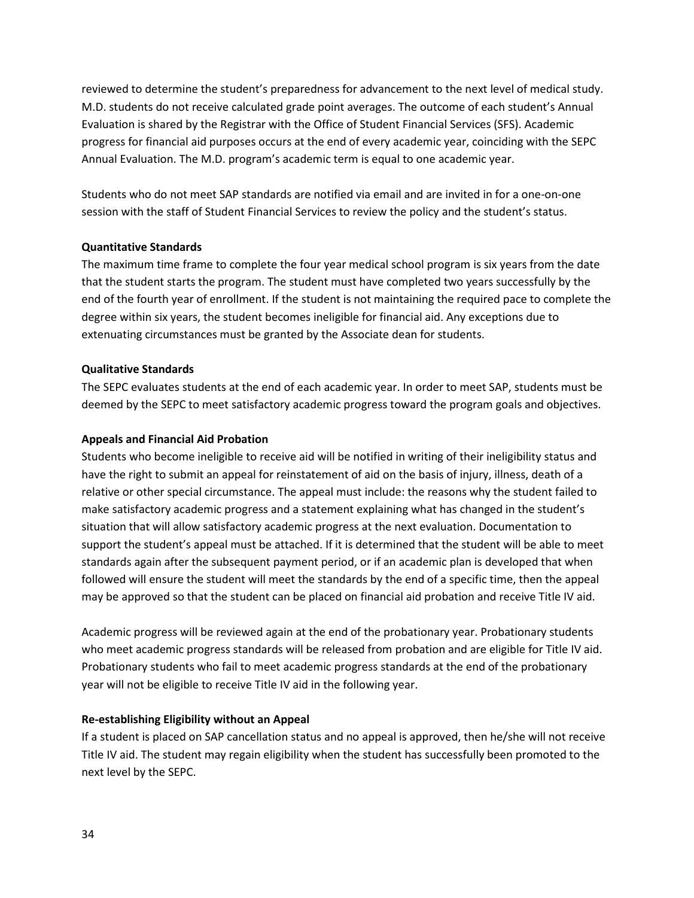reviewed to determine the student's preparedness for advancement to the next level of medical study. M.D. students do not receive calculated grade point averages. The outcome of each student's Annual Evaluation is shared by the Registrar with the Office of Student Financial Services (SFS). Academic progress for financial aid purposes occurs at the end of every academic year, coinciding with the SEPC Annual Evaluation. The M.D. program's academic term is equal to one academic year.

Students who do not meet SAP standards are notified via email and are invited in for a one-on-one session with the staff of Student Financial Services to review the policy and the student's status.

**Quantitative Standards**

The maximum time frame to complete the four year medical school program is six years from the date that the student starts the program. The student must have completed two years successfully by the end of the fourth year of enrollment. If the student is not maintaining the required pace to complete the degree within six years, the student becomes ineligible for financial aid. Any exceptions due to extenuating circumstances must be granted by the Associate dean for students.

**Qualitative Standards**

The SEPC evaluates students at the end of each academic year. In order to meet SAP, students must be deemed by the SEPC to meet satisfactory academic progress toward the program goals and objectives.

**Appeals and Financial Aid Probation**

Students who become ineligible to receive aid will be notified in writing of their ineligibility status and have the right to submit an appeal for reinstatement of aid on the basis of injury, illness, death of a relative or other special circumstance. The appeal must include: the reasons why the student failed to make satisfactory academic progress and a statement explaining what has changed in the student's situation that will allow satisfactory academic progress at the next evaluation. Documentation to support the student's appeal must be attached. If it is determined that the student will be able to meet standards again after the subsequent payment period, or if an academic plan is developed that when followed will ensure the student will meet the standards by the end of a specific time, then the appeal may be approved so that the student can be placed on financial aid probation and receive Title IV aid.

Academic progress will be reviewed again at the end of the probationary year. Probationary students who meet academic progress standards will be released from probation and are eligible for Title IV aid. Probationary students who fail to meet academic progress standards at the end of the probationary year will not be eligible to receive Title IV aid in the following year.

**Re-establishing Eligibility without an Appeal**

If a student is placed on SAP cancellation status and no appeal is approved, then he/she will not receive Title IV aid. The student may regain eligibility when the student has successfully been promoted to the next level by the SEPC.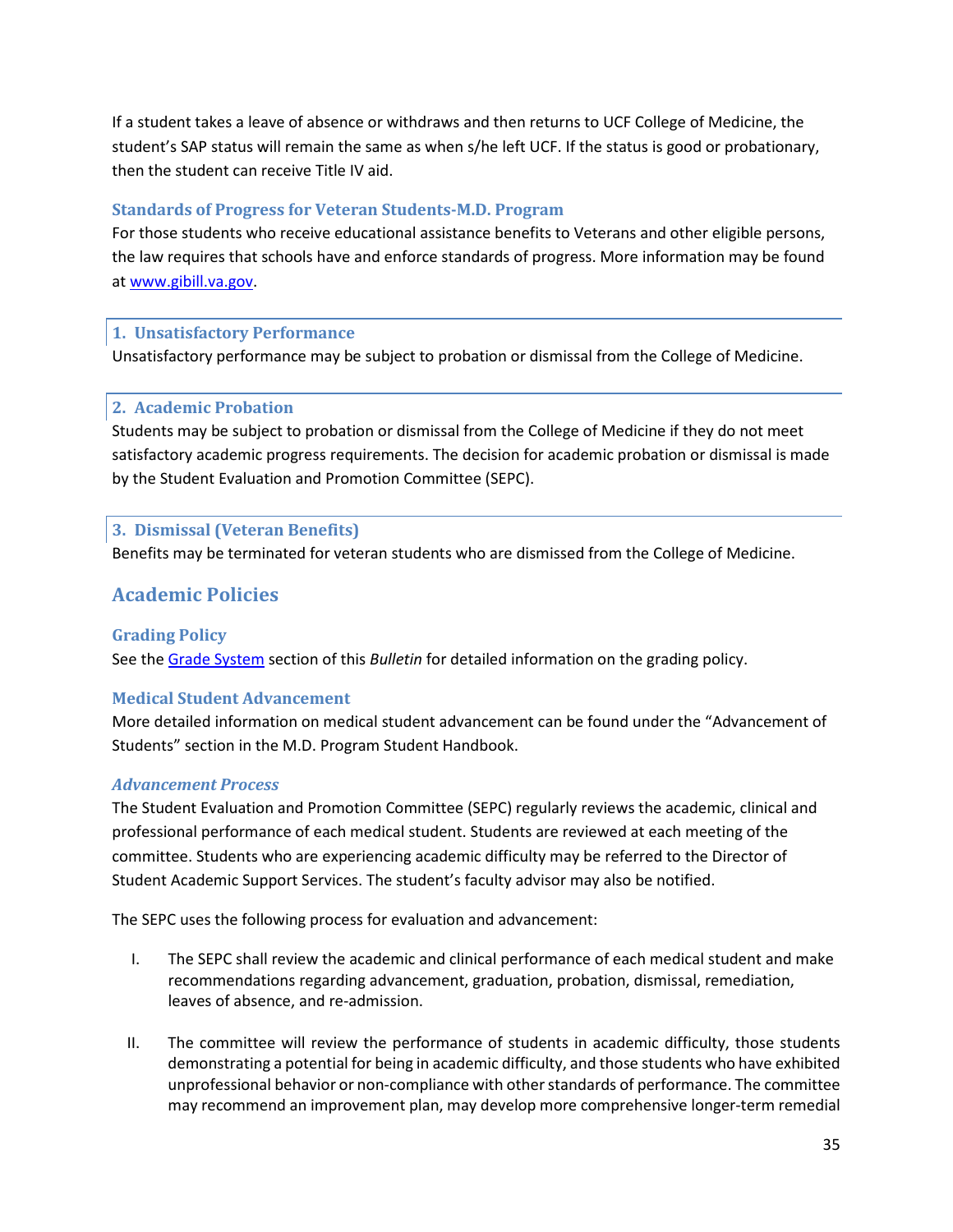If a student takes a leave of absence or withdraws and then returns to UCF College of Medicine, the student's SAP status will remain the same as when s/he left UCF. If the status is good or probationary, then the student can receive Title IV aid.

### Standards of Progress for Veteran Students-M.D. Program

For those students who receive educational assistance benefits to Veterans and other eligible persons, the law requires that schools have and enforce standards of progress. More information may be found at www.gibill.va.gov.

#### 1. Unsatisfactory Performance

Unsatisfactory performance may be subject to probation or dismissal from the College of Medicine.

#### 2. Academic Probation

Students may be subject to probation or dismissal from the College of Medicine if they do not meet satisfactory academic progress requirements. The decision for academic probation or dismissal is made by the Student Evaluation and Promotion Committee (SEPC).

#### 3. Dismissal (Veteran Benefits)

Benefits may be terminated for veteran students who are dismissed from the College of Medicine.

## Academic Policies

### Grading Policy

See the Grade System section of this *Bulletin* for detailed information on the grading policy.

### Medical Student Advancement

More detailed information on medical student advancement can be found under the "Advancement of Students" section in the M.D. Program Student Handbook.

#### *Advancement Process*

The Student Evaluation and Promotion Committee (SEPC) regularly reviews the academic, clinical and professional performance of each medical student. Students are reviewed at each meeting of the committee. Students who are experiencing academic difficulty may be referred to the Director of Student Academic Support Services. The student's faculty advisor may also be notified.

The SEPC uses the following process for evaluation and advancement:

I. The SEPC shall review the academic and clinical performance of each medical student and make recommendations regarding advancement, graduation, probation, dismissal, remediation, leaves of absence, and re-admission.

II. The committee will review the performance of students in academic difficulty, those students demonstrating a potential for being in academic difficulty, and those students who have exhibited unprofessional behavior or non-compliance with other standards of performance. The committee may recommend an improvement plan, may develop more comprehensive longer-term remedial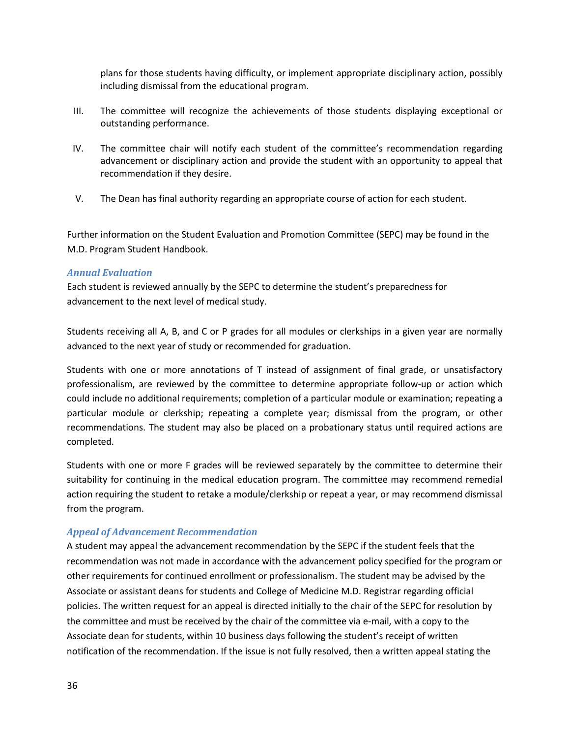plans for those students having difficulty, or implement appropriate disciplinary action, possibly including dismissal from the educational program.

III. The committee will recognize the achievements of those students displaying exceptional or outstanding performance.

IV. The committee chair will notify each student of the committee's recommendation regarding advancement or disciplinary action and provide the student with an opportunity to appeal that recommendation if they desire.

V. The Dean has final authority regarding an appropriate course of action for each student.

Further information on the Student Evaluation and Promotion Committee (SEPC) may be found in the M.D. Program Student Handbook.

### *Annual Evaluation*

Each student is reviewed annually by the SEPC to determine the student's preparedness for advancement to the next level of medical study.

Students receiving all A, B, and C or P grades for all modules or clerkships in a given year are normally advanced to the next year of study or recommended for graduation.

Students with one or more annotations of T instead of assignment of final grade, or unsatisfactory professionalism, are reviewed by the committee to determine appropriate follow-up or action which could include no additional requirements; completion of a particular module or examination; repeating a particular module or clerkship; repeating a complete year; dismissal from the program, or other recommendations. The student may also be placed on a probationary status until required actions are completed.

Students with one or more F grades will be reviewed separately by the committee to determine their suitability for continuing in the medical education program. The committee may recommend remedial action requiring the student to retake a module/clerkship or repeat a year, or may recommend dismissal from the program.

### *Appeal of Advancement Recommendation*

A student may appeal the advancement recommendation by the SEPC if the student feels that the recommendation was not made in accordance with the advancement policy specified for the program or other requirements for continued enrollment or professionalism. The student may be advised by the Associate or assistant deans for students and College of Medicine M.D. Registrar regarding official policies. The written request for an appeal is directed initially to the chair of the SEPC for resolution by the committee and must be received by the chair of the committee via e-mail, with a copy to the Associate dean for students, within 10 business days following the student's receipt of written notification of the recommendation. If the issue is not fully resolved, then a written appeal stating the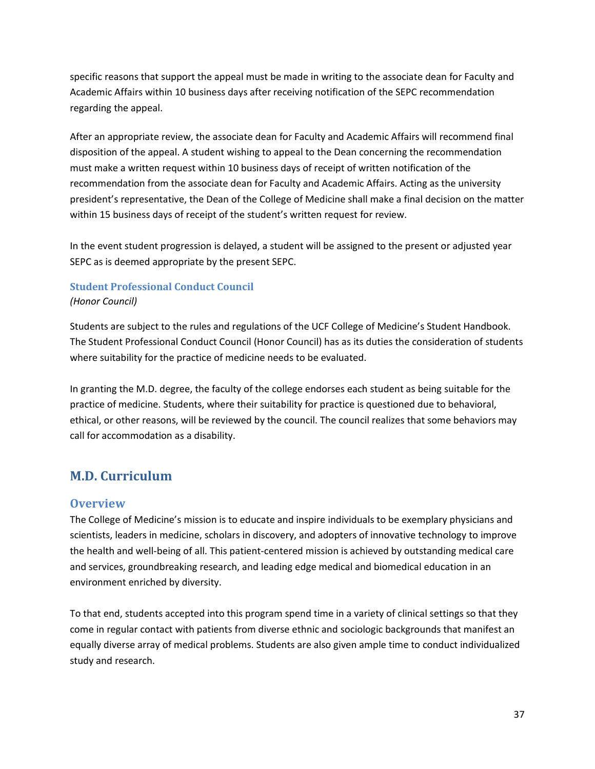specific reasons that support the appeal must be made in writing to the associate dean for Faculty and Academic Affairs within 10 business days after receiving notification of the SEPC recommendation regarding the appeal.

After an appropriate review, the associate dean for Faculty and Academic Affairs will recommend final disposition of the appeal. A student wishing to appeal to the Dean concerning the recommendation must make a written request within 10 business days of receipt of written notification of the recommendation from the associate dean for Faculty and Academic Affairs. Acting as the university president's representative, the Dean of the College of Medicine shall make a final decision on the matter within 15 business days of receipt of the student's written request for review.

In the event student progression is delayed, a student will be assigned to the present or adjusted year SEPC as is deemed appropriate by the present SEPC.

### Student Professional Conduct Council

*(Honor Council)*

Students are subject to the rules and regulations of the UCF College of Medicine's Student Handbook. The Student Professional Conduct Council (Honor Council) has as its duties the consideration of students where suitability for the practice of medicine needs to be evaluated.

In granting the M.D. degree, the faculty of the college endorses each student as being suitable for the practice of medicine. Students, where their suitability for practice is questioned due to behavioral, ethical, or other reasons, will be reviewed by the council. The council realizes that some behaviors may call for accommodation as a disability.

# M.D. Curriculum

## Overview

The College of Medicine's mission is to educate and inspire individuals to be exemplary physicians and scientists, leaders in medicine, scholars in discovery, and adopters of innovative technology to improve the health and well-being of all. This patient-centered mission is achieved by outstanding medical care and services, groundbreaking research, and leading edge medical and biomedical education in an environment enriched by diversity.

To that end, students accepted into this program spend time in a variety of clinical settings so that they come in regular contact with patients from diverse ethnic and sociologic backgrounds that manifest an equally diverse array of medical problems. Students are also given ample time to conduct individualized study and research.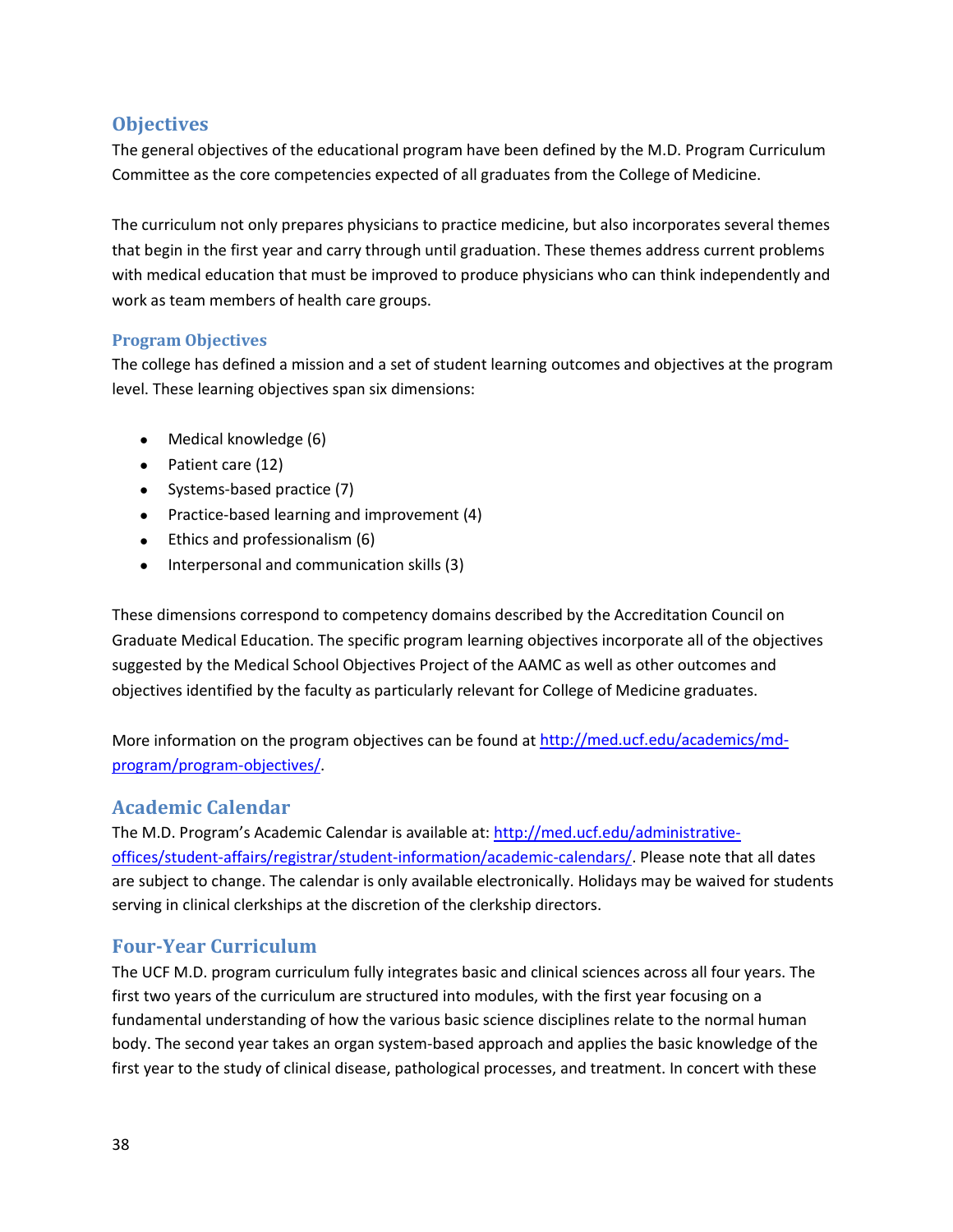## Objectives

The general objectives of the educational program have been defined by the M.D. Program Curriculum Committee as the core competencies expected of all graduates from the College of Medicine.

The curriculum not only prepares physicians to practice medicine, but also incorporates several themes that begin in the first year and carry through until graduation. These themes address current problems with medical education that must be improved to produce physicians who can think independently and work as team members of health care groups.

### Program Objectives

The college has defined a mission and a set of student learning outcomes and objectives at the program level. These learning objectives span six dimensions:

- Medical knowledge (6)
- Patient care (12)
- Systems-based practice (7)
- Practice-based learning and improvement (4)
- Ethics and professionalism (6)
- Interpersonal and communication skills (3)

These dimensions correspond to competency domains described by the Accreditation Council on Graduate Medical Education. The specific program learning objectives incorporate all of the objectives suggested by the Medical School Objectives Project of the AAMC as well as other outcomes and objectives identified by the faculty as particularly relevant for College of Medicine graduates.

More information on the program objectives can be found at [http://med.ucf.edu/academics/md-program/program-objectives/](http://med.ucf.edu/academics/md-program/program-objectives/).

## Academic Calendar

The M.D. Program's Academic Calendar is available at: [http://med.ucf.edu/administrative-offices/student-affairs/registrar/student-information/academic-calendars/](http://med.ucf.edu/administrative-offices/student-affairs/registrar/student-information/academic-calendars/). Please note that all dates are subject to change. The calendar is only available electronically. Holidays may be waived for students serving in clinical clerkships at the discretion of the clerkship directors.

## Four-Year Curriculum

The UCF M.D. program curriculum fully integrates basic and clinical sciences across all four years. The first two years of the curriculum are structured into modules, with the first year focusing on a fundamental understanding of how the various basic science disciplines relate to the normal human body. The second year takes an organ system-based approach and applies the basic knowledge of the first year to the study of clinical disease, pathological processes, and treatment. In concert with these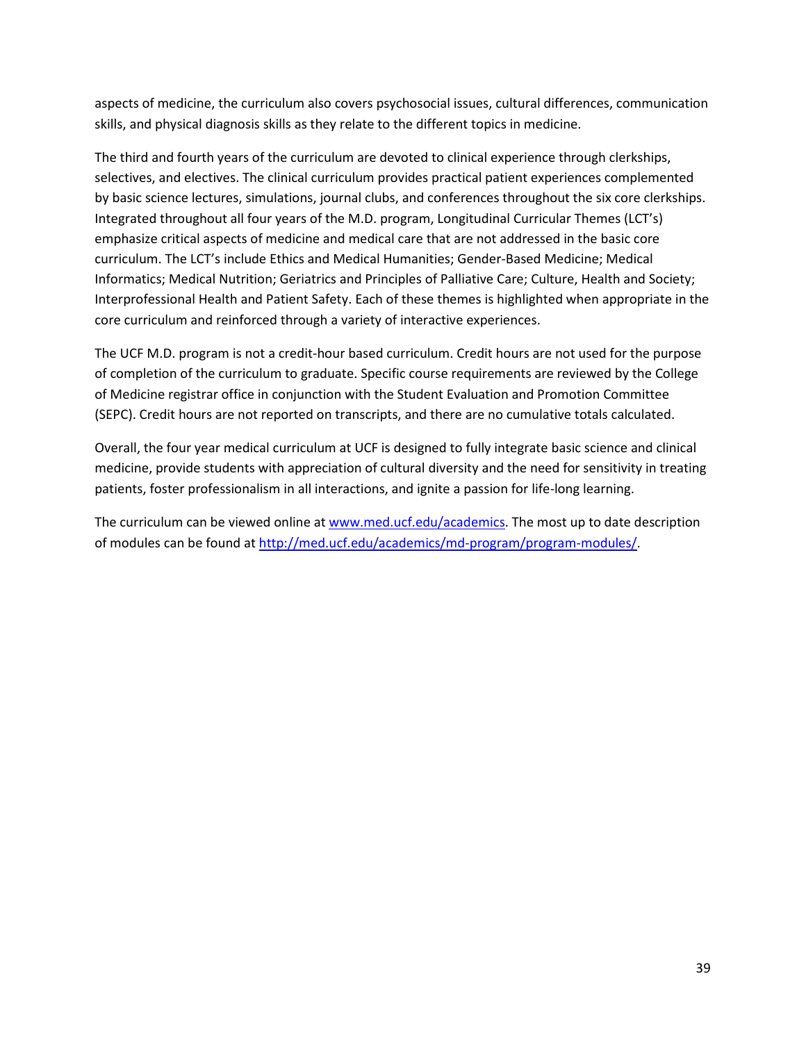aspects of medicine, the curriculum also covers psychosocial issues, cultural differences, communication skills, and physical diagnosis skills as they relate to the different topics in medicine.

The third and fourth years of the curriculum are devoted to clinical experience through clerkships, selectives, and electives. The clinical curriculum provides practical patient experiences complemented by basic science lectures, simulations, journal clubs, and conferences throughout the six core clerkships. Integrated throughout all four years of the M.D. program, Longitudinal Curricular Themes (LCT's) emphasize critical aspects of medicine and medical care that are not addressed in the basic core curriculum. The LCT's include Ethics and Medical Humanities; Gender-Based Medicine; Medical Informatics; Medical Nutrition; Geriatrics and Principles of Palliative Care; Culture, Health and Society; Interprofessional Health and Patient Safety. Each of these themes is highlighted when appropriate in the core curriculum and reinforced through a variety of interactive experiences.

The UCF M.D. program is not a credit-hour based curriculum. Credit hours are not used for the purpose of completion of the curriculum to graduate. Specific course requirements are reviewed by the College of Medicine registrar office in conjunction with the Student Evaluation and Promotion Committee (SEPC). Credit hours are not reported on transcripts, and there are no cumulative totals calculated.

Overall, the four year medical curriculum at UCF is designed to fully integrate basic science and clinical medicine, provide students with appreciation of cultural diversity and the need for sensitivity in treating patients, foster professionalism in all interactions, and ignite a passion for life-long learning.

The curriculum can be viewed online at [www.med.ucf.edu/academics](www.med.ucf.edu/academics). The most up to date description of modules can be found at [http://med.ucf.edu/academics/md-program/program-modules/](http://med.ucf.edu/academics/md-program/program-modules/).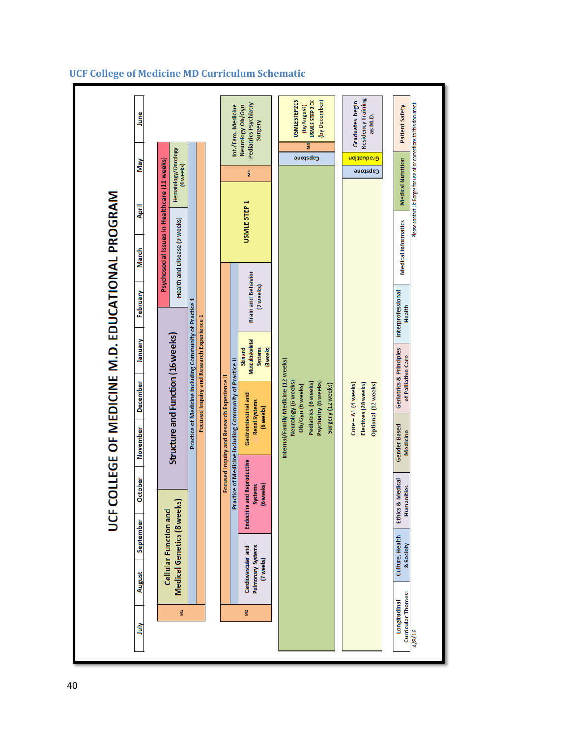## UCF College of Medicine MD Curriculum Schematic

# UCF COLLEGE OF MEDICINE M.D. EDUCATIONAL PROGRAM

| | July | August | September | October | November | December | January | February | March | April | May | June |
|---|---|---|---|---|---|---|---|---|---|---|---|---|
| M1 | | Cellular Function and Medical Genetics (8 weeks) | | | Structure and Function (16weeks) | | | | Psychosocial Issues in Healthcare (11 weeks); Health and Disease (9 weeks) | | Hematology/Oncology (4 weeks) | |
| M1 (longitudinal) | | Practice of Medicine including Community of Practice 1; Focused Inquiry and Research Experience 1 | | | | | | | | | | |
| M2 | | Cardiovascular and Pulmonary Systems (7 weeks) | Endocrine and Reproductive Systems (6 weeks) | | Gastrointestinal and Renal Systems (6 weeks) | | Skin and Musculoskeletal Systems (3weeks) | Brain and Behavior (7 weeks) | | USMLE STEP 1 | | |
| M2 (longitudinal) | | Focused Inquiry and Research Experience II; Practice of Medicine including Community of Practice II | | | | | | | | | | |
| M3 | | Internal/Family Medicine (12 weeks); Neurology (6 weeks); Ob/Gyn (6 weeks); Pediatrics (6 weeks); Psychiatry (6 weeks); Surgery (12 weeks) | | | | | | | | | Capstone | M3: Int./Fam. Medicine Neurology Ob/Gyn Pediatrics Psychiatry Surgery |
| M4 | | Core – A1 (4 weeks); Electives (28 weeks); Optional (12 weeks) | | | | | | | | | Capstone; Graduation | M4: USMLE STEP2CS (by August) USMLE STEP 2 CK (by December); Graduates begin Residency Training as M.D. |

**Longitudinal Curricular Themes:** Culture, Health & Society | Ethics & Medical Humanities | Gender Based Medicine | Geriatrics & Principles of Palliative Care | Interprofessional Health | Medical Informatics | Medical Nutrition | Patient Safety

4/8/16

Please contact Liz Borges for use of or corrections to this document.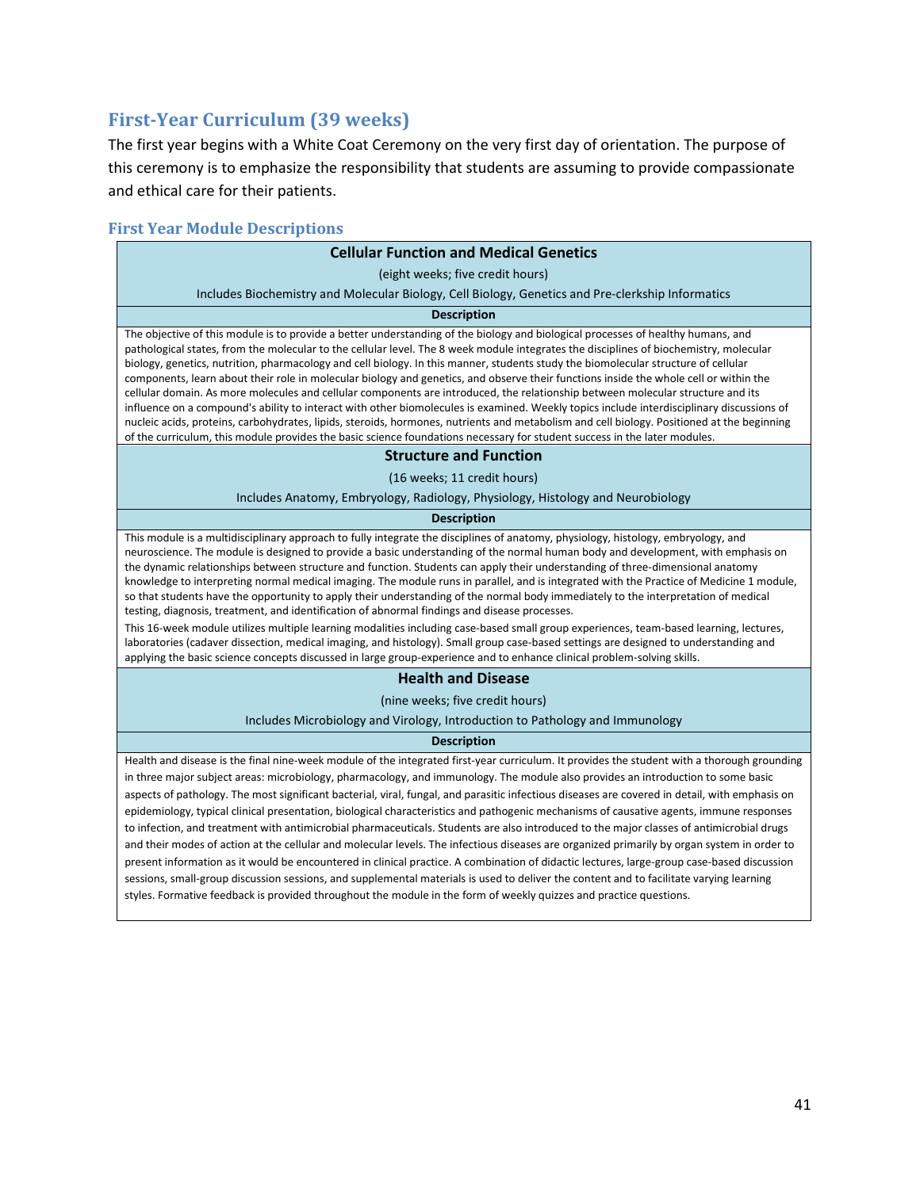## First-Year Curriculum (39 weeks)

The first year begins with a White Coat Ceremony on the very first day of orientation. The purpose of this ceremony is to emphasize the responsibility that students are assuming to provide compassionate and ethical care for their patients.

### First Year Module Descriptions

**Cellular Function and Medical Genetics**

(eight weeks; five credit hours)

Includes Biochemistry and Molecular Biology, Cell Biology, Genetics and Pre-clerkship Informatics

**Description**

The objective of this module is to provide a better understanding of the biology and biological processes of healthy humans, and pathological states, from the molecular to the cellular level. The 8 week module integrates the disciplines of biochemistry, molecular biology, genetics, nutrition, pharmacology and cell biology. In this manner, students study the biomolecular structure of cellular components, learn about their role in molecular biology and genetics, and observe their functions inside the whole cell or within the cellular domain. As more molecules and cellular components are introduced, the relationship between molecular structure and its influence on a compound's ability to interact with other biomolecules is examined. Weekly topics include interdisciplinary discussions of nucleic acids, proteins, carbohydrates, lipids, steroids, hormones, nutrients and metabolism and cell biology. Positioned at the beginning of the curriculum, this module provides the basic science foundations necessary for student success in the later modules.

**Structure and Function**

(16 weeks; 11 credit hours)

Includes Anatomy, Embryology, Radiology, Physiology, Histology and Neurobiology

**Description**

This module is a multidisciplinary approach to fully integrate the disciplines of anatomy, physiology, histology, embryology, and neuroscience. The module is designed to provide a basic understanding of the normal human body and development, with emphasis on the dynamic relationships between structure and function. Students can apply their understanding of three-dimensional anatomy knowledge to interpreting normal medical imaging. The module runs in parallel, and is integrated with the Practice of Medicine 1 module, so that students have the opportunity to apply their understanding of the normal body immediately to the interpretation of medical testing, diagnosis, treatment, and identification of abnormal findings and disease processes.

This 16-week module utilizes multiple learning modalities including case-based small group experiences, team-based learning, lectures, laboratories (cadaver dissection, medical imaging, and histology). Small group case-based settings are designed to understanding and applying the basic science concepts discussed in large group-experience and to enhance clinical problem-solving skills.

**Health and Disease**

(nine weeks; five credit hours)

Includes Microbiology and Virology, Introduction to Pathology and Immunology

**Description**

Health and disease is the final nine-week module of the integrated first-year curriculum. It provides the student with a thorough grounding in three major subject areas: microbiology, pharmacology, and immunology. The module also provides an introduction to some basic aspects of pathology. The most significant bacterial, viral, fungal, and parasitic infectious diseases are covered in detail, with emphasis on epidemiology, typical clinical presentation, biological characteristics and pathogenic mechanisms of causative agents, immune responses to infection, and treatment with antimicrobial pharmaceuticals. Students are also introduced to the major classes of antimicrobial drugs and their modes of action at the cellular and molecular levels. The infectious diseases are organized primarily by organ system in order to present information as it would be encountered in clinical practice. A combination of didactic lectures, large-group case-based discussion sessions, small-group discussion sessions, and supplemental materials is used to deliver the content and to facilitate varying learning styles. Formative feedback is provided throughout the module in the form of weekly quizzes and practice questions.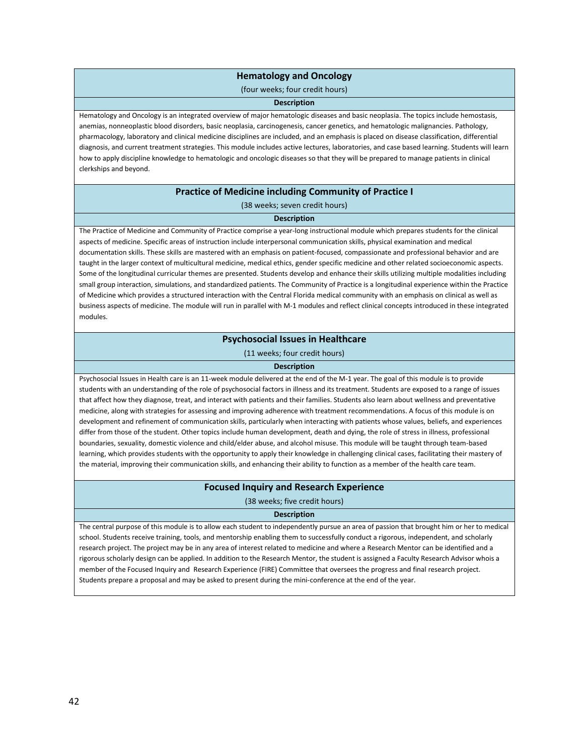## Hematology and Oncology

(four weeks; four credit hours)

**Description**

Hematology and Oncology is an integrated overview of major hematologic diseases and basic neoplasia. The topics include hemostasis, anemias, nonneoplastic blood disorders, basic neoplasia, carcinogenesis, cancer genetics, and hematologic malignancies. Pathology, pharmacology, laboratory and clinical medicine disciplines are included, and an emphasis is placed on disease classification, differential diagnosis, and current treatment strategies. This module includes active lectures, laboratories, and case based learning. Students will learn how to apply discipline knowledge to hematologic and oncologic diseases so that they will be prepared to manage patients in clinical clerkships and beyond.

## Practice of Medicine including Community of Practice I

(38 weeks; seven credit hours)

**Description**

The Practice of Medicine and Community of Practice comprise a year-long instructional module which prepares students for the clinical aspects of medicine. Specific areas of instruction include interpersonal communication skills, physical examination and medical documentation skills. These skills are mastered with an emphasis on patient-focused, compassionate and professional behavior and are taught in the larger context of multicultural medicine, medical ethics, gender specific medicine and other related socioeconomic aspects. Some of the longitudinal curricular themes are presented. Students develop and enhance their skills utilizing multiple modalities including small group interaction, simulations, and standardized patients. The Community of Practice is a longitudinal experience within the Practice of Medicine which provides a structured interaction with the Central Florida medical community with an emphasis on clinical as well as business aspects of medicine. The module will run in parallel with M-1 modules and reflect clinical concepts introduced in these integrated modules.

## Psychosocial Issues in Healthcare

(11 weeks; four credit hours)

**Description**

Psychosocial Issues in Health care is an 11-week module delivered at the end of the M-1 year. The goal of this module is to provide students with an understanding of the role of psychosocial factors in illness and its treatment. Students are exposed to a range of issues that affect how they diagnose, treat, and interact with patients and their families. Students also learn about wellness and preventative medicine, along with strategies for assessing and improving adherence with treatment recommendations. A focus of this module is on development and refinement of communication skills, particularly when interacting with patients whose values, beliefs, and experiences differ from those of the student. Other topics include human development, death and dying, the role of stress in illness, professional boundaries, sexuality, domestic violence and child/elder abuse, and alcohol misuse. This module will be taught through team-based learning, which provides students with the opportunity to apply their knowledge in challenging clinical cases, facilitating their mastery of the material, improving their communication skills, and enhancing their ability to function as a member of the health care team.

## Focused Inquiry and Research Experience

(38 weeks; five credit hours)

**Description**

The central purpose of this module is to allow each student to independently pursue an area of passion that brought him or her to medical school. Students receive training, tools, and mentorship enabling them to successfully conduct a rigorous, independent, and scholarly research project. The project may be in any area of interest related to medicine and where a Research Mentor can be identified and a rigorous scholarly design can be applied. In addition to the Research Mentor, the student is assigned a Faculty Research Advisor whois a member of the Focused Inquiry and Research Experience (FIRE) Committee that oversees the progress and final research project. Students prepare a proposal and may be asked to present during the mini-conference at the end of the year.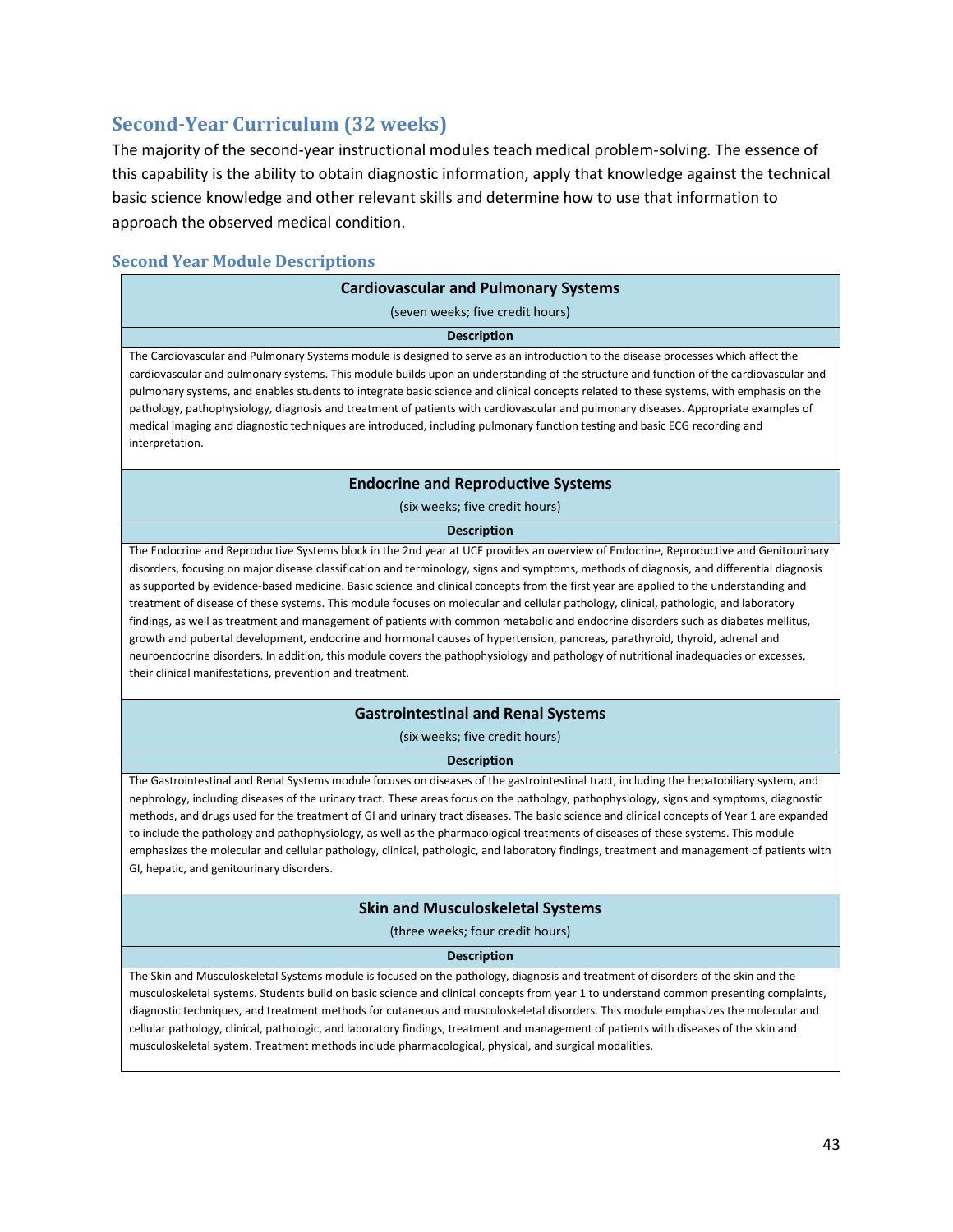## Second-Year Curriculum (32 weeks)

The majority of the second-year instructional modules teach medical problem-solving. The essence of this capability is the ability to obtain diagnostic information, apply that knowledge against the technical basic science knowledge and other relevant skills and determine how to use that information to approach the observed medical condition.

### Second Year Module Descriptions

| **Cardiovascular and Pulmonary Systems**<br>(seven weeks; five credit hours) |
|---|
| **Description** |
| The Cardiovascular and Pulmonary Systems module is designed to serve as an introduction to the disease processes which affect the cardiovascular and pulmonary systems. This module builds upon an understanding of the structure and function of the cardiovascular and pulmonary systems, and enables students to integrate basic science and clinical concepts related to these systems, with emphasis on the pathology, pathophysiology, diagnosis and treatment of patients with cardiovascular and pulmonary diseases. Appropriate examples of medical imaging and diagnostic techniques are introduced, including pulmonary function testing and basic ECG recording and interpretation. |
| **Endocrine and Reproductive Systems**<br>(six weeks; five credit hours) |
| **Description** |
| The Endocrine and Reproductive Systems block in the 2nd year at UCF provides an overview of Endocrine, Reproductive and Genitourinary disorders, focusing on major disease classification and terminology, signs and symptoms, methods of diagnosis, and differential diagnosis as supported by evidence-based medicine. Basic science and clinical concepts from the first year are applied to the understanding and treatment of disease of these systems. This module focuses on molecular and cellular pathology, clinical, pathologic, and laboratory findings, as well as treatment and management of patients with common metabolic and endocrine disorders such as diabetes mellitus, growth and pubertal development, endocrine and hormonal causes of hypertension, pancreas, parathyroid, thyroid, adrenal and neuroendocrine disorders. In addition, this module covers the pathophysiology and pathology of nutritional inadequacies or excesses, their clinical manifestations, prevention and treatment. |
| **Gastrointestinal and Renal Systems**<br>(six weeks; five credit hours) |
| **Description** |
| The Gastrointestinal and Renal Systems module focuses on diseases of the gastrointestinal tract, including the hepatobiliary system, and nephrology, including diseases of the urinary tract. These areas focus on the pathology, pathophysiology, signs and symptoms, diagnostic methods, and drugs used for the treatment of GI and urinary tract diseases. The basic science and clinical concepts of Year 1 are expanded to include the pathology and pathophysiology, as well as the pharmacological treatments of diseases of these systems. This module emphasizes the molecular and cellular pathology, clinical, pathologic, and laboratory findings, treatment and management of patients with GI, hepatic, and genitourinary disorders. |
| **Skin and Musculoskeletal Systems**<br>(three weeks; four credit hours) |
| **Description** |
| The Skin and Musculoskeletal Systems module is focused on the pathology, diagnosis and treatment of disorders of the skin and the musculoskeletal systems. Students build on basic science and clinical concepts from year 1 to understand common presenting complaints, diagnostic techniques, and treatment methods for cutaneous and musculoskeletal disorders. This module emphasizes the molecular and cellular pathology, clinical, pathologic, and laboratory findings, treatment and management of patients with diseases of the skin and musculoskeletal system. Treatment methods include pharmacological, physical, and surgical modalities. |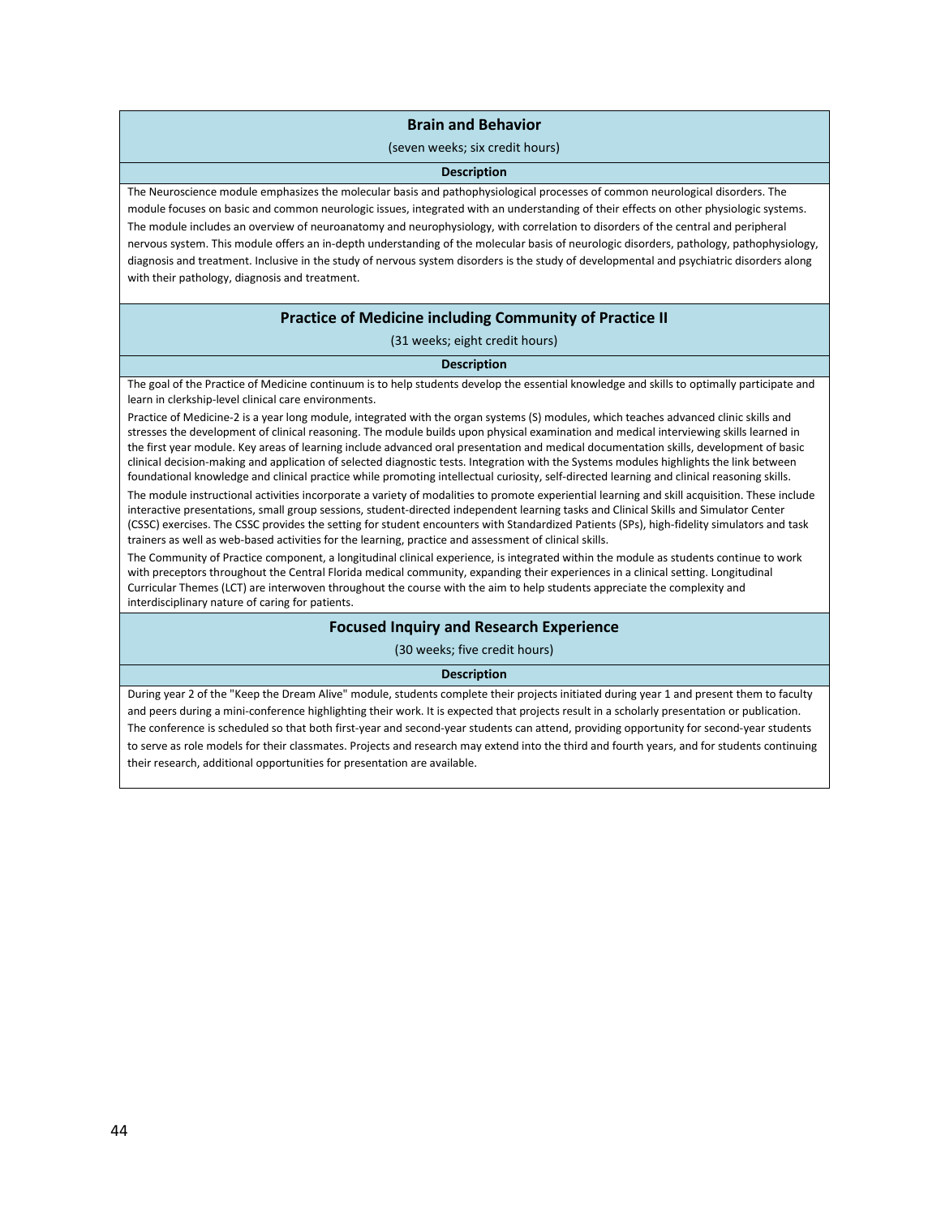## Brain and Behavior

(seven weeks; six credit hours)

**Description**

The Neuroscience module emphasizes the molecular basis and pathophysiological processes of common neurological disorders. The module focuses on basic and common neurologic issues, integrated with an understanding of their effects on other physiologic systems. The module includes an overview of neuroanatomy and neurophysiology, with correlation to disorders of the central and peripheral nervous system. This module offers an in-depth understanding of the molecular basis of neurologic disorders, pathology, pathophysiology, diagnosis and treatment. Inclusive in the study of nervous system disorders is the study of developmental and psychiatric disorders along with their pathology, diagnosis and treatment.

## Practice of Medicine including Community of Practice II

(31 weeks; eight credit hours)

**Description**

The goal of the Practice of Medicine continuum is to help students develop the essential knowledge and skills to optimally participate and learn in clerkship-level clinical care environments.

Practice of Medicine-2 is a year long module, integrated with the organ systems (S) modules, which teaches advanced clinic skills and stresses the development of clinical reasoning. The module builds upon physical examination and medical interviewing skills learned in the first year module. Key areas of learning include advanced oral presentation and medical documentation skills, development of basic clinical decision-making and application of selected diagnostic tests. Integration with the Systems modules highlights the link between foundational knowledge and clinical practice while promoting intellectual curiosity, self-directed learning and clinical reasoning skills.

The module instructional activities incorporate a variety of modalities to promote experiential learning and skill acquisition. These include interactive presentations, small group sessions, student-directed independent learning tasks and Clinical Skills and Simulator Center (CSSC) exercises. The CSSC provides the setting for student encounters with Standardized Patients (SPs), high-fidelity simulators and task trainers as well as web-based activities for the learning, practice and assessment of clinical skills.

The Community of Practice component, a longitudinal clinical experience, is integrated within the module as students continue to work with preceptors throughout the Central Florida medical community, expanding their experiences in a clinical setting. Longitudinal Curricular Themes (LCT) are interwoven throughout the course with the aim to help students appreciate the complexity and interdisciplinary nature of caring for patients.

## Focused Inquiry and Research Experience

(30 weeks; five credit hours)

**Description**

During year 2 of the "Keep the Dream Alive" module, students complete their projects initiated during year 1 and present them to faculty and peers during a mini-conference highlighting their work. It is expected that projects result in a scholarly presentation or publication. The conference is scheduled so that both first-year and second-year students can attend, providing opportunity for second-year students to serve as role models for their classmates. Projects and research may extend into the third and fourth years, and for students continuing their research, additional opportunities for presentation are available.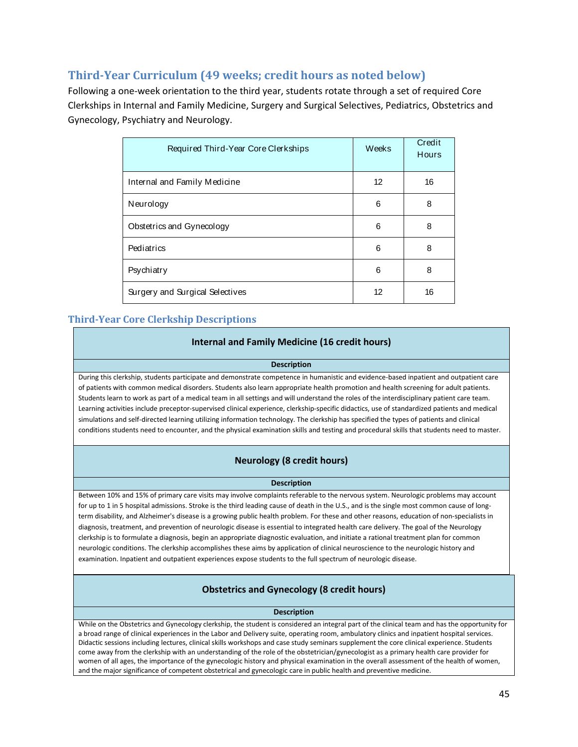## Third-Year Curriculum (49 weeks; credit hours as noted below)

Following a one-week orientation to the third year, students rotate through a set of required Core Clerkships in Internal and Family Medicine, Surgery and Surgical Selectives, Pediatrics, Obstetrics and Gynecology, Psychiatry and Neurology.

| Required Third-Year Core Clerkships | Weeks | Credit Hours |
|---|---|---|
| Internal and Family Medicine | 12 | 16 |
| Neurology | 6 | 8 |
| Obstetrics and Gynecology | 6 | 8 |
| Pediatrics | 6 | 8 |
| Psychiatry | 6 | 8 |
| Surgery and Surgical Selectives | 12 | 16 |

### Third-Year Core Clerkship Descriptions

#### Internal and Family Medicine (16 credit hours)

**Description**

During this clerkship, students participate and demonstrate competence in humanistic and evidence-based inpatient and outpatient care of patients with common medical disorders. Students also learn appropriate health promotion and health screening for adult patients. Students learn to work as part of a medical team in all settings and will understand the roles of the interdisciplinary patient care team. Learning activities include preceptor-supervised clinical experience, clerkship-specific didactics, use of standardized patients and medical simulations and self-directed learning utilizing information technology. The clerkship has specified the types of patients and clinical conditions students need to encounter, and the physical examination skills and testing and procedural skills that students need to master.

#### Neurology (8 credit hours)

**Description**

Between 10% and 15% of primary care visits may involve complaints referable to the nervous system. Neurologic problems may account for up to 1 in 5 hospital admissions. Stroke is the third leading cause of death in the U.S., and is the single most common cause of long-term disability, and Alzheimer's disease is a growing public health problem. For these and other reasons, education of non-specialists in diagnosis, treatment, and prevention of neurologic disease is essential to integrated health care delivery. The goal of the Neurology clerkship is to formulate a diagnosis, begin an appropriate diagnostic evaluation, and initiate a rational treatment plan for common neurologic conditions. The clerkship accomplishes these aims by application of clinical neuroscience to the neurologic history and examination. Inpatient and outpatient experiences expose students to the full spectrum of neurologic disease.

#### Obstetrics and Gynecology (8 credit hours)

**Description**

While on the Obstetrics and Gynecology clerkship, the student is considered an integral part of the clinical team and has the opportunity for a broad range of clinical experiences in the Labor and Delivery suite, operating room, ambulatory clinics and inpatient hospital services. Didactic sessions including lectures, clinical skills workshops and case study seminars supplement the core clinical experience. Students come away from the clerkship with an understanding of the role of the obstetrician/gynecologist as a primary health care provider for women of all ages, the importance of the gynecologic history and physical examination in the overall assessment of the health of women, and the major significance of competent obstetrical and gynecologic care in public health and preventive medicine.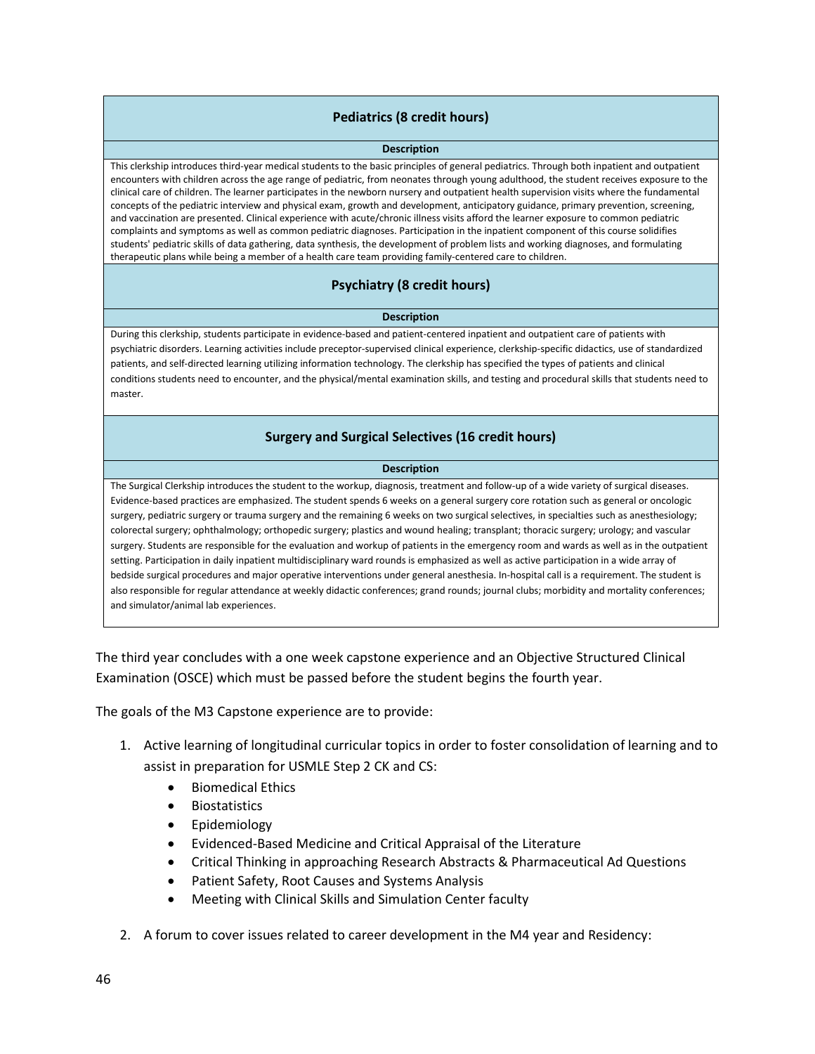| Pediatrics (8 credit hours) |
|---|
| **Description** |
| This clerkship introduces third-year medical students to the basic principles of general pediatrics. Through both inpatient and outpatient encounters with children across the age range of pediatric, from neonates through young adulthood, the student receives exposure to the clinical care of children. The learner participates in the newborn nursery and outpatient health supervision visits where the fundamental concepts of the pediatric interview and physical exam, growth and development, anticipatory guidance, primary prevention, screening, and vaccination are presented. Clinical experience with acute/chronic illness visits afford the learner exposure to common pediatric complaints and symptoms as well as common pediatric diagnoses. Participation in the inpatient component of this course solidifies students' pediatric skills of data gathering, data synthesis, the development of problem lists and working diagnoses, and formulating therapeutic plans while being a member of a health care team providing family-centered care to children. |

| Psychiatry (8 credit hours) |
|---|
| **Description** |
| During this clerkship, students participate in evidence-based and patient-centered inpatient and outpatient care of patients with psychiatric disorders. Learning activities include preceptor-supervised clinical experience, clerkship-specific didactics, use of standardized patients, and self-directed learning utilizing information technology. The clerkship has specified the types of patients and clinical conditions students need to encounter, and the physical/mental examination skills, and testing and procedural skills that students need to master. |

| Surgery and Surgical Selectives (16 credit hours) |
|---|
| **Description** |
| The Surgical Clerkship introduces the student to the workup, diagnosis, treatment and follow-up of a wide variety of surgical diseases. Evidence-based practices are emphasized. The student spends 6 weeks on a general surgery core rotation such as general or oncologic surgery, pediatric surgery or trauma surgery and the remaining 6 weeks on two surgical selectives, in specialties such as anesthesiology; colorectal surgery; ophthalmology; orthopedic surgery; plastics and wound healing; transplant; thoracic surgery; urology; and vascular surgery. Students are responsible for the evaluation and workup of patients in the emergency room and wards as well as in the outpatient setting. Participation in daily inpatient multidisciplinary ward rounds is emphasized as well as active participation in a wide array of bedside surgical procedures and major operative interventions under general anesthesia. In-hospital call is a requirement. The student is also responsible for regular attendance at weekly didactic conferences; grand rounds; journal clubs; morbidity and mortality conferences; and simulator/animal lab experiences. |

The third year concludes with a one week capstone experience and an Objective Structured Clinical Examination (OSCE) which must be passed before the student begins the fourth year.

The goals of the M3 Capstone experience are to provide:

1. Active learning of longitudinal curricular topics in order to foster consolidation of learning and to assist in preparation for USMLE Step 2 CK and CS:
   - Biomedical Ethics
   - Biostatistics
   - Epidemiology
   - Evidenced-Based Medicine and Critical Appraisal of the Literature
   - Critical Thinking in approaching Research Abstracts & Pharmaceutical Ad Questions
   - Patient Safety, Root Causes and Systems Analysis
   - Meeting with Clinical Skills and Simulation Center faculty
2. A forum to cover issues related to career development in the M4 year and Residency: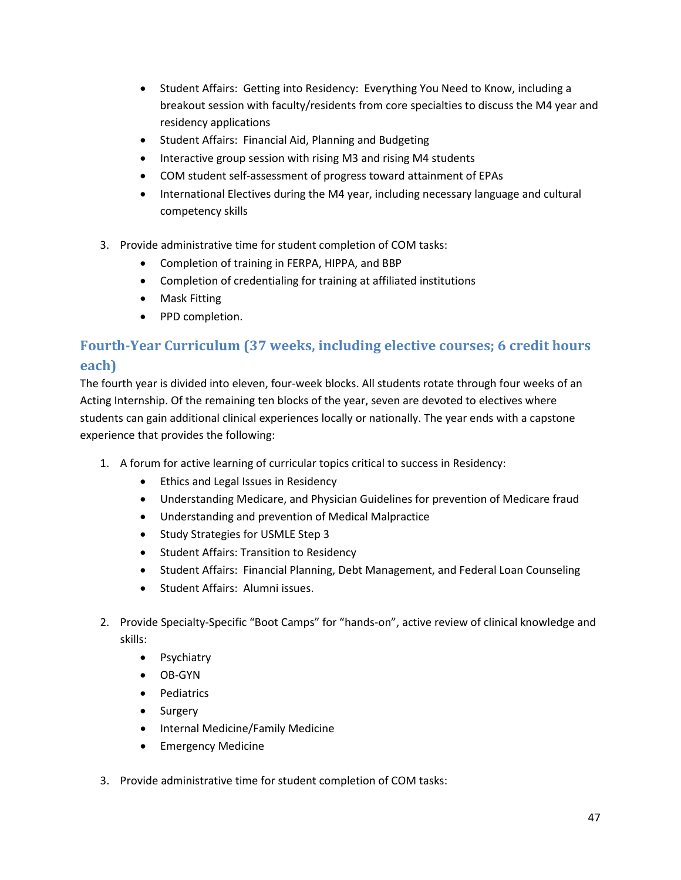- Student Affairs:  Getting into Residency:  Everything You Need to Know, including a breakout session with faculty/residents from core specialties to discuss the M4 year and residency applications
- Student Affairs:  Financial Aid, Planning and Budgeting
- Interactive group session with rising M3 and rising M4 students
- COM student self-assessment of progress toward attainment of EPAs
- International Electives during the M4 year, including necessary language and cultural competency skills

3. Provide administrative time for student completion of COM tasks:
    - Completion of training in FERPA, HIPPA, and BBP
    - Completion of credentialing for training at affiliated institutions
    - Mask Fitting
    - PPD completion.

## Fourth-Year Curriculum (37 weeks, including elective courses; 6 credit hours each)

The fourth year is divided into eleven, four-week blocks. All students rotate through four weeks of an Acting Internship. Of the remaining ten blocks of the year, seven are devoted to electives where students can gain additional clinical experiences locally or nationally. The year ends with a capstone experience that provides the following:

1. A forum for active learning of curricular topics critical to success in Residency:
    - Ethics and Legal Issues in Residency
    - Understanding Medicare, and Physician Guidelines for prevention of Medicare fraud
    - Understanding and prevention of Medical Malpractice
    - Study Strategies for USMLE Step 3
    - Student Affairs: Transition to Residency
    - Student Affairs:  Financial Planning, Debt Management, and Federal Loan Counseling
    - Student Affairs:  Alumni issues.

2. Provide Specialty-Specific "Boot Camps" for "hands-on", active review of clinical knowledge and skills:
    - Psychiatry
    - OB-GYN
    - Pediatrics
    - Surgery
    - Internal Medicine/Family Medicine
    - Emergency Medicine

3. Provide administrative time for student completion of COM tasks: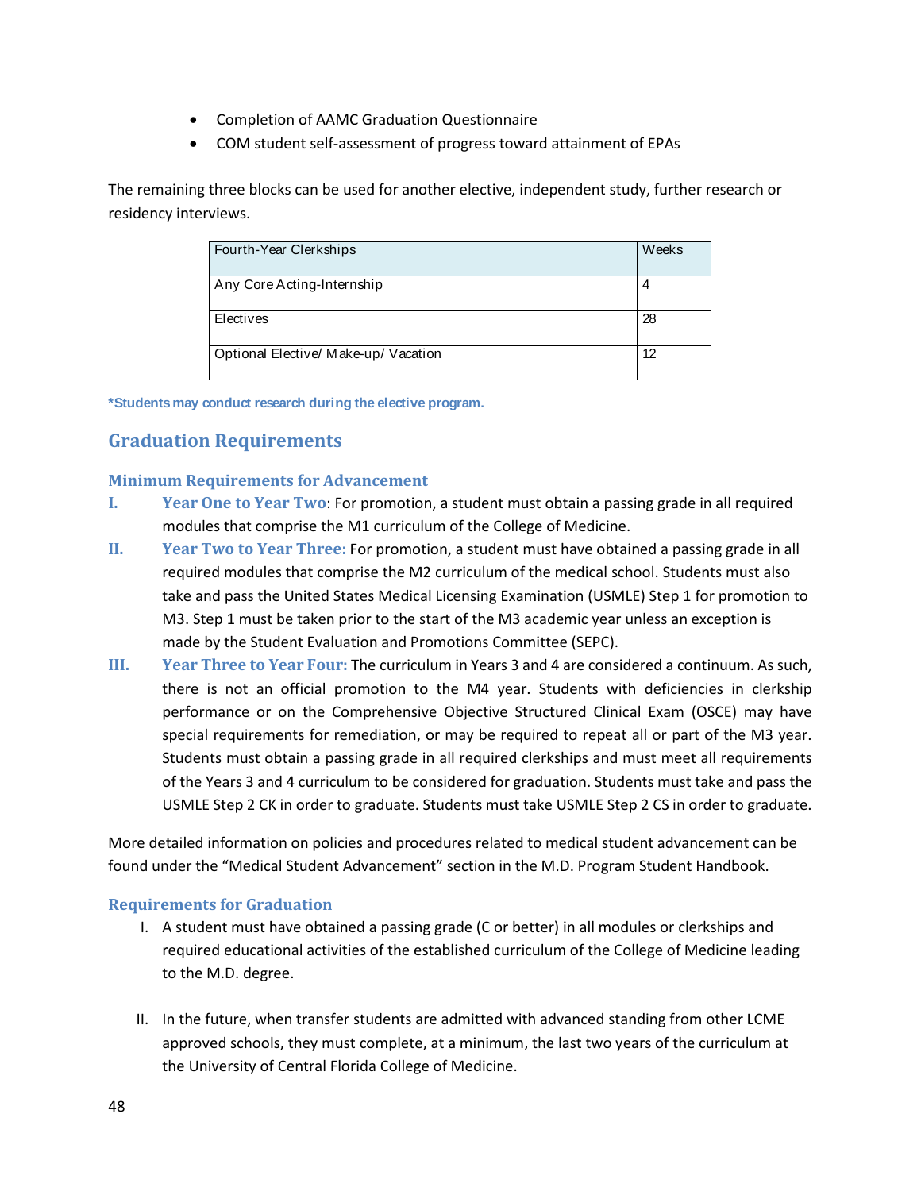- Completion of AAMC Graduation Questionnaire
- COM student self-assessment of progress toward attainment of EPAs

The remaining three blocks can be used for another elective, independent study, further research or residency interviews.

| Fourth-Year Clerkships | Weeks |
|---|---|
| Any Core Acting-Internship | 4 |
| Electives | 28 |
| Optional Elective/ Make-up/ Vacation | 12 |

**\*Students may conduct research during the elective program.**

## Graduation Requirements

### Minimum Requirements for Advancement

I. **Year One to Year Two**: For promotion, a student must obtain a passing grade in all required modules that comprise the M1 curriculum of the College of Medicine.

II. **Year Two to Year Three:** For promotion, a student must have obtained a passing grade in all required modules that comprise the M2 curriculum of the medical school. Students must also take and pass the United States Medical Licensing Examination (USMLE) Step 1 for promotion to M3. Step 1 must be taken prior to the start of the M3 academic year unless an exception is made by the Student Evaluation and Promotions Committee (SEPC).

III. **Year Three to Year Four:** The curriculum in Years 3 and 4 are considered a continuum. As such, there is not an official promotion to the M4 year. Students with deficiencies in clerkship performance or on the Comprehensive Objective Structured Clinical Exam (OSCE) may have special requirements for remediation, or may be required to repeat all or part of the M3 year. Students must obtain a passing grade in all required clerkships and must meet all requirements of the Years 3 and 4 curriculum to be considered for graduation. Students must take and pass the USMLE Step 2 CK in order to graduate. Students must take USMLE Step 2 CS in order to graduate.

More detailed information on policies and procedures related to medical student advancement can be found under the "Medical Student Advancement" section in the M.D. Program Student Handbook.

### Requirements for Graduation

I. A student must have obtained a passing grade (C or better) in all modules or clerkships and required educational activities of the established curriculum of the College of Medicine leading to the M.D. degree.

II. In the future, when transfer students are admitted with advanced standing from other LCME approved schools, they must complete, at a minimum, the last two years of the curriculum at the University of Central Florida College of Medicine.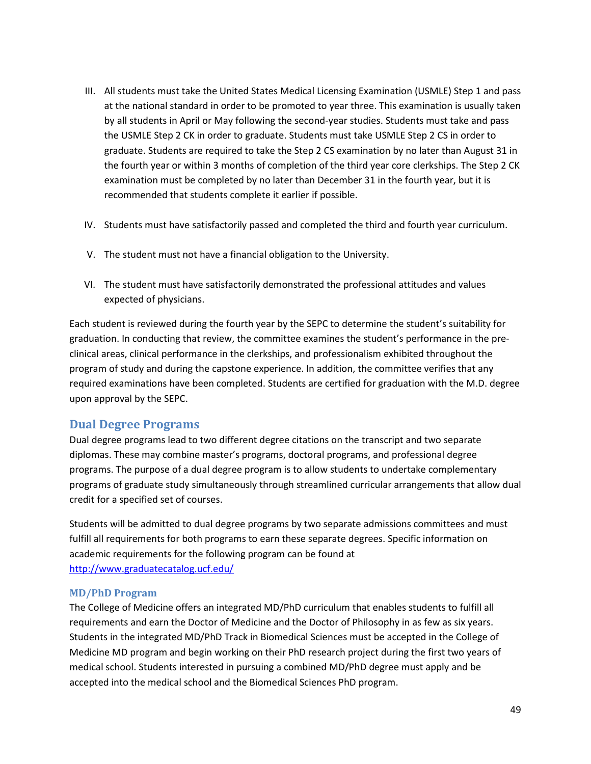III. All students must take the United States Medical Licensing Examination (USMLE) Step 1 and pass at the national standard in order to be promoted to year three. This examination is usually taken by all students in April or May following the second-year studies. Students must take and pass the USMLE Step 2 CK in order to graduate. Students must take USMLE Step 2 CS in order to graduate. Students are required to take the Step 2 CS examination by no later than August 31 in the fourth year or within 3 months of completion of the third year core clerkships. The Step 2 CK examination must be completed by no later than December 31 in the fourth year, but it is recommended that students complete it earlier if possible.

IV. Students must have satisfactorily passed and completed the third and fourth year curriculum.

V. The student must not have a financial obligation to the University.

VI. The student must have satisfactorily demonstrated the professional attitudes and values expected of physicians.

Each student is reviewed during the fourth year by the SEPC to determine the student's suitability for graduation. In conducting that review, the committee examines the student's performance in the pre-clinical areas, clinical performance in the clerkships, and professionalism exhibited throughout the program of study and during the capstone experience. In addition, the committee verifies that any required examinations have been completed. Students are certified for graduation with the M.D. degree upon approval by the SEPC.

## Dual Degree Programs

Dual degree programs lead to two different degree citations on the transcript and two separate diplomas. These may combine master's programs, doctoral programs, and professional degree programs. The purpose of a dual degree program is to allow students to undertake complementary programs of graduate study simultaneously through streamlined curricular arrangements that allow dual credit for a specified set of courses.

Students will be admitted to dual degree programs by two separate admissions committees and must fulfill all requirements for both programs to earn these separate degrees. Specific information on academic requirements for the following program can be found at http://www.graduatecatalog.ucf.edu/

### MD/PhD Program

The College of Medicine offers an integrated MD/PhD curriculum that enables students to fulfill all requirements and earn the Doctor of Medicine and the Doctor of Philosophy in as few as six years. Students in the integrated MD/PhD Track in Biomedical Sciences must be accepted in the College of Medicine MD program and begin working on their PhD research project during the first two years of medical school. Students interested in pursuing a combined MD/PhD degree must apply and be accepted into the medical school and the Biomedical Sciences PhD program.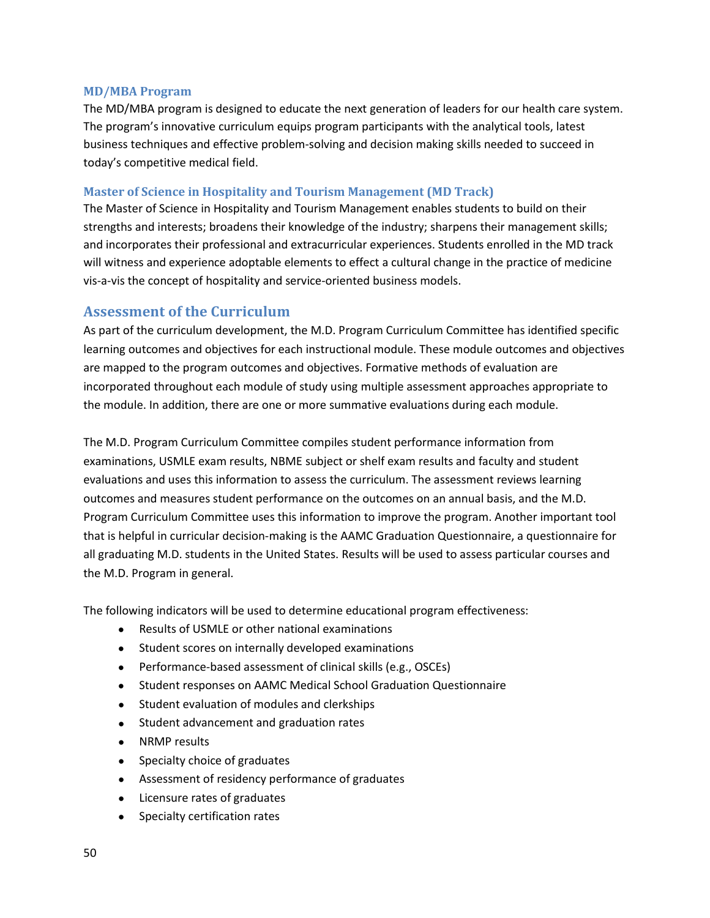### MD/MBA Program

The MD/MBA program is designed to educate the next generation of leaders for our health care system. The program's innovative curriculum equips program participants with the analytical tools, latest business techniques and effective problem-solving and decision making skills needed to succeed in today's competitive medical field.

### Master of Science in Hospitality and Tourism Management (MD Track)

The Master of Science in Hospitality and Tourism Management enables students to build on their strengths and interests; broadens their knowledge of the industry; sharpens their management skills; and incorporates their professional and extracurricular experiences. Students enrolled in the MD track will witness and experience adoptable elements to effect a cultural change in the practice of medicine vis-a-vis the concept of hospitality and service-oriented business models.

## Assessment of the Curriculum

As part of the curriculum development, the M.D. Program Curriculum Committee has identified specific learning outcomes and objectives for each instructional module. These module outcomes and objectives are mapped to the program outcomes and objectives. Formative methods of evaluation are incorporated throughout each module of study using multiple assessment approaches appropriate to the module. In addition, there are one or more summative evaluations during each module.

The M.D. Program Curriculum Committee compiles student performance information from examinations, USMLE exam results, NBME subject or shelf exam results and faculty and student evaluations and uses this information to assess the curriculum. The assessment reviews learning outcomes and measures student performance on the outcomes on an annual basis, and the M.D. Program Curriculum Committee uses this information to improve the program. Another important tool that is helpful in curricular decision-making is the AAMC Graduation Questionnaire, a questionnaire for all graduating M.D. students in the United States. Results will be used to assess particular courses and the M.D. Program in general.

The following indicators will be used to determine educational program effectiveness:

- Results of USMLE or other national examinations
- Student scores on internally developed examinations
- Performance-based assessment of clinical skills (e.g., OSCEs)
- Student responses on AAMC Medical School Graduation Questionnaire
- Student evaluation of modules and clerkships
- Student advancement and graduation rates
- NRMP results
- Specialty choice of graduates
- Assessment of residency performance of graduates
- Licensure rates of graduates
- Specialty certification rates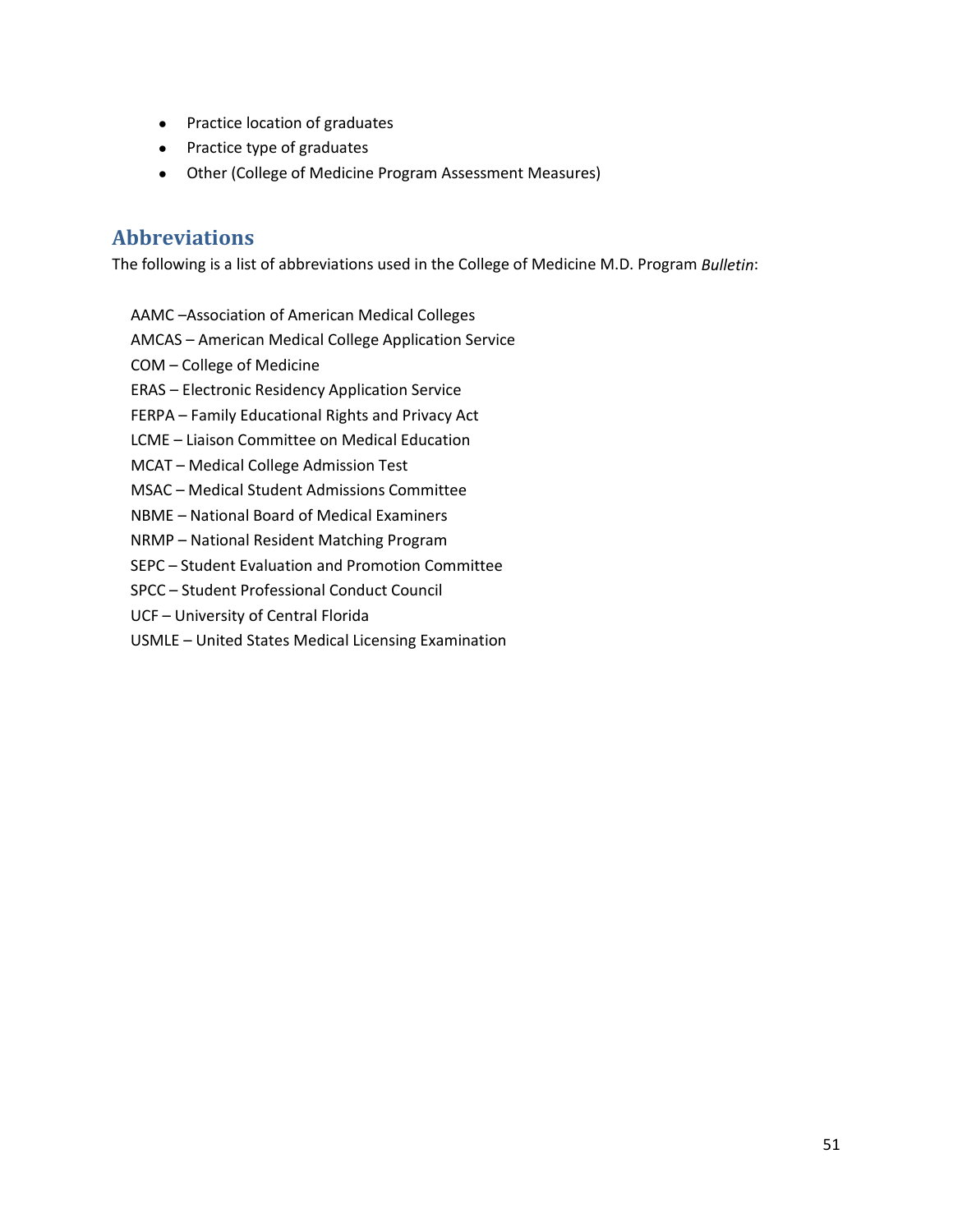- Practice location of graduates
- Practice type of graduates
- Other (College of Medicine Program Assessment Measures)

## Abbreviations

The following is a list of abbreviations used in the College of Medicine M.D. Program *Bulletin*:

AAMC –Association of American Medical Colleges
AMCAS – American Medical College Application Service
COM – College of Medicine
ERAS – Electronic Residency Application Service
FERPA – Family Educational Rights and Privacy Act
LCME – Liaison Committee on Medical Education
MCAT – Medical College Admission Test
MSAC – Medical Student Admissions Committee
NBME – National Board of Medical Examiners
NRMP – National Resident Matching Program
SEPC – Student Evaluation and Promotion Committee
SPCC – Student Professional Conduct Council
UCF – University of Central Florida
USMLE – United States Medical Licensing Examination